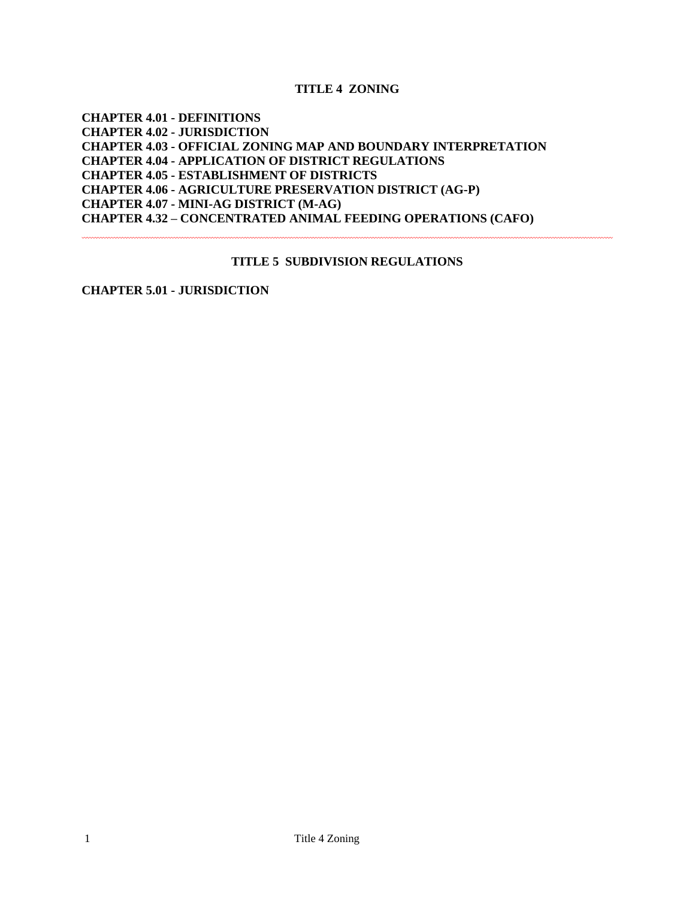# TITLE 4 ZONING

**CHAPTER 4.01 - DEFINITIONS**
**CHAPTER 4.02 - JURISDICTION**
**CHAPTER 4.03 - OFFICIAL ZONING MAP AND BOUNDARY INTERPRETATION**
**CHAPTER 4.04 - APPLICATION OF DISTRICT REGULATIONS**
**CHAPTER 4.05 - ESTABLISHMENT OF DISTRICTS**
**CHAPTER 4.06 - AGRICULTURE PRESERVATION DISTRICT (AG-P)**
**CHAPTER 4.07 - MINI-AG DISTRICT (M-AG)**
**CHAPTER 4.32 – CONCENTRATED ANIMAL FEEDING OPERATIONS (CAFO)**

# TITLE 5 SUBDIVISION REGULATIONS

**CHAPTER 5.01 - JURISDICTION**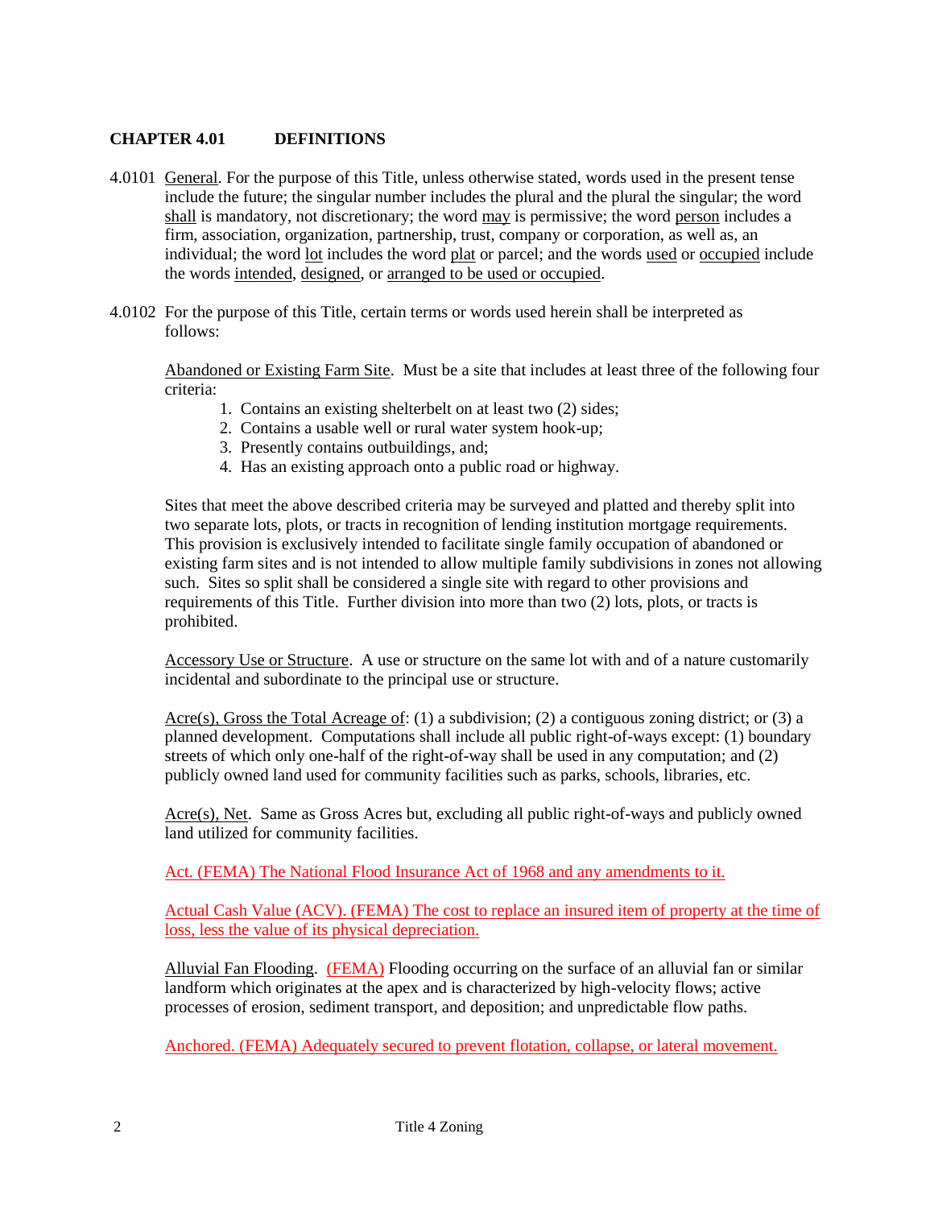## CHAPTER 4.01 DEFINITIONS

4.0101 General. For the purpose of this Title, unless otherwise stated, words used in the present tense include the future; the singular number includes the plural and the plural the singular; the word shall is mandatory, not discretionary; the word may is permissive; the word person includes a firm, association, organization, partnership, trust, company or corporation, as well as, an individual; the word lot includes the word plat or parcel; and the words used or occupied include the words intended, designed, or arranged to be used or occupied.

4.0102 For the purpose of this Title, certain terms or words used herein shall be interpreted as follows:

Abandoned or Existing Farm Site. Must be a site that includes at least three of the following four criteria:

1. Contains an existing shelterbelt on at least two (2) sides;
2. Contains a usable well or rural water system hook-up;
3. Presently contains outbuildings, and;
4. Has an existing approach onto a public road or highway.

Sites that meet the above described criteria may be surveyed and platted and thereby split into two separate lots, plots, or tracts in recognition of lending institution mortgage requirements. This provision is exclusively intended to facilitate single family occupation of abandoned or existing farm sites and is not intended to allow multiple family subdivisions in zones not allowing such. Sites so split shall be considered a single site with regard to other provisions and requirements of this Title. Further division into more than two (2) lots, plots, or tracts is prohibited.

Accessory Use or Structure. A use or structure on the same lot with and of a nature customarily incidental and subordinate to the principal use or structure.

Acre(s), Gross the Total Acreage of: (1) a subdivision; (2) a contiguous zoning district; or (3) a planned development. Computations shall include all public right-of-ways except: (1) boundary streets of which only one-half of the right-of-way shall be used in any computation; and (2) publicly owned land used for community facilities such as parks, schools, libraries, etc.

Acre(s), Net. Same as Gross Acres but, excluding all public right-of-ways and publicly owned land utilized for community facilities.

Act. (FEMA) The National Flood Insurance Act of 1968 and any amendments to it.

Actual Cash Value (ACV). (FEMA) The cost to replace an insured item of property at the time of loss, less the value of its physical depreciation.

Alluvial Fan Flooding. (FEMA) Flooding occurring on the surface of an alluvial fan or similar landform which originates at the apex and is characterized by high-velocity flows; active processes of erosion, sediment transport, and deposition; and unpredictable flow paths.

Anchored. (FEMA) Adequately secured to prevent flotation, collapse, or lateral movement.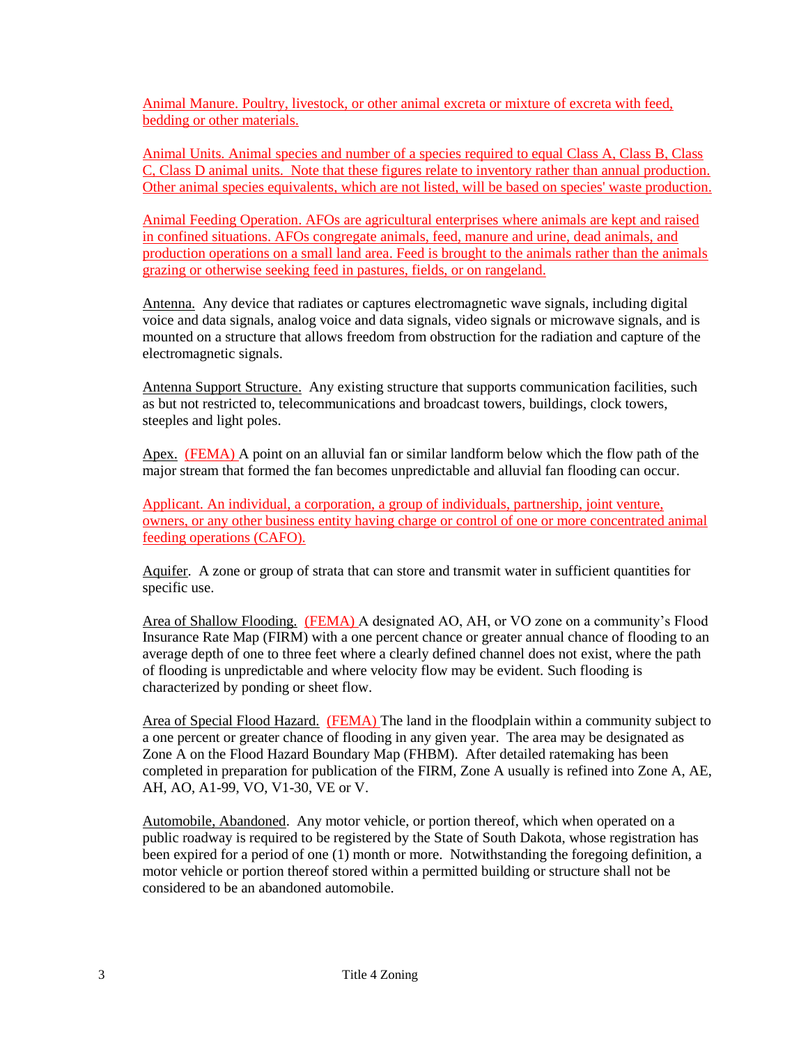Animal Manure. Poultry, livestock, or other animal excreta or mixture of excreta with feed, bedding or other materials.

Animal Units. Animal species and number of a species required to equal Class A, Class B, Class C, Class D animal units. Note that these figures relate to inventory rather than annual production. Other animal species equivalents, which are not listed, will be based on species' waste production.

Animal Feeding Operation. AFOs are agricultural enterprises where animals are kept and raised in confined situations. AFOs congregate animals, feed, manure and urine, dead animals, and production operations on a small land area. Feed is brought to the animals rather than the animals grazing or otherwise seeking feed in pastures, fields, or on rangeland.

Antenna. Any device that radiates or captures electromagnetic wave signals, including digital voice and data signals, analog voice and data signals, video signals or microwave signals, and is mounted on a structure that allows freedom from obstruction for the radiation and capture of the electromagnetic signals.

Antenna Support Structure. Any existing structure that supports communication facilities, such as but not restricted to, telecommunications and broadcast towers, buildings, clock towers, steeples and light poles.

Apex. (FEMA) A point on an alluvial fan or similar landform below which the flow path of the major stream that formed the fan becomes unpredictable and alluvial fan flooding can occur.

Applicant. An individual, a corporation, a group of individuals, partnership, joint venture, owners, or any other business entity having charge or control of one or more concentrated animal feeding operations (CAFO).

Aquifer. A zone or group of strata that can store and transmit water in sufficient quantities for specific use.

Area of Shallow Flooding. (FEMA) A designated AO, AH, or VO zone on a community's Flood Insurance Rate Map (FIRM) with a one percent chance or greater annual chance of flooding to an average depth of one to three feet where a clearly defined channel does not exist, where the path of flooding is unpredictable and where velocity flow may be evident. Such flooding is characterized by ponding or sheet flow.

Area of Special Flood Hazard. (FEMA) The land in the floodplain within a community subject to a one percent or greater chance of flooding in any given year. The area may be designated as Zone A on the Flood Hazard Boundary Map (FHBM). After detailed ratemaking has been completed in preparation for publication of the FIRM, Zone A usually is refined into Zone A, AE, AH, AO, A1-99, VO, V1-30, VE or V.

Automobile, Abandoned. Any motor vehicle, or portion thereof, which when operated on a public roadway is required to be registered by the State of South Dakota, whose registration has been expired for a period of one (1) month or more. Notwithstanding the foregoing definition, a motor vehicle or portion thereof stored within a permitted building or structure shall not be considered to be an abandoned automobile.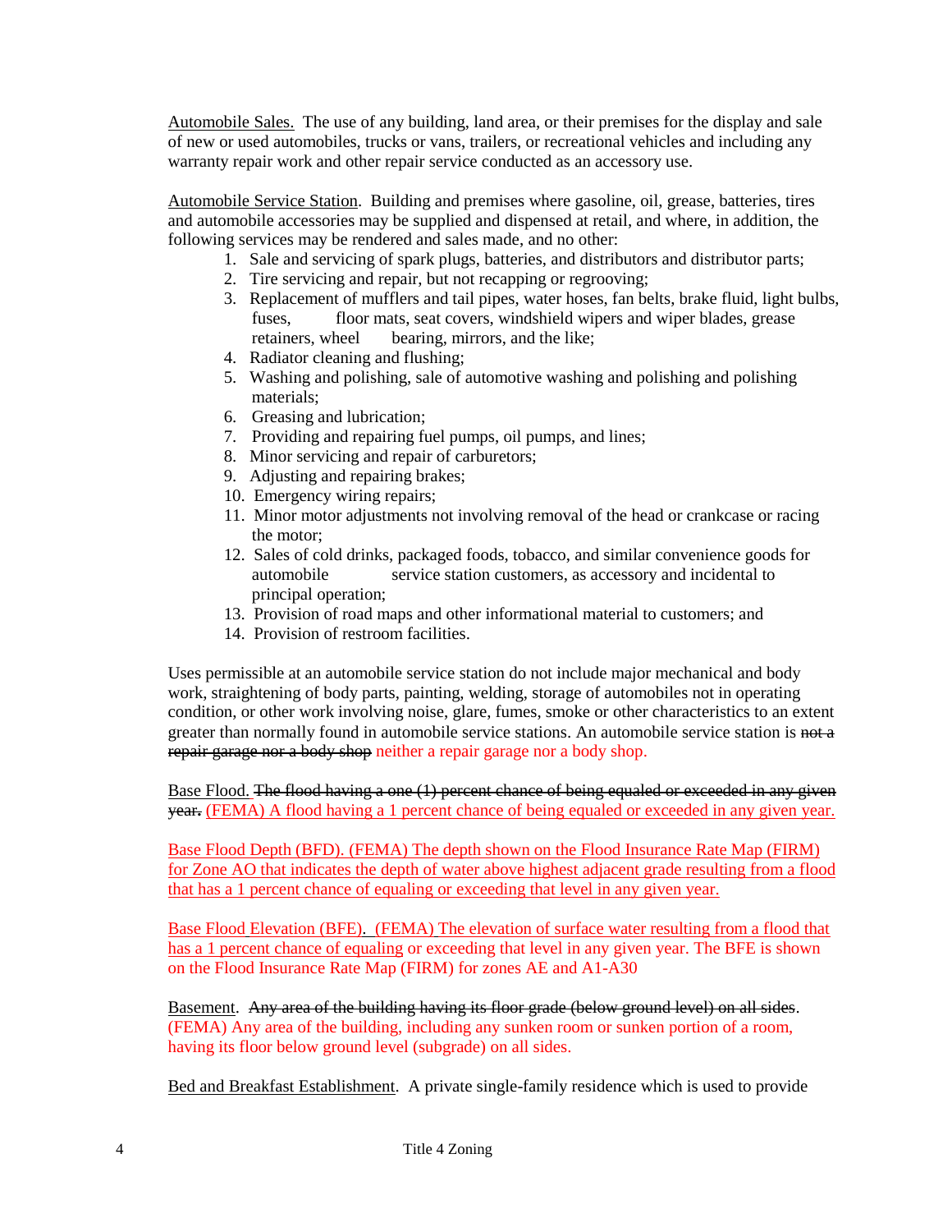Automobile Sales. The use of any building, land area, or their premises for the display and sale of new or used automobiles, trucks or vans, trailers, or recreational vehicles and including any warranty repair work and other repair service conducted as an accessory use.

Automobile Service Station. Building and premises where gasoline, oil, grease, batteries, tires and automobile accessories may be supplied and dispensed at retail, and where, in addition, the following services may be rendered and sales made, and no other:

1. Sale and servicing of spark plugs, batteries, and distributors and distributor parts;
2. Tire servicing and repair, but not recapping or regrooving;
3. Replacement of mufflers and tail pipes, water hoses, fan belts, brake fluid, light bulbs, fuses, floor mats, seat covers, windshield wipers and wiper blades, grease retainers, wheel bearing, mirrors, and the like;
4. Radiator cleaning and flushing;
5. Washing and polishing, sale of automotive washing and polishing and polishing materials;
6. Greasing and lubrication;
7. Providing and repairing fuel pumps, oil pumps, and lines;
8. Minor servicing and repair of carburetors;
9. Adjusting and repairing brakes;
10. Emergency wiring repairs;
11. Minor motor adjustments not involving removal of the head or crankcase or racing the motor;
12. Sales of cold drinks, packaged foods, tobacco, and similar convenience goods for automobile service station customers, as accessory and incidental to principal operation;
13. Provision of road maps and other informational material to customers; and
14. Provision of restroom facilities.

Uses permissible at an automobile service station do not include major mechanical and body work, straightening of body parts, painting, welding, storage of automobiles not in operating condition, or other work involving noise, glare, fumes, smoke or other characteristics to an extent greater than normally found in automobile service stations. An automobile service station is ~~not a repair garage nor a body shop~~ neither a repair garage nor a body shop.

Base Flood. ~~The flood having a one (1) percent chance of being equaled or exceeded in any given year.~~ (FEMA) A flood having a 1 percent chance of being equaled or exceeded in any given year.

Base Flood Depth (BFD). (FEMA) The depth shown on the Flood Insurance Rate Map (FIRM) for Zone AO that indicates the depth of water above highest adjacent grade resulting from a flood that has a 1 percent chance of equaling or exceeding that level in any given year.

Base Flood Elevation (BFE). (FEMA) The elevation of surface water resulting from a flood that has a 1 percent chance of equaling or exceeding that level in any given year. The BFE is shown on the Flood Insurance Rate Map (FIRM) for zones AE and A1-A30

Basement. ~~Any area of the building having its floor grade (below ground level) on all sides~~. (FEMA) Any area of the building, including any sunken room or sunken portion of a room, having its floor below ground level (subgrade) on all sides.

Bed and Breakfast Establishment. A private single-family residence which is used to provide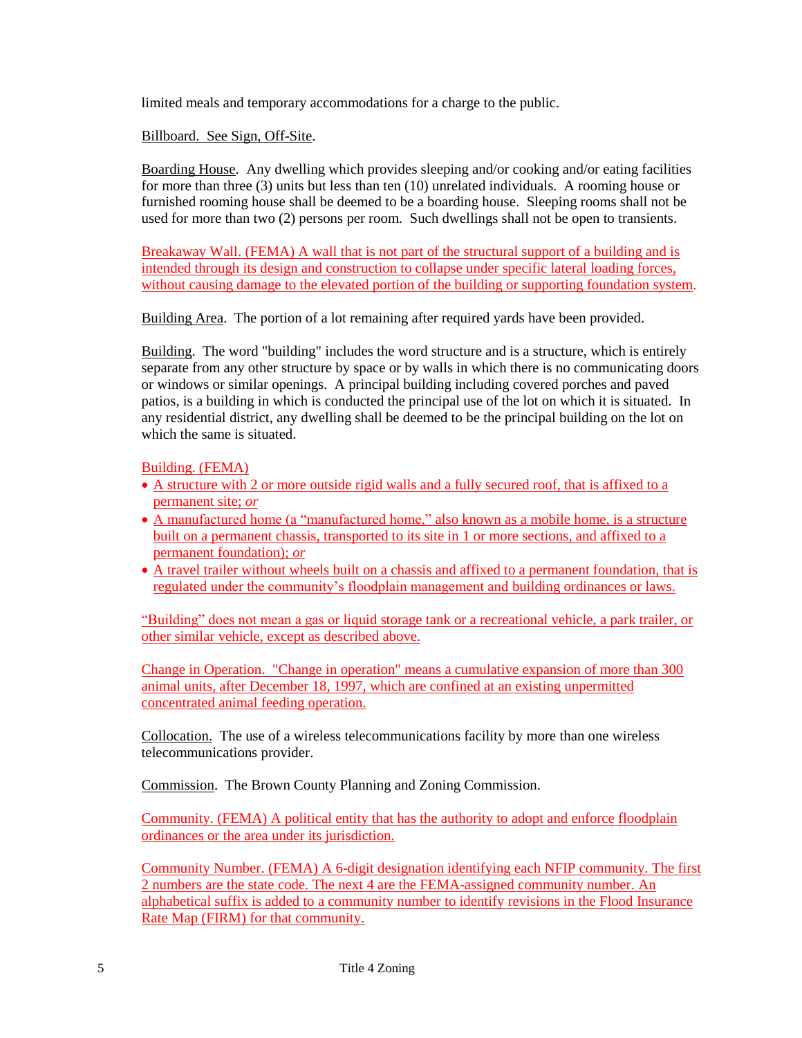limited meals and temporary accommodations for a charge to the public.

Billboard. See Sign, Off-Site.

Boarding House. Any dwelling which provides sleeping and/or cooking and/or eating facilities for more than three (3) units but less than ten (10) unrelated individuals. A rooming house or furnished rooming house shall be deemed to be a boarding house. Sleeping rooms shall not be used for more than two (2) persons per room. Such dwellings shall not be open to transients.

Breakaway Wall. (FEMA) A wall that is not part of the structural support of a building and is intended through its design and construction to collapse under specific lateral loading forces, without causing damage to the elevated portion of the building or supporting foundation system.

Building Area. The portion of a lot remaining after required yards have been provided.

Building. The word "building" includes the word structure and is a structure, which is entirely separate from any other structure by space or by walls in which there is no communicating doors or windows or similar openings. A principal building including covered porches and paved patios, is a building in which is conducted the principal use of the lot on which it is situated. In any residential district, any dwelling shall be deemed to be the principal building on the lot on which the same is situated.

Building. (FEMA)

- A structure with 2 or more outside rigid walls and a fully secured roof, that is affixed to a permanent site; *or*
- A manufactured home (a "manufactured home," also known as a mobile home, is a structure built on a permanent chassis, transported to its site in 1 or more sections, and affixed to a permanent foundation); *or*
- A travel trailer without wheels built on a chassis and affixed to a permanent foundation, that is regulated under the community's floodplain management and building ordinances or laws.

"Building" does not mean a gas or liquid storage tank or a recreational vehicle, a park trailer, or other similar vehicle, except as described above.

Change in Operation. "Change in operation" means a cumulative expansion of more than 300 animal units, after December 18, 1997, which are confined at an existing unpermitted concentrated animal feeding operation.

Collocation. The use of a wireless telecommunications facility by more than one wireless telecommunications provider.

Commission. The Brown County Planning and Zoning Commission.

Community. (FEMA) A political entity that has the authority to adopt and enforce floodplain ordinances or the area under its jurisdiction.

Community Number. (FEMA) A 6-digit designation identifying each NFIP community. The first 2 numbers are the state code. The next 4 are the FEMA-assigned community number. An alphabetical suffix is added to a community number to identify revisions in the Flood Insurance Rate Map (FIRM) for that community.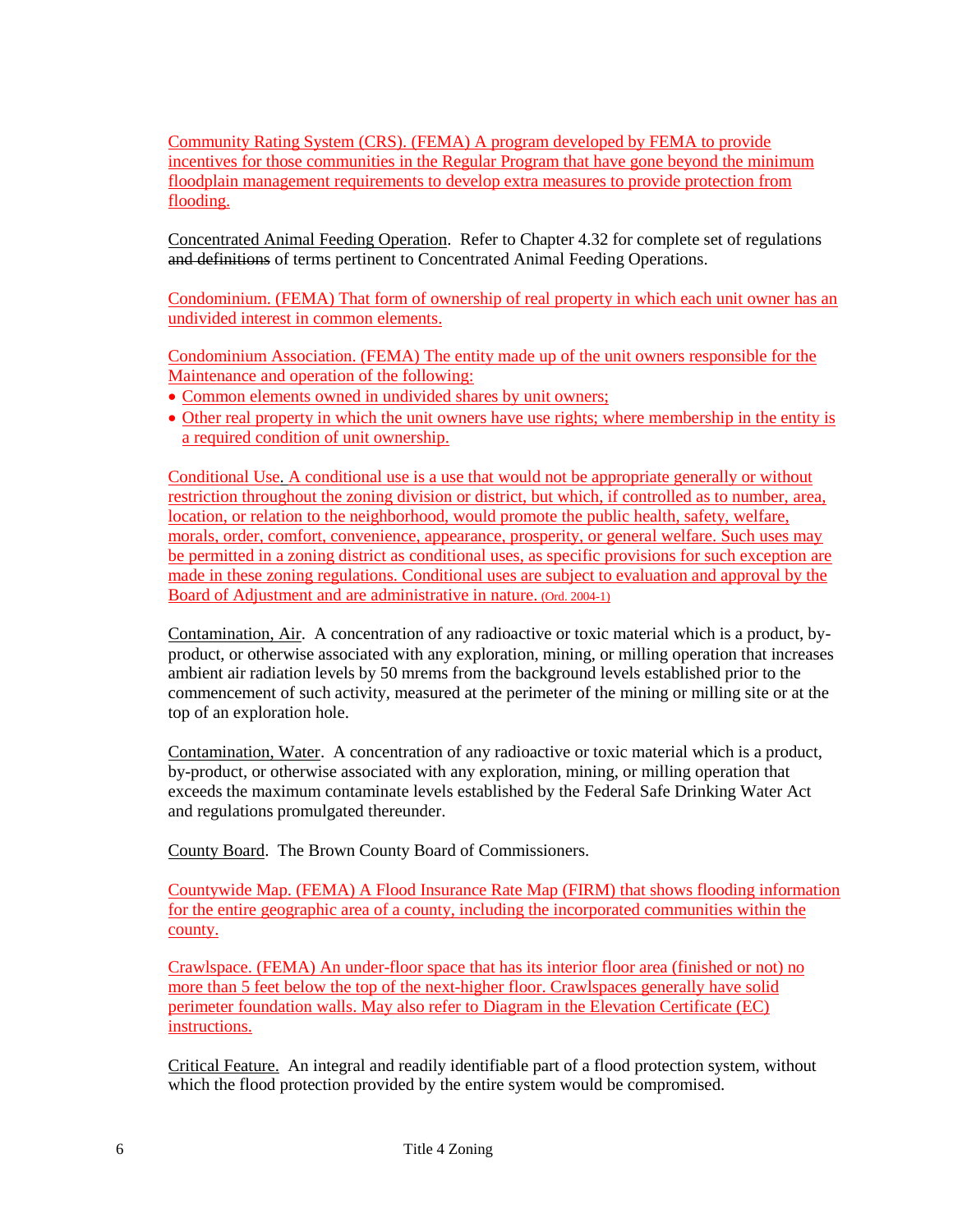Community Rating System (CRS). (FEMA) A program developed by FEMA to provide incentives for those communities in the Regular Program that have gone beyond the minimum floodplain management requirements to develop extra measures to provide protection from flooding.

Concentrated Animal Feeding Operation. Refer to Chapter 4.32 for complete set of regulations ~~and definitions~~ of terms pertinent to Concentrated Animal Feeding Operations.

Condominium. (FEMA) That form of ownership of real property in which each unit owner has an undivided interest in common elements.

Condominium Association. (FEMA) The entity made up of the unit owners responsible for the Maintenance and operation of the following:

- Common elements owned in undivided shares by unit owners;
- Other real property in which the unit owners have use rights; where membership in the entity is a required condition of unit ownership.

Conditional Use. A conditional use is a use that would not be appropriate generally or without restriction throughout the zoning division or district, but which, if controlled as to number, area, location, or relation to the neighborhood, would promote the public health, safety, welfare, morals, order, comfort, convenience, appearance, prosperity, or general welfare. Such uses may be permitted in a zoning district as conditional uses, as specific provisions for such exception are made in these zoning regulations. Conditional uses are subject to evaluation and approval by the Board of Adjustment and are administrative in nature. (Ord. 2004-1)

Contamination, Air. A concentration of any radioactive or toxic material which is a product, by-product, or otherwise associated with any exploration, mining, or milling operation that increases ambient air radiation levels by 50 mrems from the background levels established prior to the commencement of such activity, measured at the perimeter of the mining or milling site or at the top of an exploration hole.

Contamination, Water. A concentration of any radioactive or toxic material which is a product, by-product, or otherwise associated with any exploration, mining, or milling operation that exceeds the maximum contaminate levels established by the Federal Safe Drinking Water Act and regulations promulgated thereunder.

County Board. The Brown County Board of Commissioners.

Countywide Map. (FEMA) A Flood Insurance Rate Map (FIRM) that shows flooding information for the entire geographic area of a county, including the incorporated communities within the county.

Crawlspace. (FEMA) An under-floor space that has its interior floor area (finished or not) no more than 5 feet below the top of the next-higher floor. Crawlspaces generally have solid perimeter foundation walls. May also refer to Diagram in the Elevation Certificate (EC) instructions.

Critical Feature. An integral and readily identifiable part of a flood protection system, without which the flood protection provided by the entire system would be compromised.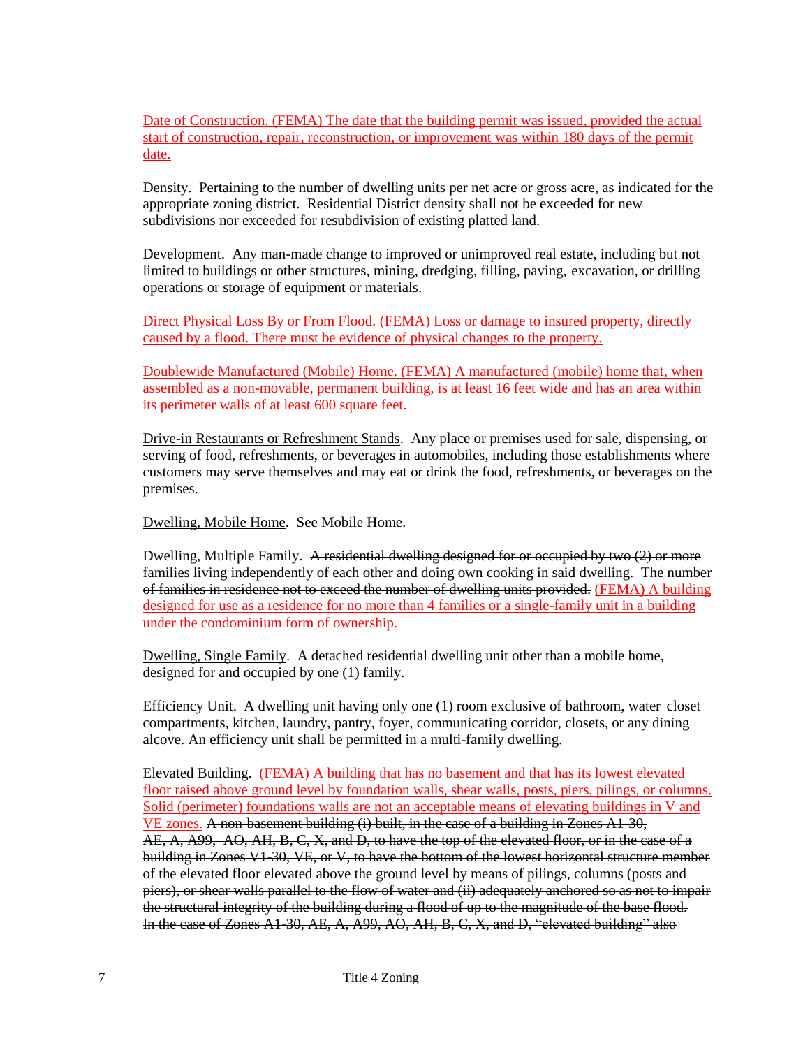Date of Construction. (FEMA) The date that the building permit was issued, provided the actual start of construction, repair, reconstruction, or improvement was within 180 days of the permit date.

Density. Pertaining to the number of dwelling units per net acre or gross acre, as indicated for the appropriate zoning district. Residential District density shall not be exceeded for new subdivisions nor exceeded for resubdivision of existing platted land.

Development. Any man-made change to improved or unimproved real estate, including but not limited to buildings or other structures, mining, dredging, filling, paving, excavation, or drilling operations or storage of equipment or materials.

Direct Physical Loss By or From Flood. (FEMA) Loss or damage to insured property, directly caused by a flood. There must be evidence of physical changes to the property.

Doublewide Manufactured (Mobile) Home. (FEMA) A manufactured (mobile) home that, when assembled as a non-movable, permanent building, is at least 16 feet wide and has an area within its perimeter walls of at least 600 square feet.

Drive-in Restaurants or Refreshment Stands. Any place or premises used for sale, dispensing, or serving of food, refreshments, or beverages in automobiles, including those establishments where customers may serve themselves and may eat or drink the food, refreshments, or beverages on the premises.

Dwelling, Mobile Home. See Mobile Home.

Dwelling, Multiple Family. ~~A residential dwelling designed for or occupied by two (2) or more families living independently of each other and doing own cooking in said dwelling. The number of families in residence not to exceed the number of dwelling units provided.~~ (FEMA) A building designed for use as a residence for no more than 4 families or a single-family unit in a building under the condominium form of ownership.

Dwelling, Single Family. A detached residential dwelling unit other than a mobile home, designed for and occupied by one (1) family.

Efficiency Unit. A dwelling unit having only one (1) room exclusive of bathroom, water closet compartments, kitchen, laundry, pantry, foyer, communicating corridor, closets, or any dining alcove. An efficiency unit shall be permitted in a multi-family dwelling.

Elevated Building. (FEMA) A building that has no basement and that has its lowest elevated floor raised above ground level by foundation walls, shear walls, posts, piers, pilings, or columns. Solid (perimeter) foundations walls are not an acceptable means of elevating buildings in V and VE zones. ~~A non-basement building (i) built, in the case of a building in Zones A1-30, AE, A, A99, AO, AH, B, C, X, and D, to have the top of the elevated floor, or in the case of a building in Zones V1-30, VE, or V, to have the bottom of the lowest horizontal structure member of the elevated floor elevated above the ground level by means of pilings, columns (posts and piers), or shear walls parallel to the flow of water and (ii) adequately anchored so as not to impair the structural integrity of the building during a flood of up to the magnitude of the base flood. In the case of Zones A1-30, AE, A, A99, AO, AH, B, C, X, and D, "elevated building" also~~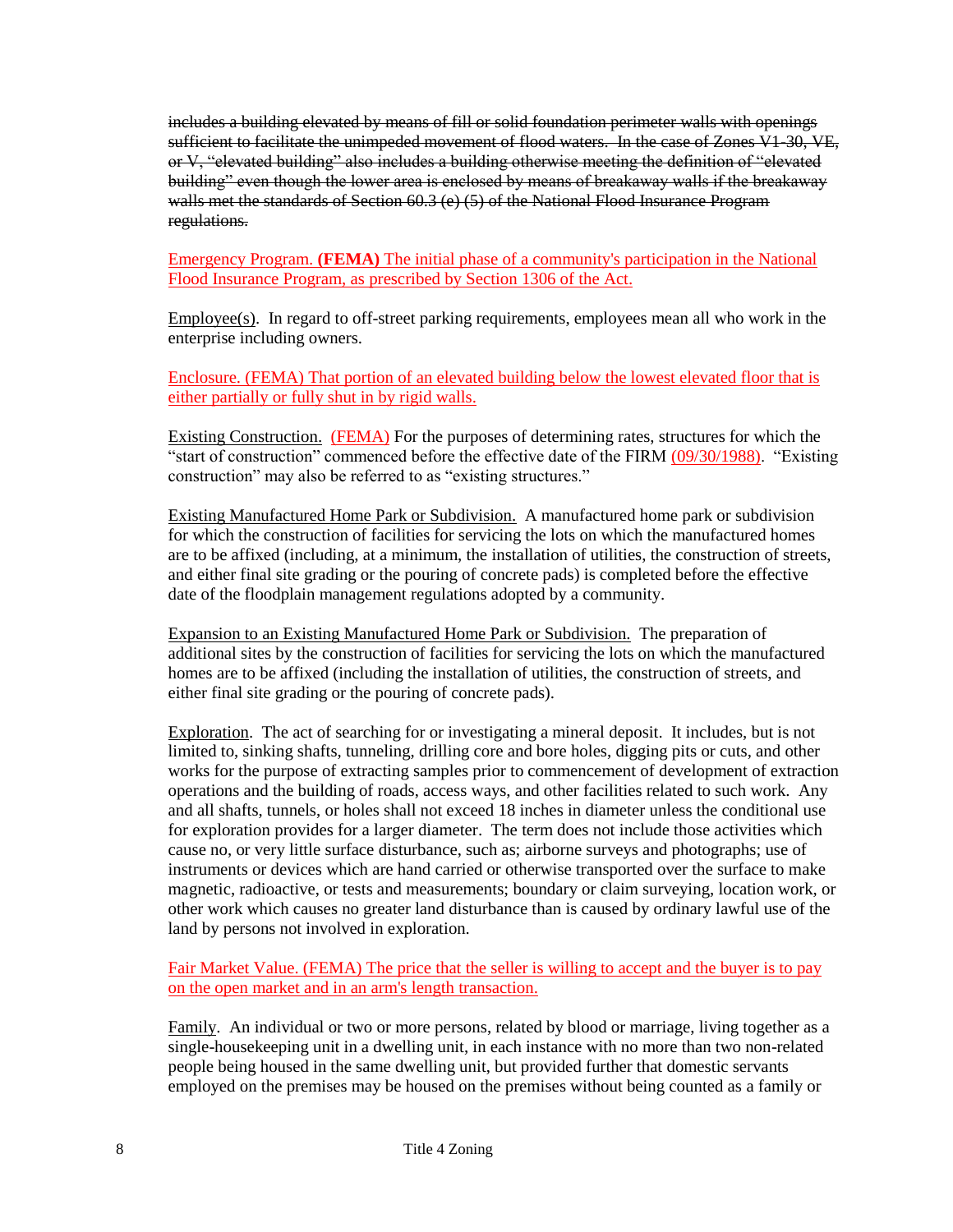~~includes a building elevated by means of fill or solid foundation perimeter walls with openings sufficient to facilitate the unimpeded movement of flood waters. In the case of Zones V1-30, VE, or V, "elevated building" also includes a building otherwise meeting the definition of "elevated building" even though the lower area is enclosed by means of breakaway walls if the breakaway walls met the standards of Section 60.3 (e) (5) of the National Flood Insurance Program regulations.~~

Emergency Program. **(FEMA)** The initial phase of a community's participation in the National Flood Insurance Program, as prescribed by Section 1306 of the Act.

Employee(s). In regard to off-street parking requirements, employees mean all who work in the enterprise including owners.

Enclosure. (FEMA) That portion of an elevated building below the lowest elevated floor that is either partially or fully shut in by rigid walls.

Existing Construction. (FEMA) For the purposes of determining rates, structures for which the "start of construction" commenced before the effective date of the FIRM (09/30/1988). "Existing construction" may also be referred to as "existing structures."

Existing Manufactured Home Park or Subdivision. A manufactured home park or subdivision for which the construction of facilities for servicing the lots on which the manufactured homes are to be affixed (including, at a minimum, the installation of utilities, the construction of streets, and either final site grading or the pouring of concrete pads) is completed before the effective date of the floodplain management regulations adopted by a community.

Expansion to an Existing Manufactured Home Park or Subdivision. The preparation of additional sites by the construction of facilities for servicing the lots on which the manufactured homes are to be affixed (including the installation of utilities, the construction of streets, and either final site grading or the pouring of concrete pads).

Exploration. The act of searching for or investigating a mineral deposit. It includes, but is not limited to, sinking shafts, tunneling, drilling core and bore holes, digging pits or cuts, and other works for the purpose of extracting samples prior to commencement of development of extraction operations and the building of roads, access ways, and other facilities related to such work. Any and all shafts, tunnels, or holes shall not exceed 18 inches in diameter unless the conditional use for exploration provides for a larger diameter. The term does not include those activities which cause no, or very little surface disturbance, such as; airborne surveys and photographs; use of instruments or devices which are hand carried or otherwise transported over the surface to make magnetic, radioactive, or tests and measurements; boundary or claim surveying, location work, or other work which causes no greater land disturbance than is caused by ordinary lawful use of the land by persons not involved in exploration.

Fair Market Value. (FEMA) The price that the seller is willing to accept and the buyer is to pay on the open market and in an arm's length transaction.

Family. An individual or two or more persons, related by blood or marriage, living together as a single-housekeeping unit in a dwelling unit, in each instance with no more than two non-related people being housed in the same dwelling unit, but provided further that domestic servants employed on the premises may be housed on the premises without being counted as a family or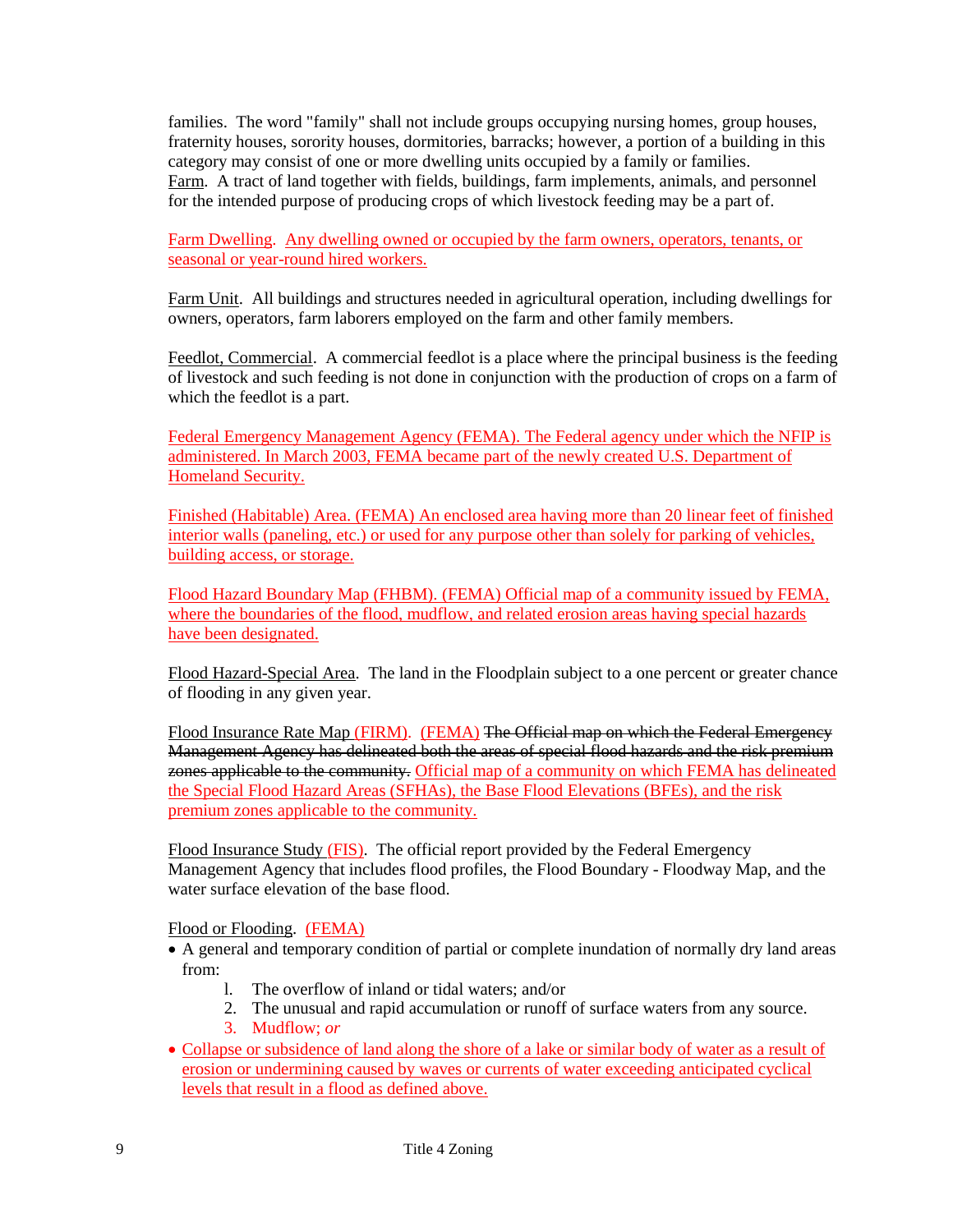families. The word "family" shall not include groups occupying nursing homes, group houses, fraternity houses, sorority houses, dormitories, barracks; however, a portion of a building in this category may consist of one or more dwelling units occupied by a family or families.
Farm. A tract of land together with fields, buildings, farm implements, animals, and personnel for the intended purpose of producing crops of which livestock feeding may be a part of.

Farm Dwelling. Any dwelling owned or occupied by the farm owners, operators, tenants, or seasonal or year-round hired workers.

Farm Unit. All buildings and structures needed in agricultural operation, including dwellings for owners, operators, farm laborers employed on the farm and other family members.

Feedlot, Commercial. A commercial feedlot is a place where the principal business is the feeding of livestock and such feeding is not done in conjunction with the production of crops on a farm of which the feedlot is a part.

Federal Emergency Management Agency (FEMA). The Federal agency under which the NFIP is administered. In March 2003, FEMA became part of the newly created U.S. Department of Homeland Security.

Finished (Habitable) Area. (FEMA) An enclosed area having more than 20 linear feet of finished interior walls (paneling, etc.) or used for any purpose other than solely for parking of vehicles, building access, or storage.

Flood Hazard Boundary Map (FHBM). (FEMA) Official map of a community issued by FEMA, where the boundaries of the flood, mudflow, and related erosion areas having special hazards have been designated.

Flood Hazard-Special Area. The land in the Floodplain subject to a one percent or greater chance of flooding in any given year.

Flood Insurance Rate Map (FIRM). (FEMA) ~~The Official map on which the Federal Emergency Management Agency has delineated both the areas of special flood hazards and the risk premium zones applicable to the community.~~ Official map of a community on which FEMA has delineated the Special Flood Hazard Areas (SFHAs), the Base Flood Elevations (BFEs), and the risk premium zones applicable to the community.

Flood Insurance Study (FIS). The official report provided by the Federal Emergency Management Agency that includes flood profiles, the Flood Boundary - Floodway Map, and the water surface elevation of the base flood.

Flood or Flooding. (FEMA)

- A general and temporary condition of partial or complete inundation of normally dry land areas from:
    1. The overflow of inland or tidal waters; and/or
    2. The unusual and rapid accumulation or runoff of surface waters from any source.
    3. Mudflow; *or*
- Collapse or subsidence of land along the shore of a lake or similar body of water as a result of erosion or undermining caused by waves or currents of water exceeding anticipated cyclical levels that result in a flood as defined above.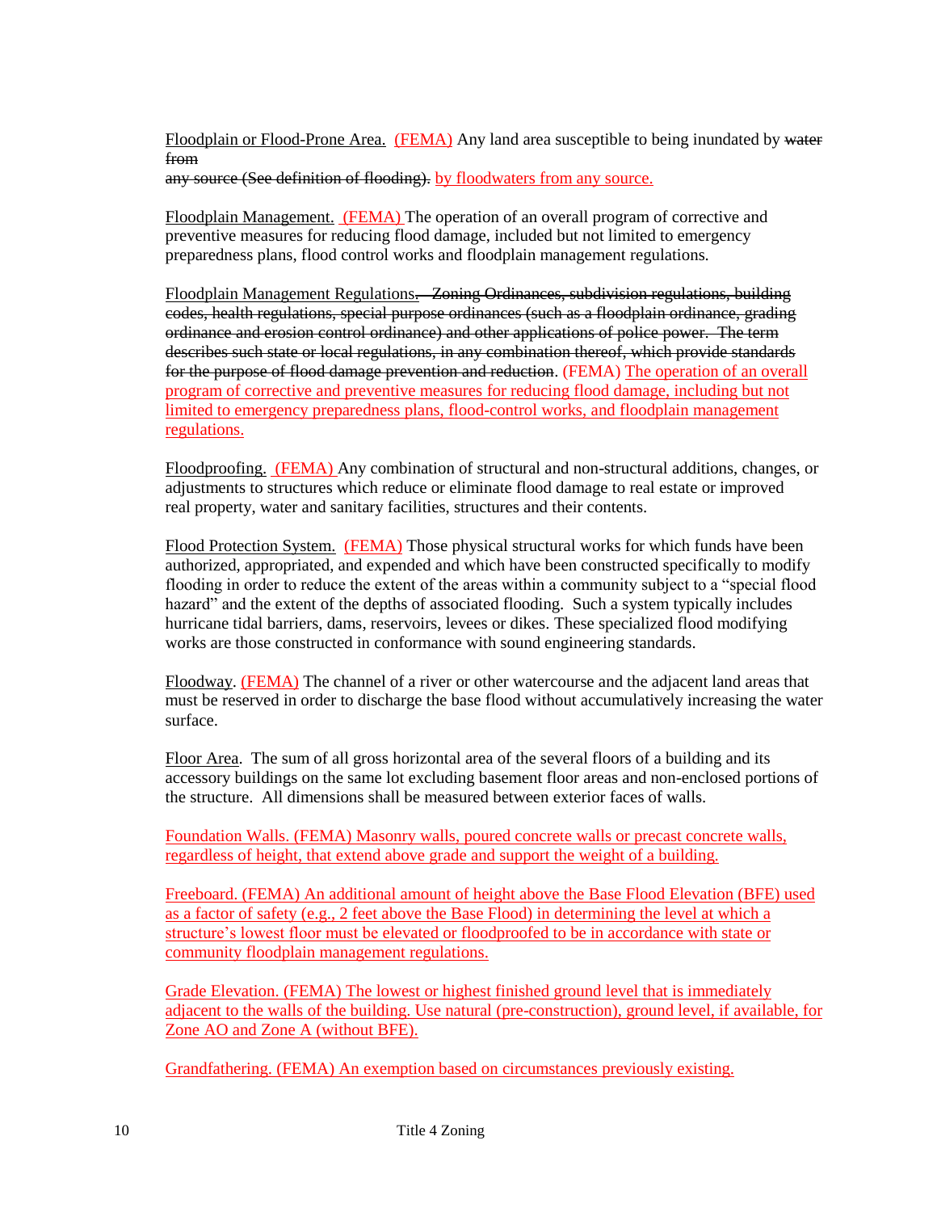Floodplain or Flood-Prone Area. (FEMA) Any land area susceptible to being inundated by ~~water from any source (See definition of flooding).~~ by floodwaters from any source.

Floodplain Management. (FEMA) The operation of an overall program of corrective and preventive measures for reducing flood damage, included but not limited to emergency preparedness plans, flood control works and floodplain management regulations.

Floodplain Management Regulations~~. Zoning Ordinances, subdivision regulations, building codes, health regulations, special purpose ordinances (such as a floodplain ordinance, grading ordinance and erosion control ordinance) and other applications of police power. The term describes such state or local regulations, in any combination thereof, which provide standards for the purpose of flood damage prevention and reduction~~. (FEMA) The operation of an overall program of corrective and preventive measures for reducing flood damage, including but not limited to emergency preparedness plans, flood-control works, and floodplain management regulations.

Floodproofing. (FEMA) Any combination of structural and non-structural additions, changes, or adjustments to structures which reduce or eliminate flood damage to real estate or improved real property, water and sanitary facilities, structures and their contents.

Flood Protection System. (FEMA) Those physical structural works for which funds have been authorized, appropriated, and expended and which have been constructed specifically to modify flooding in order to reduce the extent of the areas within a community subject to a "special flood hazard" and the extent of the depths of associated flooding. Such a system typically includes hurricane tidal barriers, dams, reservoirs, levees or dikes. These specialized flood modifying works are those constructed in conformance with sound engineering standards.

Floodway. (FEMA) The channel of a river or other watercourse and the adjacent land areas that must be reserved in order to discharge the base flood without accumulatively increasing the water surface.

Floor Area. The sum of all gross horizontal area of the several floors of a building and its accessory buildings on the same lot excluding basement floor areas and non-enclosed portions of the structure. All dimensions shall be measured between exterior faces of walls.

Foundation Walls. (FEMA) Masonry walls, poured concrete walls or precast concrete walls, regardless of height, that extend above grade and support the weight of a building.

Freeboard. (FEMA) An additional amount of height above the Base Flood Elevation (BFE) used as a factor of safety (e.g., 2 feet above the Base Flood) in determining the level at which a structure's lowest floor must be elevated or floodproofed to be in accordance with state or community floodplain management regulations.

Grade Elevation. (FEMA) The lowest or highest finished ground level that is immediately adjacent to the walls of the building. Use natural (pre-construction), ground level, if available, for Zone AO and Zone A (without BFE).

Grandfathering. (FEMA) An exemption based on circumstances previously existing.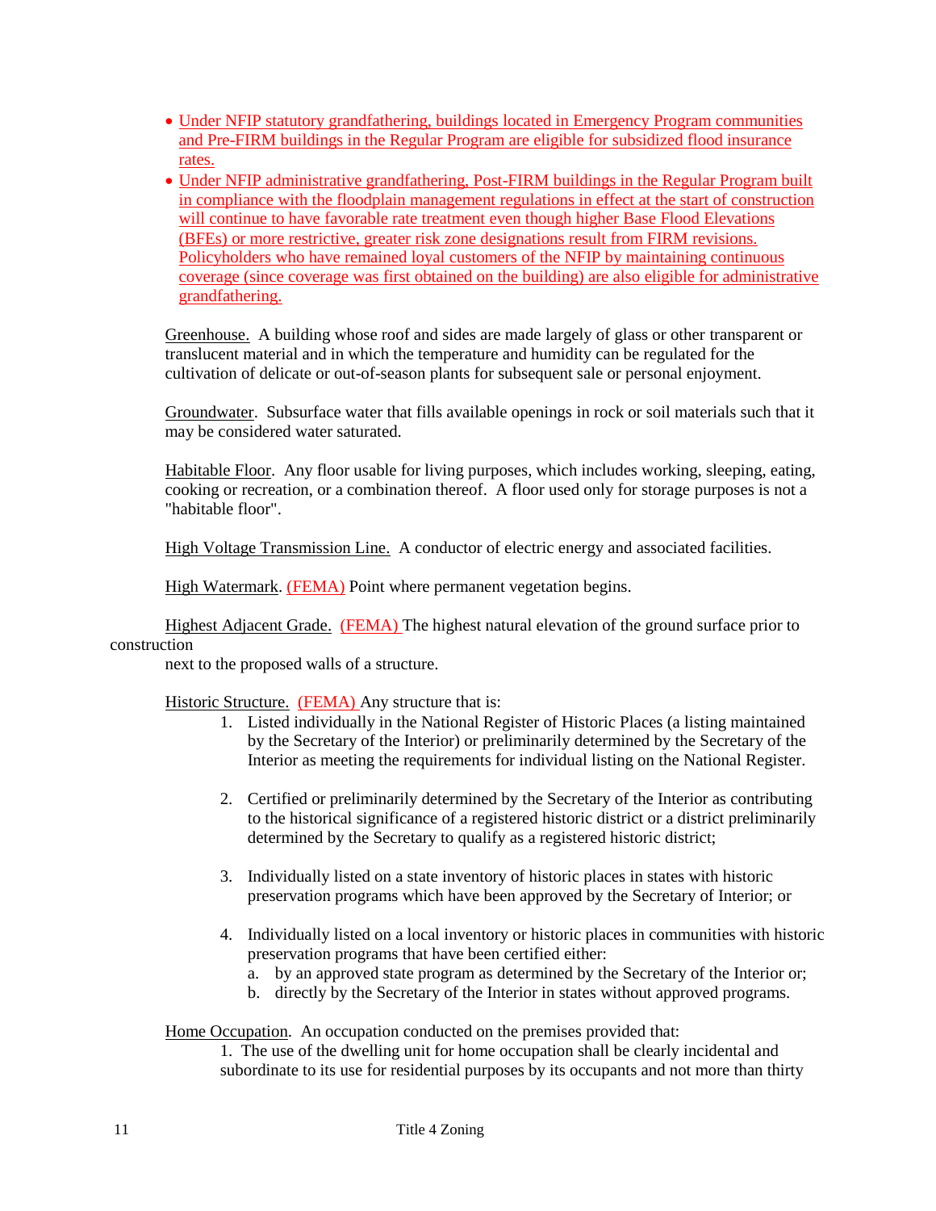- Under NFIP statutory grandfathering, buildings located in Emergency Program communities and Pre-FIRM buildings in the Regular Program are eligible for subsidized flood insurance rates.
- Under NFIP administrative grandfathering, Post-FIRM buildings in the Regular Program built in compliance with the floodplain management regulations in effect at the start of construction will continue to have favorable rate treatment even though higher Base Flood Elevations (BFEs) or more restrictive, greater risk zone designations result from FIRM revisions. Policyholders who have remained loyal customers of the NFIP by maintaining continuous coverage (since coverage was first obtained on the building) are also eligible for administrative grandfathering.

Greenhouse. A building whose roof and sides are made largely of glass or other transparent or translucent material and in which the temperature and humidity can be regulated for the cultivation of delicate or out-of-season plants for subsequent sale or personal enjoyment.

Groundwater. Subsurface water that fills available openings in rock or soil materials such that it may be considered water saturated.

Habitable Floor. Any floor usable for living purposes, which includes working, sleeping, eating, cooking or recreation, or a combination thereof. A floor used only for storage purposes is not a "habitable floor".

High Voltage Transmission Line. A conductor of electric energy and associated facilities.

High Watermark. (FEMA) Point where permanent vegetation begins.

Highest Adjacent Grade. (FEMA) The highest natural elevation of the ground surface prior to construction next to the proposed walls of a structure.

Historic Structure. (FEMA) Any structure that is:

1. Listed individually in the National Register of Historic Places (a listing maintained by the Secretary of the Interior) or preliminarily determined by the Secretary of the Interior as meeting the requirements for individual listing on the National Register.
2. Certified or preliminarily determined by the Secretary of the Interior as contributing to the historical significance of a registered historic district or a district preliminarily determined by the Secretary to qualify as a registered historic district;
3. Individually listed on a state inventory of historic places in states with historic preservation programs which have been approved by the Secretary of Interior; or
4. Individually listed on a local inventory or historic places in communities with historic preservation programs that have been certified either:
   a. by an approved state program as determined by the Secretary of the Interior or;
   b. directly by the Secretary of the Interior in states without approved programs.

Home Occupation. An occupation conducted on the premises provided that:

1. The use of the dwelling unit for home occupation shall be clearly incidental and subordinate to its use for residential purposes by its occupants and not more than thirty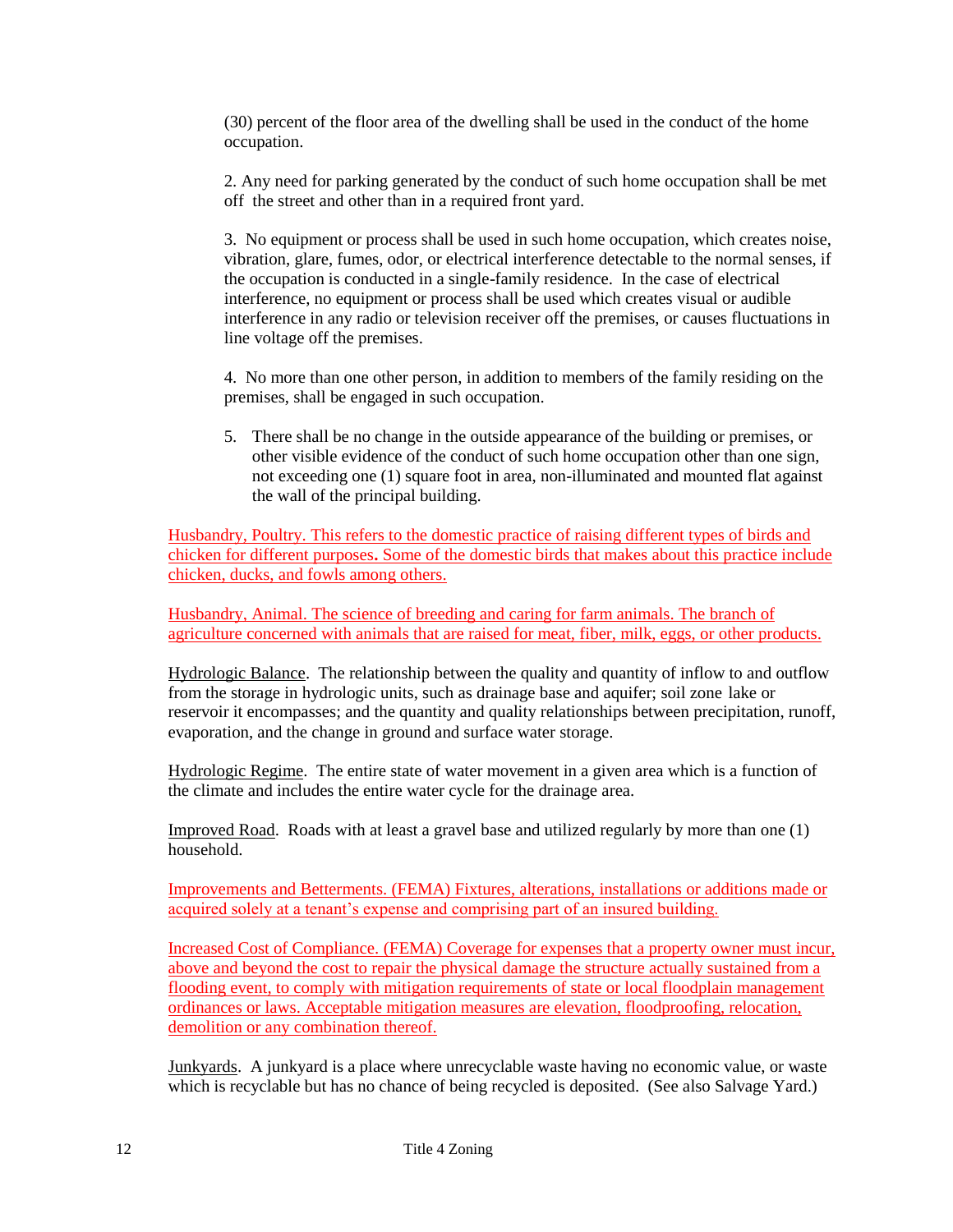(30) percent of the floor area of the dwelling shall be used in the conduct of the home occupation.

2. Any need for parking generated by the conduct of such home occupation shall be met off the street and other than in a required front yard.

3. No equipment or process shall be used in such home occupation, which creates noise, vibration, glare, fumes, odor, or electrical interference detectable to the normal senses, if the occupation is conducted in a single-family residence. In the case of electrical interference, no equipment or process shall be used which creates visual or audible interference in any radio or television receiver off the premises, or causes fluctuations in line voltage off the premises.

4. No more than one other person, in addition to members of the family residing on the premises, shall be engaged in such occupation.

5. There shall be no change in the outside appearance of the building or premises, or other visible evidence of the conduct of such home occupation other than one sign, not exceeding one (1) square foot in area, non-illuminated and mounted flat against the wall of the principal building.

Husbandry, Poultry. This refers to the domestic practice of raising different types of birds and chicken for different purposes**.** Some of the domestic birds that makes about this practice include chicken, ducks, and fowls among others.

Husbandry, Animal. The science of breeding and caring for farm animals. The branch of agriculture concerned with animals that are raised for meat, fiber, milk, eggs, or other products.

Hydrologic Balance. The relationship between the quality and quantity of inflow to and outflow from the storage in hydrologic units, such as drainage base and aquifer; soil zone lake or reservoir it encompasses; and the quantity and quality relationships between precipitation, runoff, evaporation, and the change in ground and surface water storage.

Hydrologic Regime. The entire state of water movement in a given area which is a function of the climate and includes the entire water cycle for the drainage area.

Improved Road. Roads with at least a gravel base and utilized regularly by more than one (1) household.

Improvements and Betterments. (FEMA) Fixtures, alterations, installations or additions made or acquired solely at a tenant's expense and comprising part of an insured building.

Increased Cost of Compliance. (FEMA) Coverage for expenses that a property owner must incur, above and beyond the cost to repair the physical damage the structure actually sustained from a flooding event, to comply with mitigation requirements of state or local floodplain management ordinances or laws. Acceptable mitigation measures are elevation, floodproofing, relocation, demolition or any combination thereof.

Junkyards. A junkyard is a place where unrecyclable waste having no economic value, or waste which is recyclable but has no chance of being recycled is deposited. (See also Salvage Yard.)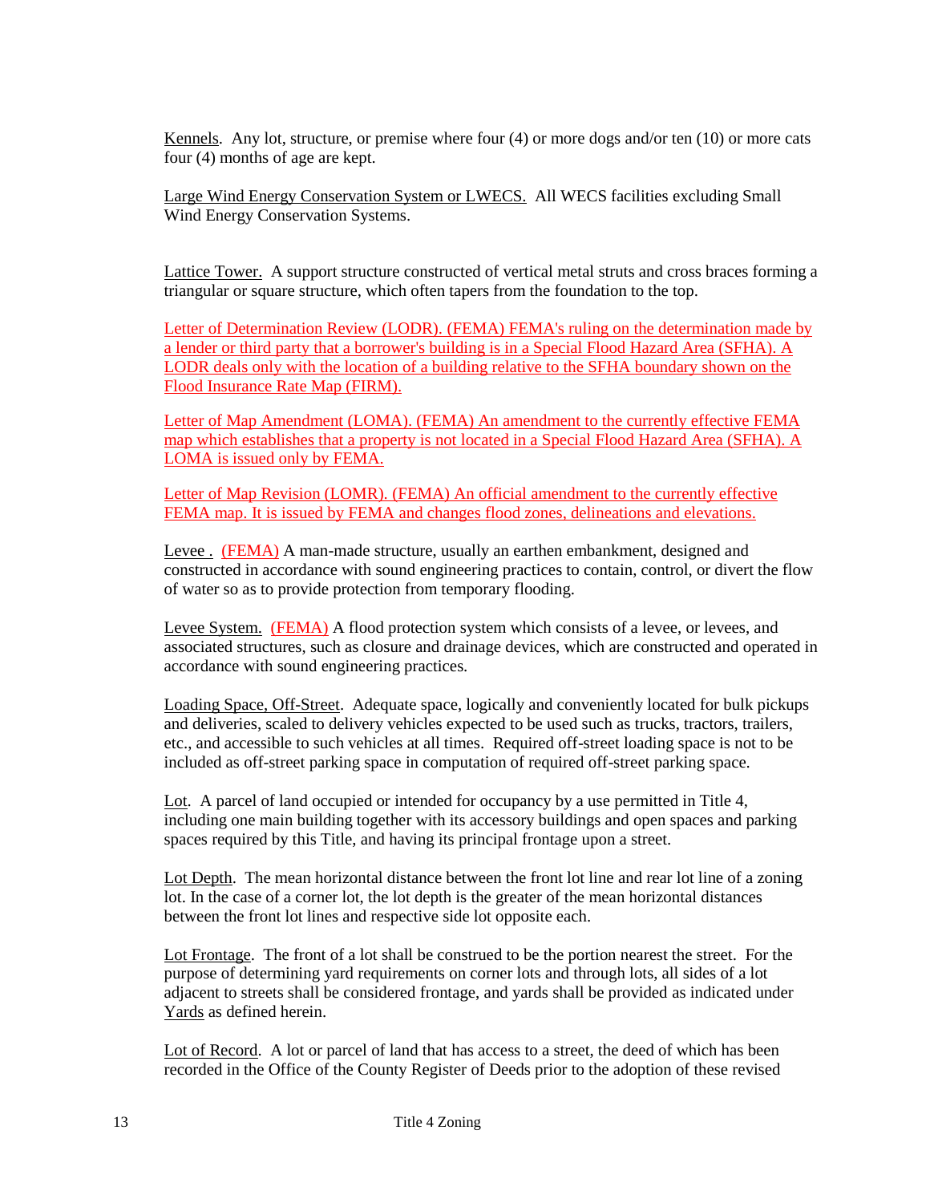Kennels. Any lot, structure, or premise where four (4) or more dogs and/or ten (10) or more cats four (4) months of age are kept.

Large Wind Energy Conservation System or LWECS. All WECS facilities excluding Small Wind Energy Conservation Systems.

Lattice Tower. A support structure constructed of vertical metal struts and cross braces forming a triangular or square structure, which often tapers from the foundation to the top.

Letter of Determination Review (LODR). (FEMA) FEMA's ruling on the determination made by a lender or third party that a borrower's building is in a Special Flood Hazard Area (SFHA). A LODR deals only with the location of a building relative to the SFHA boundary shown on the Flood Insurance Rate Map (FIRM).

Letter of Map Amendment (LOMA). (FEMA) An amendment to the currently effective FEMA map which establishes that a property is not located in a Special Flood Hazard Area (SFHA). A LOMA is issued only by FEMA.

Letter of Map Revision (LOMR). (FEMA) An official amendment to the currently effective FEMA map. It is issued by FEMA and changes flood zones, delineations and elevations.

Levee . (FEMA) A man-made structure, usually an earthen embankment, designed and constructed in accordance with sound engineering practices to contain, control, or divert the flow of water so as to provide protection from temporary flooding.

Levee System. (FEMA) A flood protection system which consists of a levee, or levees, and associated structures, such as closure and drainage devices, which are constructed and operated in accordance with sound engineering practices.

Loading Space, Off-Street. Adequate space, logically and conveniently located for bulk pickups and deliveries, scaled to delivery vehicles expected to be used such as trucks, tractors, trailers, etc., and accessible to such vehicles at all times. Required off-street loading space is not to be included as off-street parking space in computation of required off-street parking space.

Lot. A parcel of land occupied or intended for occupancy by a use permitted in Title 4, including one main building together with its accessory buildings and open spaces and parking spaces required by this Title, and having its principal frontage upon a street.

Lot Depth. The mean horizontal distance between the front lot line and rear lot line of a zoning lot. In the case of a corner lot, the lot depth is the greater of the mean horizontal distances between the front lot lines and respective side lot opposite each.

Lot Frontage. The front of a lot shall be construed to be the portion nearest the street. For the purpose of determining yard requirements on corner lots and through lots, all sides of a lot adjacent to streets shall be considered frontage, and yards shall be provided as indicated under Yards as defined herein.

Lot of Record. A lot or parcel of land that has access to a street, the deed of which has been recorded in the Office of the County Register of Deeds prior to the adoption of these revised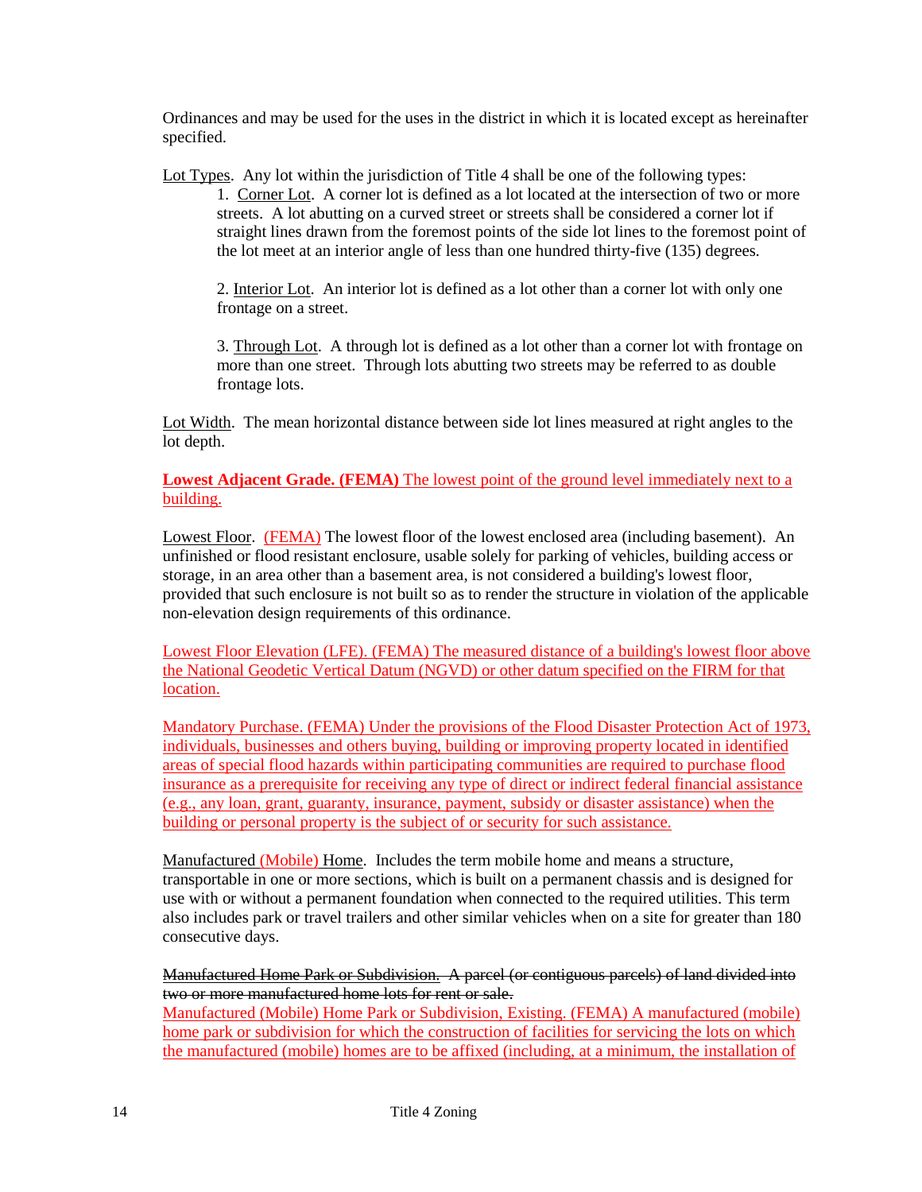Ordinances and may be used for the uses in the district in which it is located except as hereinafter specified.

Lot Types. Any lot within the jurisdiction of Title 4 shall be one of the following types:

1. Corner Lot. A corner lot is defined as a lot located at the intersection of two or more streets. A lot abutting on a curved street or streets shall be considered a corner lot if straight lines drawn from the foremost points of the side lot lines to the foremost point of the lot meet at an interior angle of less than one hundred thirty-five (135) degrees.

2. Interior Lot. An interior lot is defined as a lot other than a corner lot with only one frontage on a street.

3. Through Lot. A through lot is defined as a lot other than a corner lot with frontage on more than one street. Through lots abutting two streets may be referred to as double frontage lots.

Lot Width. The mean horizontal distance between side lot lines measured at right angles to the lot depth.

**Lowest Adjacent Grade. (FEMA)** The lowest point of the ground level immediately next to a building.

Lowest Floor. (FEMA) The lowest floor of the lowest enclosed area (including basement). An unfinished or flood resistant enclosure, usable solely for parking of vehicles, building access or storage, in an area other than a basement area, is not considered a building's lowest floor, provided that such enclosure is not built so as to render the structure in violation of the applicable non-elevation design requirements of this ordinance.

Lowest Floor Elevation (LFE). (FEMA) The measured distance of a building's lowest floor above the National Geodetic Vertical Datum (NGVD) or other datum specified on the FIRM for that location.

Mandatory Purchase. (FEMA) Under the provisions of the Flood Disaster Protection Act of 1973, individuals, businesses and others buying, building or improving property located in identified areas of special flood hazards within participating communities are required to purchase flood insurance as a prerequisite for receiving any type of direct or indirect federal financial assistance (e.g., any loan, grant, guaranty, insurance, payment, subsidy or disaster assistance) when the building or personal property is the subject of or security for such assistance.

Manufactured (Mobile) Home. Includes the term mobile home and means a structure, transportable in one or more sections, which is built on a permanent chassis and is designed for use with or without a permanent foundation when connected to the required utilities. This term also includes park or travel trailers and other similar vehicles when on a site for greater than 180 consecutive days.

~~Manufactured Home Park or Subdivision. A parcel (or contiguous parcels) of land divided into two or more manufactured home lots for rent or sale.~~

Manufactured (Mobile) Home Park or Subdivision, Existing. (FEMA) A manufactured (mobile) home park or subdivision for which the construction of facilities for servicing the lots on which the manufactured (mobile) homes are to be affixed (including, at a minimum, the installation of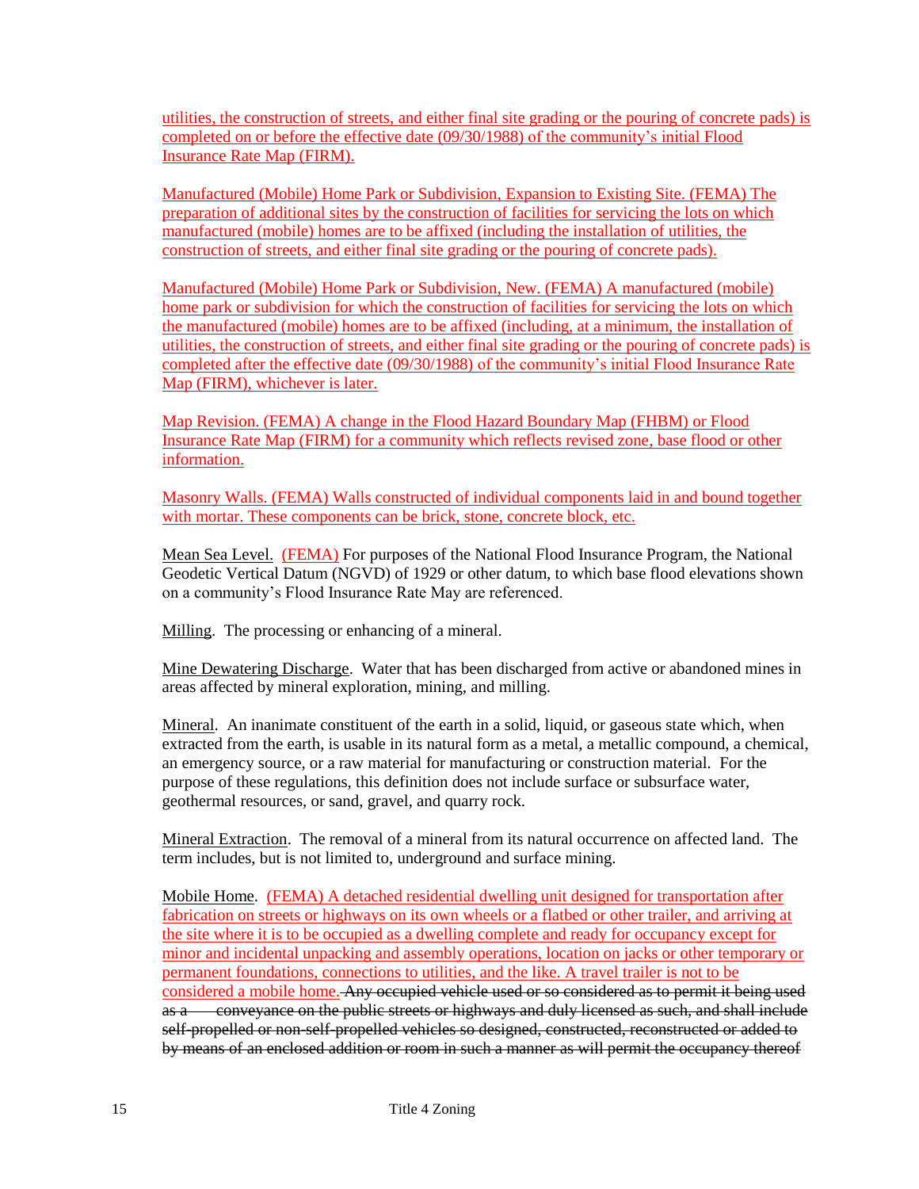utilities, the construction of streets, and either final site grading or the pouring of concrete pads) is completed on or before the effective date (09/30/1988) of the community's initial Flood Insurance Rate Map (FIRM).

Manufactured (Mobile) Home Park or Subdivision, Expansion to Existing Site. (FEMA) The preparation of additional sites by the construction of facilities for servicing the lots on which manufactured (mobile) homes are to be affixed (including the installation of utilities, the construction of streets, and either final site grading or the pouring of concrete pads).

Manufactured (Mobile) Home Park or Subdivision, New. (FEMA) A manufactured (mobile) home park or subdivision for which the construction of facilities for servicing the lots on which the manufactured (mobile) homes are to be affixed (including, at a minimum, the installation of utilities, the construction of streets, and either final site grading or the pouring of concrete pads) is completed after the effective date (09/30/1988) of the community's initial Flood Insurance Rate Map (FIRM), whichever is later.

Map Revision. (FEMA) A change in the Flood Hazard Boundary Map (FHBM) or Flood Insurance Rate Map (FIRM) for a community which reflects revised zone, base flood or other information.

Masonry Walls. (FEMA) Walls constructed of individual components laid in and bound together with mortar. These components can be brick, stone, concrete block, etc.

Mean Sea Level. (FEMA) For purposes of the National Flood Insurance Program, the National Geodetic Vertical Datum (NGVD) of 1929 or other datum, to which base flood elevations shown on a community's Flood Insurance Rate May are referenced.

Milling. The processing or enhancing of a mineral.

Mine Dewatering Discharge. Water that has been discharged from active or abandoned mines in areas affected by mineral exploration, mining, and milling.

Mineral. An inanimate constituent of the earth in a solid, liquid, or gaseous state which, when extracted from the earth, is usable in its natural form as a metal, a metallic compound, a chemical, an emergency source, or a raw material for manufacturing or construction material. For the purpose of these regulations, this definition does not include surface or subsurface water, geothermal resources, or sand, gravel, and quarry rock.

Mineral Extraction. The removal of a mineral from its natural occurrence on affected land. The term includes, but is not limited to, underground and surface mining.

Mobile Home. (FEMA) A detached residential dwelling unit designed for transportation after fabrication on streets or highways on its own wheels or a flatbed or other trailer, and arriving at the site where it is to be occupied as a dwelling complete and ready for occupancy except for minor and incidental unpacking and assembly operations, location on jacks or other temporary or permanent foundations, connections to utilities, and the like. A travel trailer is not to be considered a mobile home. ~~Any occupied vehicle used or so considered as to permit it being used as a conveyance on the public streets or highways and duly licensed as such, and shall include self-propelled or non-self-propelled vehicles so designed, constructed, reconstructed or added to by means of an enclosed addition or room in such a manner as will permit the occupancy thereof~~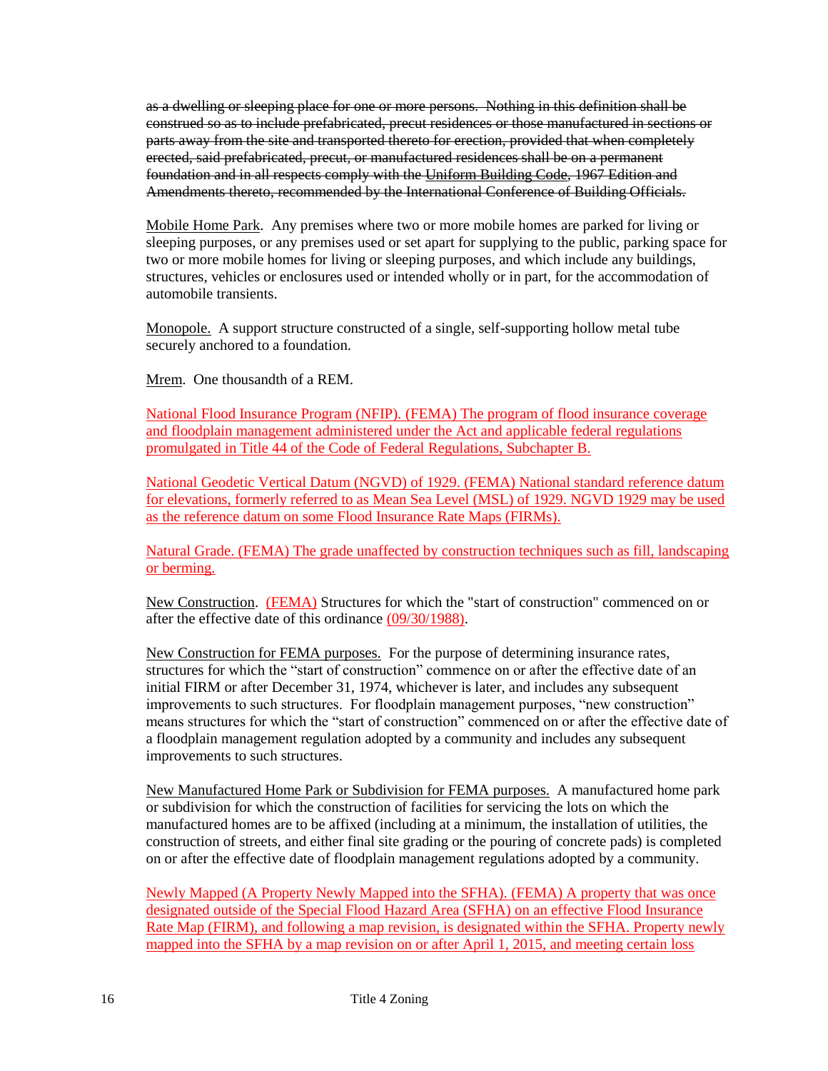~~as a dwelling or sleeping place for one or more persons. Nothing in this definition shall be construed so as to include prefabricated, precut residences or those manufactured in sections or parts away from the site and transported thereto for erection, provided that when completely erected, said prefabricated, precut, or manufactured residences shall be on a permanent foundation and in all respects comply with the Uniform Building Code, 1967 Edition and Amendments thereto, recommended by the International Conference of Building Officials.~~

<u>Mobile Home Park</u>. Any premises where two or more mobile homes are parked for living or sleeping purposes, or any premises used or set apart for supplying to the public, parking space for two or more mobile homes for living or sleeping purposes, and which include any buildings, structures, vehicles or enclosures used or intended wholly or in part, for the accommodation of automobile transients.

<u>Monopole.</u> A support structure constructed of a single, self-supporting hollow metal tube securely anchored to a foundation.

<u>Mrem</u>. One thousandth of a REM.

<u>National Flood Insurance Program (NFIP). (FEMA) The program of flood insurance coverage and floodplain management administered under the Act and applicable federal regulations promulgated in Title 44 of the Code of Federal Regulations, Subchapter B.</u>

<u>National Geodetic Vertical Datum (NGVD) of 1929. (FEMA) National standard reference datum for elevations, formerly referred to as Mean Sea Level (MSL) of 1929. NGVD 1929 may be used as the reference datum on some Flood Insurance Rate Maps (FIRMs).</u>

<u>Natural Grade. (FEMA) The grade unaffected by construction techniques such as fill, landscaping or berming.</u>

<u>New Construction</u>. <u>(FEMA)</u> Structures for which the "start of construction" commenced on or after the effective date of this ordinance <u>(09/30/1988)</u>.

<u>New Construction for FEMA purposes.</u> For the purpose of determining insurance rates, structures for which the "start of construction" commence on or after the effective date of an initial FIRM or after December 31, 1974, whichever is later, and includes any subsequent improvements to such structures. For floodplain management purposes, "new construction" means structures for which the "start of construction" commenced on or after the effective date of a floodplain management regulation adopted by a community and includes any subsequent improvements to such structures.

<u>New Manufactured Home Park or Subdivision for FEMA purposes.</u> A manufactured home park or subdivision for which the construction of facilities for servicing the lots on which the manufactured homes are to be affixed (including at a minimum, the installation of utilities, the construction of streets, and either final site grading or the pouring of concrete pads) is completed on or after the effective date of floodplain management regulations adopted by a community.

<u>Newly Mapped (A Property Newly Mapped into the SFHA). (FEMA) A property that was once designated outside of the Special Flood Hazard Area (SFHA) on an effective Flood Insurance Rate Map (FIRM), and following a map revision, is designated within the SFHA. Property newly mapped into the SFHA by a map revision on or after April 1, 2015, and meeting certain loss</u>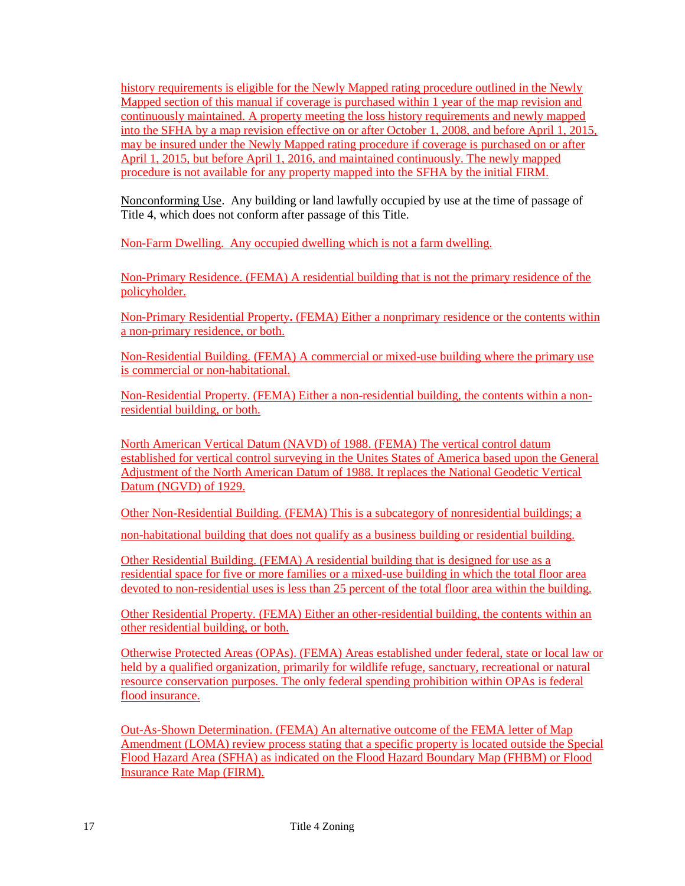history requirements is eligible for the Newly Mapped rating procedure outlined in the Newly Mapped section of this manual if coverage is purchased within 1 year of the map revision and continuously maintained. A property meeting the loss history requirements and newly mapped into the SFHA by a map revision effective on or after October 1, 2008, and before April 1, 2015, may be insured under the Newly Mapped rating procedure if coverage is purchased on or after April 1, 2015, but before April 1, 2016, and maintained continuously. The newly mapped procedure is not available for any property mapped into the SFHA by the initial FIRM.

Nonconforming Use. Any building or land lawfully occupied by use at the time of passage of Title 4, which does not conform after passage of this Title.

Non-Farm Dwelling. Any occupied dwelling which is not a farm dwelling.

Non-Primary Residence. (FEMA) A residential building that is not the primary residence of the policyholder.

Non-Primary Residential Property**.** (FEMA) Either a nonprimary residence or the contents within a non-primary residence, or both.

Non-Residential Building. (FEMA) A commercial or mixed-use building where the primary use is commercial or non-habitational.

Non-Residential Property. (FEMA) Either a non-residential building, the contents within a non-residential building, or both.

North American Vertical Datum (NAVD) of 1988. (FEMA) The vertical control datum established for vertical control surveying in the Unites States of America based upon the General Adjustment of the North American Datum of 1988. It replaces the National Geodetic Vertical Datum (NGVD) of 1929.

Other Non-Residential Building. (FEMA) This is a subcategory of nonresidential buildings; a non-habitational building that does not qualify as a business building or residential building.

Other Residential Building. (FEMA) A residential building that is designed for use as a residential space for five or more families or a mixed-use building in which the total floor area devoted to non-residential uses is less than 25 percent of the total floor area within the building.

Other Residential Property. (FEMA) Either an other-residential building, the contents within an other residential building, or both.

Otherwise Protected Areas (OPAs). (FEMA) Areas established under federal, state or local law or held by a qualified organization, primarily for wildlife refuge, sanctuary, recreational or natural resource conservation purposes. The only federal spending prohibition within OPAs is federal flood insurance.

Out-As-Shown Determination. (FEMA) An alternative outcome of the FEMA letter of Map Amendment (LOMA) review process stating that a specific property is located outside the Special Flood Hazard Area (SFHA) as indicated on the Flood Hazard Boundary Map (FHBM) or Flood Insurance Rate Map (FIRM).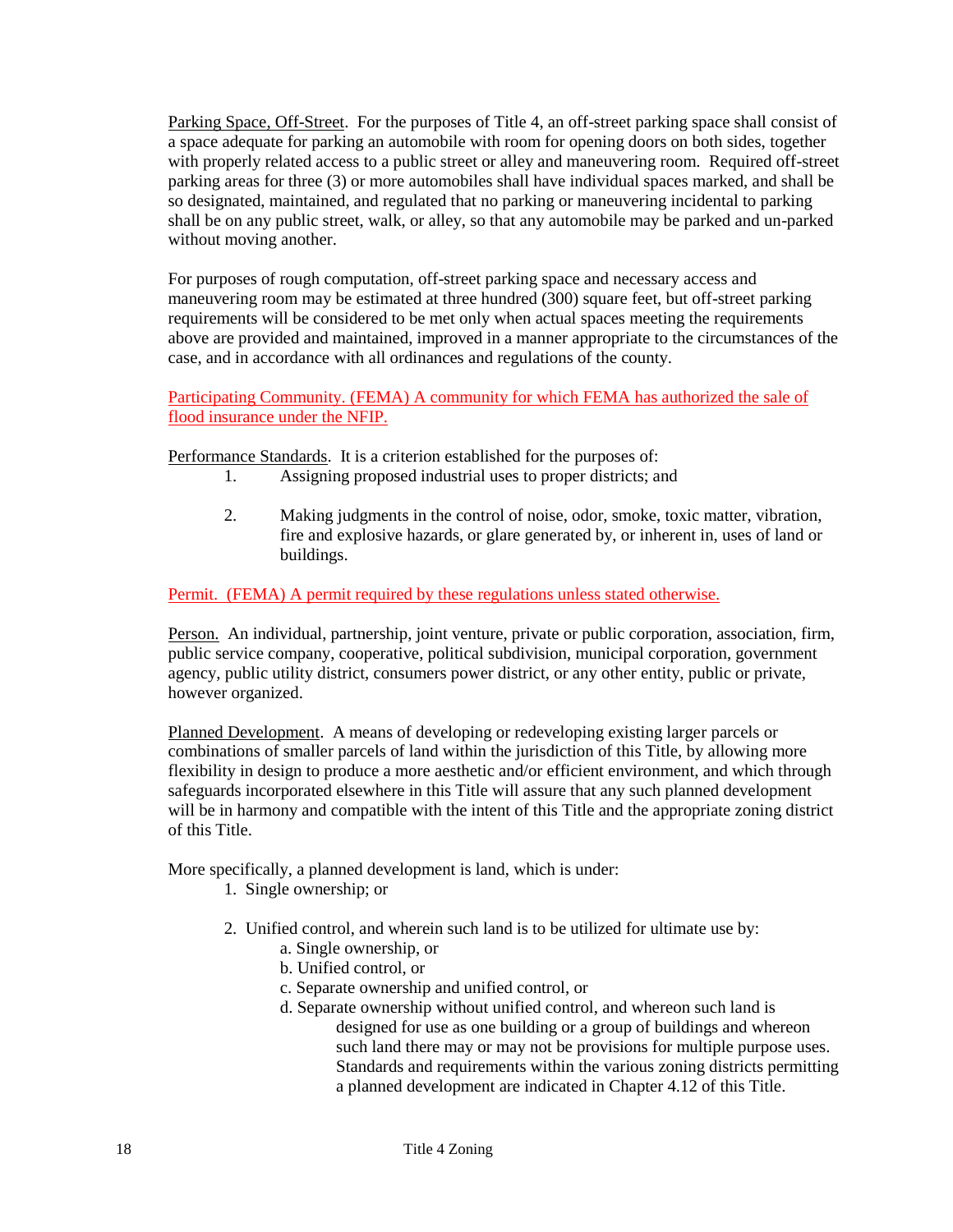Parking Space, Off-Street. For the purposes of Title 4, an off-street parking space shall consist of a space adequate for parking an automobile with room for opening doors on both sides, together with properly related access to a public street or alley and maneuvering room. Required off-street parking areas for three (3) or more automobiles shall have individual spaces marked, and shall be so designated, maintained, and regulated that no parking or maneuvering incidental to parking shall be on any public street, walk, or alley, so that any automobile may be parked and un-parked without moving another.

For purposes of rough computation, off-street parking space and necessary access and maneuvering room may be estimated at three hundred (300) square feet, but off-street parking requirements will be considered to be met only when actual spaces meeting the requirements above are provided and maintained, improved in a manner appropriate to the circumstances of the case, and in accordance with all ordinances and regulations of the county.

Participating Community. (FEMA) A community for which FEMA has authorized the sale of flood insurance under the NFIP.

Performance Standards. It is a criterion established for the purposes of:

1. Assigning proposed industrial uses to proper districts; and

2. Making judgments in the control of noise, odor, smoke, toxic matter, vibration, fire and explosive hazards, or glare generated by, or inherent in, uses of land or buildings.

Permit. (FEMA) A permit required by these regulations unless stated otherwise.

Person. An individual, partnership, joint venture, private or public corporation, association, firm, public service company, cooperative, political subdivision, municipal corporation, government agency, public utility district, consumers power district, or any other entity, public or private, however organized.

Planned Development. A means of developing or redeveloping existing larger parcels or combinations of smaller parcels of land within the jurisdiction of this Title, by allowing more flexibility in design to produce a more aesthetic and/or efficient environment, and which through safeguards incorporated elsewhere in this Title will assure that any such planned development will be in harmony and compatible with the intent of this Title and the appropriate zoning district of this Title.

More specifically, a planned development is land, which is under:

1. Single ownership; or

2. Unified control, and wherein such land is to be utilized for ultimate use by:
   - a. Single ownership, or
   - b. Unified control, or
   - c. Separate ownership and unified control, or
   - d. Separate ownership without unified control, and whereon such land is designed for use as one building or a group of buildings and whereon such land there may or may not be provisions for multiple purpose uses. Standards and requirements within the various zoning districts permitting a planned development are indicated in Chapter 4.12 of this Title.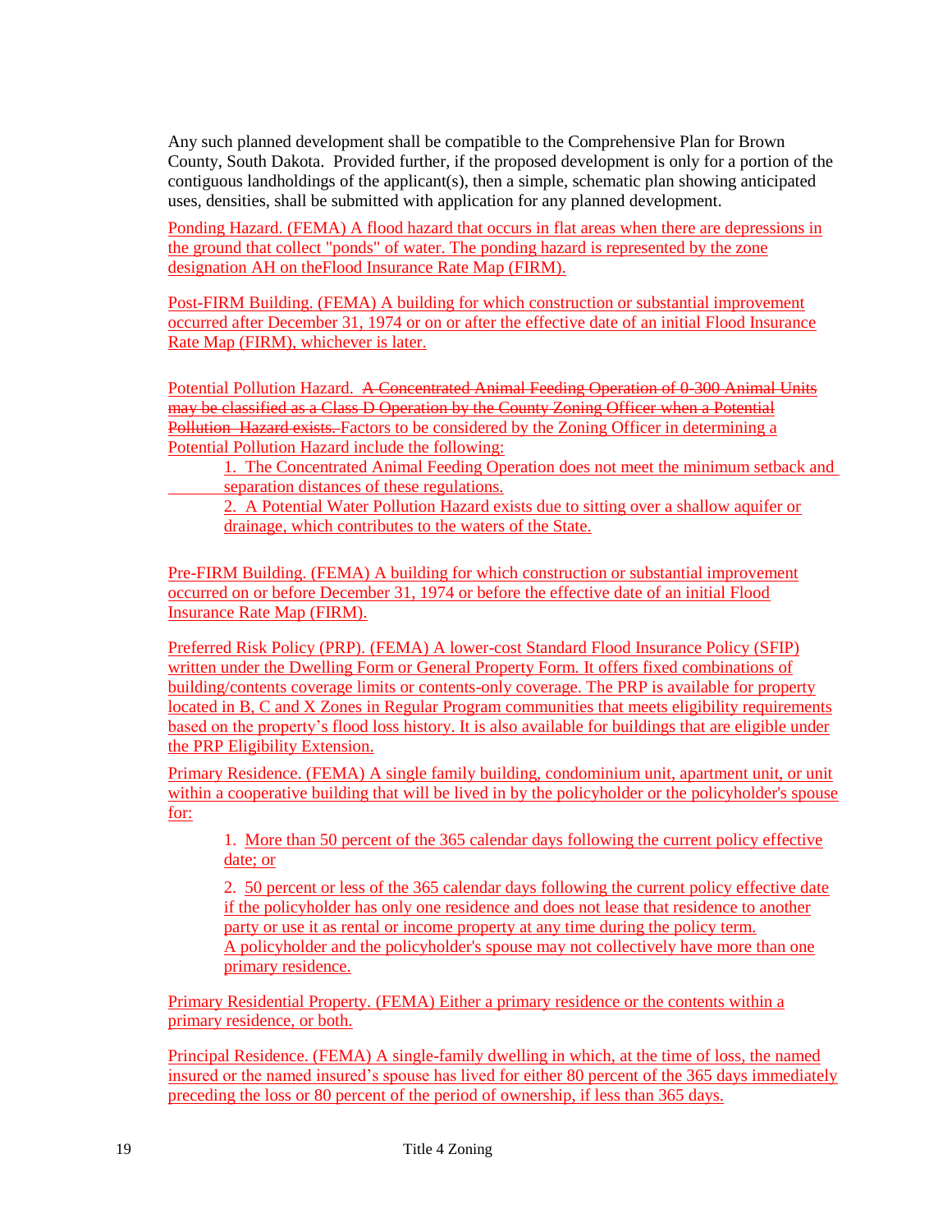Any such planned development shall be compatible to the Comprehensive Plan for Brown County, South Dakota. Provided further, if the proposed development is only for a portion of the contiguous landholdings of the applicant(s), then a simple, schematic plan showing anticipated uses, densities, shall be submitted with application for any planned development.

Ponding Hazard. (FEMA) A flood hazard that occurs in flat areas when there are depressions in the ground that collect "ponds" of water. The ponding hazard is represented by the zone designation AH on theFlood Insurance Rate Map (FIRM).

Post-FIRM Building. (FEMA) A building for which construction or substantial improvement occurred after December 31, 1974 or on or after the effective date of an initial Flood Insurance Rate Map (FIRM), whichever is later.

Potential Pollution Hazard. ~~A Concentrated Animal Feeding Operation of 0-300 Animal Units may be classified as a Class D Operation by the County Zoning Officer when a Potential Pollution Hazard exists.~~ Factors to be considered by the Zoning Officer in determining a Potential Pollution Hazard include the following:

1. The Concentrated Animal Feeding Operation does not meet the minimum setback and separation distances of these regulations.
2. A Potential Water Pollution Hazard exists due to sitting over a shallow aquifer or drainage, which contributes to the waters of the State.

Pre-FIRM Building. (FEMA) A building for which construction or substantial improvement occurred on or before December 31, 1974 or before the effective date of an initial Flood Insurance Rate Map (FIRM).

Preferred Risk Policy (PRP). (FEMA) A lower-cost Standard Flood Insurance Policy (SFIP) written under the Dwelling Form or General Property Form. It offers fixed combinations of building/contents coverage limits or contents-only coverage. The PRP is available for property located in B, C and X Zones in Regular Program communities that meets eligibility requirements based on the property's flood loss history. It is also available for buildings that are eligible under the PRP Eligibility Extension.

Primary Residence. (FEMA) A single family building, condominium unit, apartment unit, or unit within a cooperative building that will be lived in by the policyholder or the policyholder's spouse for:

1. More than 50 percent of the 365 calendar days following the current policy effective date; or

2. 50 percent or less of the 365 calendar days following the current policy effective date if the policyholder has only one residence and does not lease that residence to another party or use it as rental or income property at any time during the policy term.
A policyholder and the policyholder's spouse may not collectively have more than one primary residence.

Primary Residential Property. (FEMA) Either a primary residence or the contents within a primary residence, or both.

Principal Residence. (FEMA) A single-family dwelling in which, at the time of loss, the named insured or the named insured's spouse has lived for either 80 percent of the 365 days immediately preceding the loss or 80 percent of the period of ownership, if less than 365 days.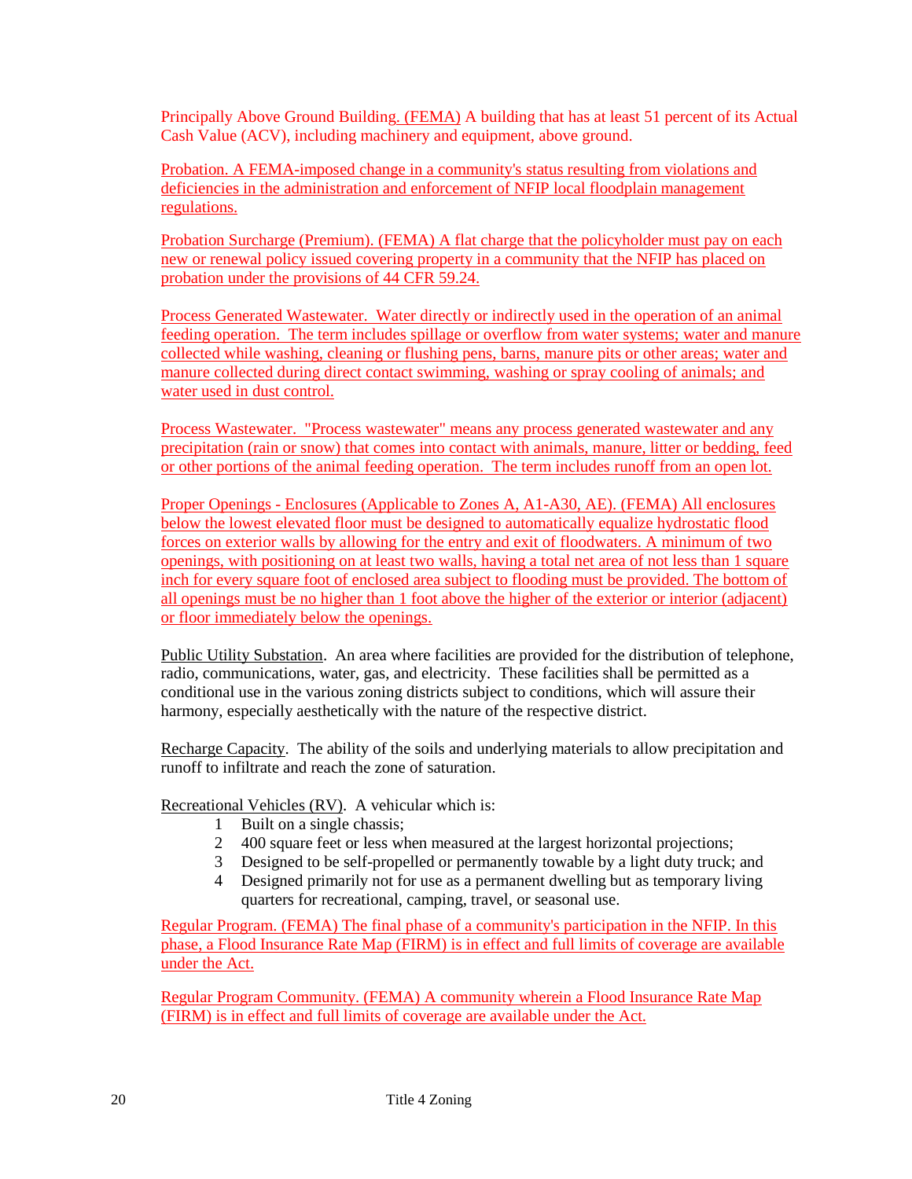Principally Above Ground Building. (FEMA) A building that has at least 51 percent of its Actual Cash Value (ACV), including machinery and equipment, above ground.

Probation. A FEMA-imposed change in a community's status resulting from violations and deficiencies in the administration and enforcement of NFIP local floodplain management regulations.

Probation Surcharge (Premium). (FEMA) A flat charge that the policyholder must pay on each new or renewal policy issued covering property in a community that the NFIP has placed on probation under the provisions of 44 CFR 59.24.

Process Generated Wastewater. Water directly or indirectly used in the operation of an animal feeding operation. The term includes spillage or overflow from water systems; water and manure collected while washing, cleaning or flushing pens, barns, manure pits or other areas; water and manure collected during direct contact swimming, washing or spray cooling of animals; and water used in dust control.

Process Wastewater. "Process wastewater" means any process generated wastewater and any precipitation (rain or snow) that comes into contact with animals, manure, litter or bedding, feed or other portions of the animal feeding operation. The term includes runoff from an open lot.

Proper Openings - Enclosures (Applicable to Zones A, A1-A30, AE). (FEMA) All enclosures below the lowest elevated floor must be designed to automatically equalize hydrostatic flood forces on exterior walls by allowing for the entry and exit of floodwaters. A minimum of two openings, with positioning on at least two walls, having a total net area of not less than 1 square inch for every square foot of enclosed area subject to flooding must be provided. The bottom of all openings must be no higher than 1 foot above the higher of the exterior or interior (adjacent) or floor immediately below the openings.

Public Utility Substation. An area where facilities are provided for the distribution of telephone, radio, communications, water, gas, and electricity. These facilities shall be permitted as a conditional use in the various zoning districts subject to conditions, which will assure their harmony, especially aesthetically with the nature of the respective district.

Recharge Capacity. The ability of the soils and underlying materials to allow precipitation and runoff to infiltrate and reach the zone of saturation.

Recreational Vehicles (RV). A vehicular which is:

1. Built on a single chassis;
2. 400 square feet or less when measured at the largest horizontal projections;
3. Designed to be self-propelled or permanently towable by a light duty truck; and
4. Designed primarily not for use as a permanent dwelling but as temporary living quarters for recreational, camping, travel, or seasonal use.

Regular Program. (FEMA) The final phase of a community's participation in the NFIP. In this phase, a Flood Insurance Rate Map (FIRM) is in effect and full limits of coverage are available under the Act.

Regular Program Community. (FEMA) A community wherein a Flood Insurance Rate Map (FIRM) is in effect and full limits of coverage are available under the Act.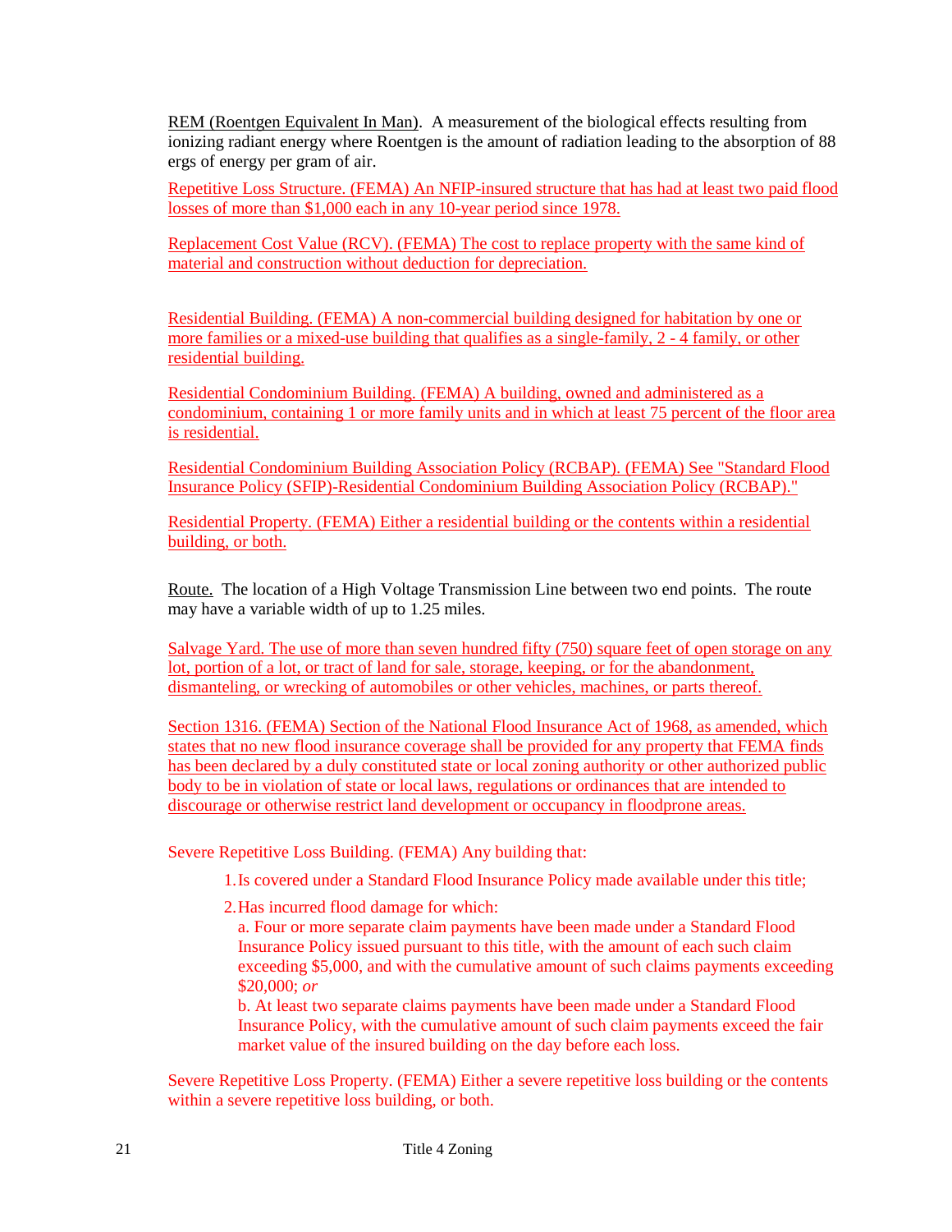REM (Roentgen Equivalent In Man). A measurement of the biological effects resulting from ionizing radiant energy where Roentgen is the amount of radiation leading to the absorption of 88 ergs of energy per gram of air.

Repetitive Loss Structure. (FEMA) An NFIP-insured structure that has had at least two paid flood losses of more than $1,000 each in any 10-year period since 1978.

Replacement Cost Value (RCV). (FEMA) The cost to replace property with the same kind of material and construction without deduction for depreciation.

Residential Building. (FEMA) A non-commercial building designed for habitation by one or more families or a mixed-use building that qualifies as a single-family, 2 - 4 family, or other residential building.

Residential Condominium Building. (FEMA) A building, owned and administered as a condominium, containing 1 or more family units and in which at least 75 percent of the floor area is residential.

Residential Condominium Building Association Policy (RCBAP). (FEMA) See "Standard Flood Insurance Policy (SFIP)-Residential Condominium Building Association Policy (RCBAP)."

Residential Property. (FEMA) Either a residential building or the contents within a residential building, or both.

Route. The location of a High Voltage Transmission Line between two end points. The route may have a variable width of up to 1.25 miles.

Salvage Yard. The use of more than seven hundred fifty (750) square feet of open storage on any lot, portion of a lot, or tract of land for sale, storage, keeping, or for the abandonment, dismanteling, or wrecking of automobiles or other vehicles, machines, or parts thereof.

Section 1316. (FEMA) Section of the National Flood Insurance Act of 1968, as amended, which states that no new flood insurance coverage shall be provided for any property that FEMA finds has been declared by a duly constituted state or local zoning authority or other authorized public body to be in violation of state or local laws, regulations or ordinances that are intended to discourage or otherwise restrict land development or occupancy in floodprone areas.

Severe Repetitive Loss Building. (FEMA) Any building that:

1. Is covered under a Standard Flood Insurance Policy made available under this title;
2. Has incurred flood damage for which:
   a. Four or more separate claim payments have been made under a Standard Flood Insurance Policy issued pursuant to this title, with the amount of each such claim exceeding $5,000, and with the cumulative amount of such claims payments exceeding $20,000; *or*
   b. At least two separate claims payments have been made under a Standard Flood Insurance Policy, with the cumulative amount of such claim payments exceed the fair market value of the insured building on the day before each loss.

Severe Repetitive Loss Property. (FEMA) Either a severe repetitive loss building or the contents within a severe repetitive loss building, or both.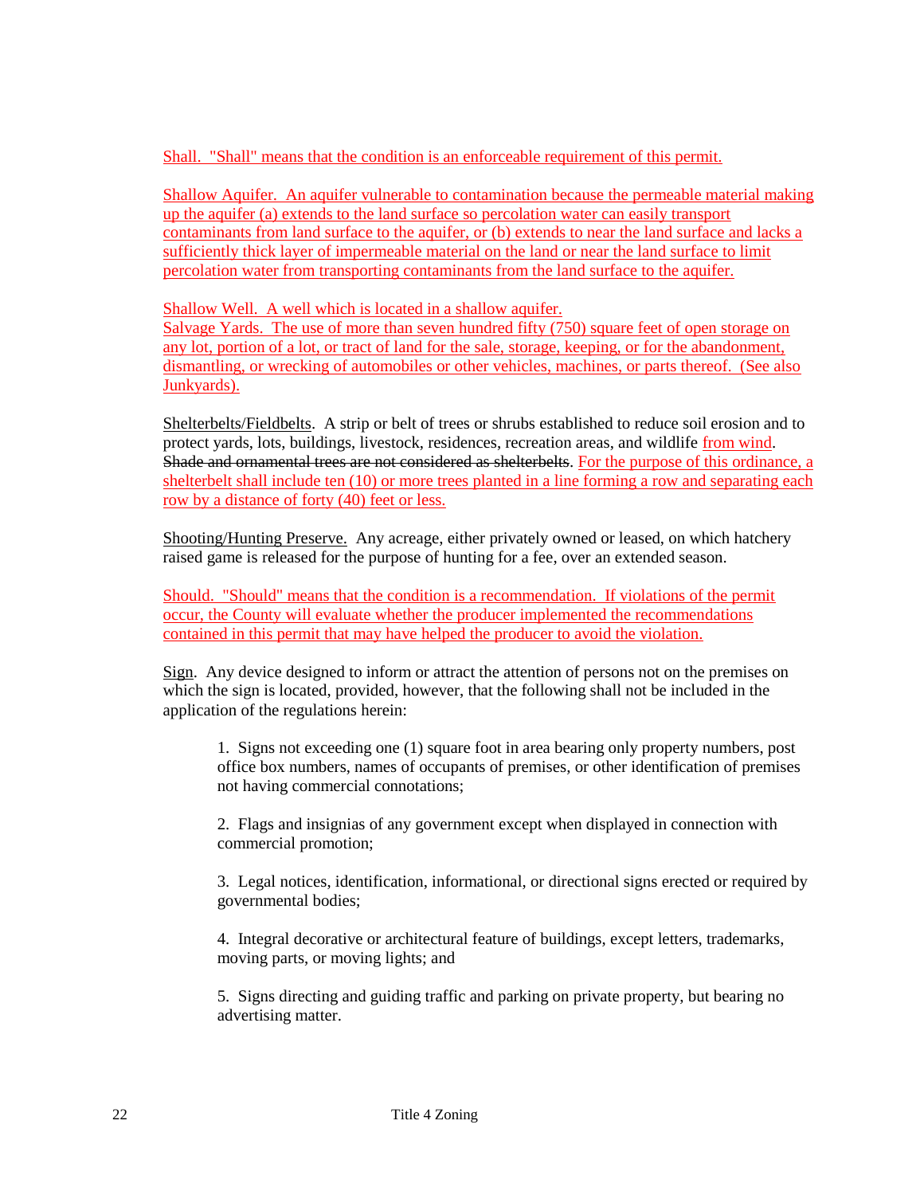Shall. "Shall" means that the condition is an enforceable requirement of this permit.

Shallow Aquifer. An aquifer vulnerable to contamination because the permeable material making up the aquifer (a) extends to the land surface so percolation water can easily transport contaminants from land surface to the aquifer, or (b) extends to near the land surface and lacks a sufficiently thick layer of impermeable material on the land or near the land surface to limit percolation water from transporting contaminants from the land surface to the aquifer.

Shallow Well. A well which is located in a shallow aquifer.
Salvage Yards. The use of more than seven hundred fifty (750) square feet of open storage on any lot, portion of a lot, or tract of land for the sale, storage, keeping, or for the abandonment, dismantling, or wrecking of automobiles or other vehicles, machines, or parts thereof. (See also Junkyards).

Shelterbelts/Fieldbelts. A strip or belt of trees or shrubs established to reduce soil erosion and to protect yards, lots, buildings, livestock, residences, recreation areas, and wildlife from wind. ~~Shade and ornamental trees are not considered as shelterbelts~~. For the purpose of this ordinance, a shelterbelt shall include ten (10) or more trees planted in a line forming a row and separating each row by a distance of forty (40) feet or less.

Shooting/Hunting Preserve. Any acreage, either privately owned or leased, on which hatchery raised game is released for the purpose of hunting for a fee, over an extended season.

Should. "Should" means that the condition is a recommendation. If violations of the permit occur, the County will evaluate whether the producer implemented the recommendations contained in this permit that may have helped the producer to avoid the violation.

Sign. Any device designed to inform or attract the attention of persons not on the premises on which the sign is located, provided, however, that the following shall not be included in the application of the regulations herein:

1. Signs not exceeding one (1) square foot in area bearing only property numbers, post office box numbers, names of occupants of premises, or other identification of premises not having commercial connotations;

2. Flags and insignias of any government except when displayed in connection with commercial promotion;

3. Legal notices, identification, informational, or directional signs erected or required by governmental bodies;

4. Integral decorative or architectural feature of buildings, except letters, trademarks, moving parts, or moving lights; and

5. Signs directing and guiding traffic and parking on private property, but bearing no advertising matter.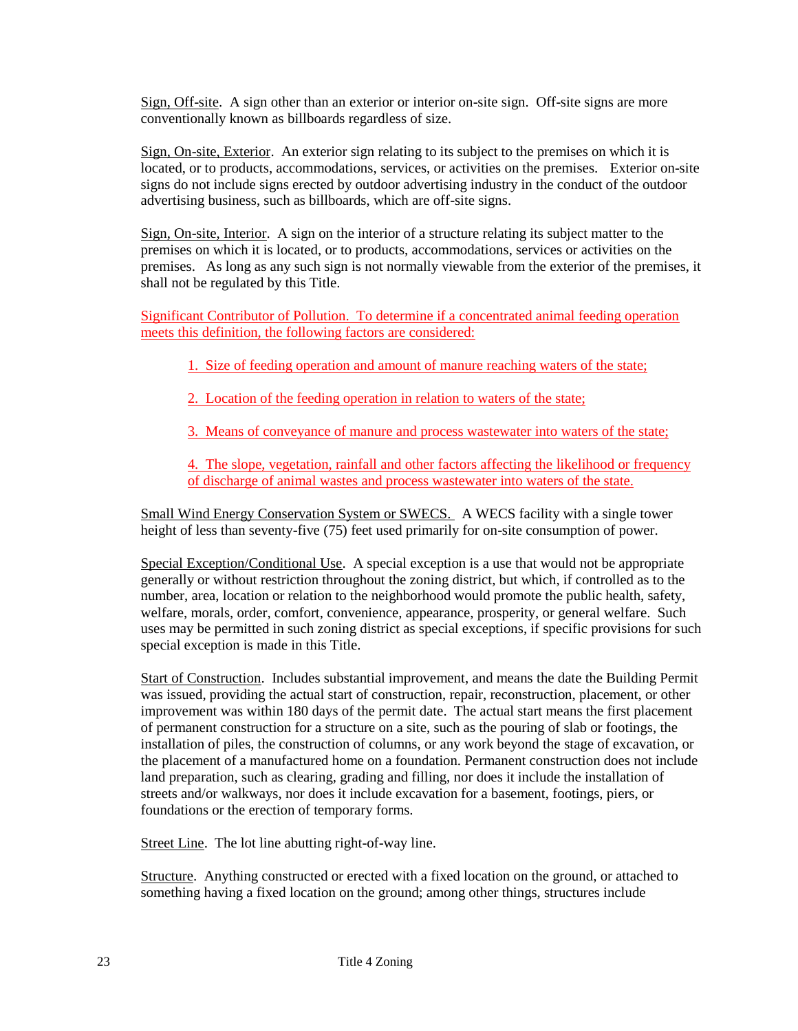Sign, Off-site. A sign other than an exterior or interior on-site sign. Off-site signs are more conventionally known as billboards regardless of size.

Sign, On-site, Exterior. An exterior sign relating to its subject to the premises on which it is located, or to products, accommodations, services, or activities on the premises. Exterior on-site signs do not include signs erected by outdoor advertising industry in the conduct of the outdoor advertising business, such as billboards, which are off-site signs.

Sign, On-site, Interior. A sign on the interior of a structure relating its subject matter to the premises on which it is located, or to products, accommodations, services or activities on the premises. As long as any such sign is not normally viewable from the exterior of the premises, it shall not be regulated by this Title.

Significant Contributor of Pollution. To determine if a concentrated animal feeding operation meets this definition, the following factors are considered:

1. Size of feeding operation and amount of manure reaching waters of the state;

2. Location of the feeding operation in relation to waters of the state;

3. Means of conveyance of manure and process wastewater into waters of the state;

4. The slope, vegetation, rainfall and other factors affecting the likelihood or frequency of discharge of animal wastes and process wastewater into waters of the state.

Small Wind Energy Conservation System or SWECS. A WECS facility with a single tower height of less than seventy-five (75) feet used primarily for on-site consumption of power.

Special Exception/Conditional Use. A special exception is a use that would not be appropriate generally or without restriction throughout the zoning district, but which, if controlled as to the number, area, location or relation to the neighborhood would promote the public health, safety, welfare, morals, order, comfort, convenience, appearance, prosperity, or general welfare. Such uses may be permitted in such zoning district as special exceptions, if specific provisions for such special exception is made in this Title.

Start of Construction. Includes substantial improvement, and means the date the Building Permit was issued, providing the actual start of construction, repair, reconstruction, placement, or other improvement was within 180 days of the permit date. The actual start means the first placement of permanent construction for a structure on a site, such as the pouring of slab or footings, the installation of piles, the construction of columns, or any work beyond the stage of excavation, or the placement of a manufactured home on a foundation. Permanent construction does not include land preparation, such as clearing, grading and filling, nor does it include the installation of streets and/or walkways, nor does it include excavation for a basement, footings, piers, or foundations or the erection of temporary forms.

Street Line. The lot line abutting right-of-way line.

Structure. Anything constructed or erected with a fixed location on the ground, or attached to something having a fixed location on the ground; among other things, structures include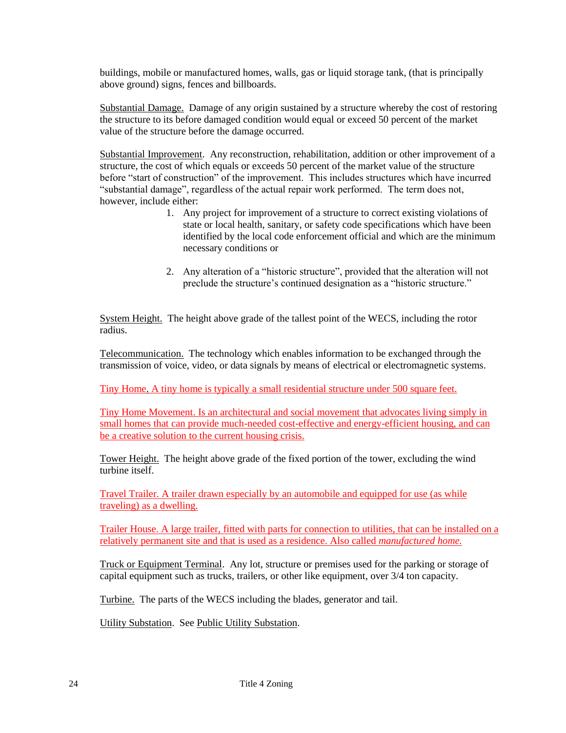buildings, mobile or manufactured homes, walls, gas or liquid storage tank, (that is principally above ground) signs, fences and billboards.

<u>Substantial Damage.</u> Damage of any origin sustained by a structure whereby the cost of restoring the structure to its before damaged condition would equal or exceed 50 percent of the market value of the structure before the damage occurred.

<u>Substantial Improvement</u>. Any reconstruction, rehabilitation, addition or other improvement of a structure, the cost of which equals or exceeds 50 percent of the market value of the structure before "start of construction" of the improvement. This includes structures which have incurred "substantial damage", regardless of the actual repair work performed. The term does not, however, include either:

1. Any project for improvement of a structure to correct existing violations of state or local health, sanitary, or safety code specifications which have been identified by the local code enforcement official and which are the minimum necessary conditions or

2. Any alteration of a "historic structure", provided that the alteration will not preclude the structure's continued designation as a "historic structure."

<u>System Height.</u> The height above grade of the tallest point of the WECS, including the rotor radius.

<u>Telecommunication.</u> The technology which enables information to be exchanged through the transmission of voice, video, or data signals by means of electrical or electromagnetic systems.

<u>Tiny Home. A tiny home is typically a small residential structure under 500 square feet.</u>

<u>Tiny Home Movement. Is an architectural and social movement that advocates living simply in small homes that can provide much-needed cost-effective and energy-efficient housing, and can be a creative solution to the current housing crisis.</u>

<u>Tower Height.</u> The height above grade of the fixed portion of the tower, excluding the wind turbine itself.

<u>Travel Trailer. A trailer drawn especially by an automobile and equipped for use (as while traveling) as a dwelling.</u>

<u>Trailer House. A large trailer, fitted with parts for connection to utilities, that can be installed on a relatively permanent site and that is used as a residence. Also called *manufactured home.*</u>

<u>Truck or Equipment Terminal</u>. Any lot, structure or premises used for the parking or storage of capital equipment such as trucks, trailers, or other like equipment, over 3/4 ton capacity.

<u>Turbine.</u> The parts of the WECS including the blades, generator and tail.

<u>Utility Substation</u>. See <u>Public Utility Substation</u>.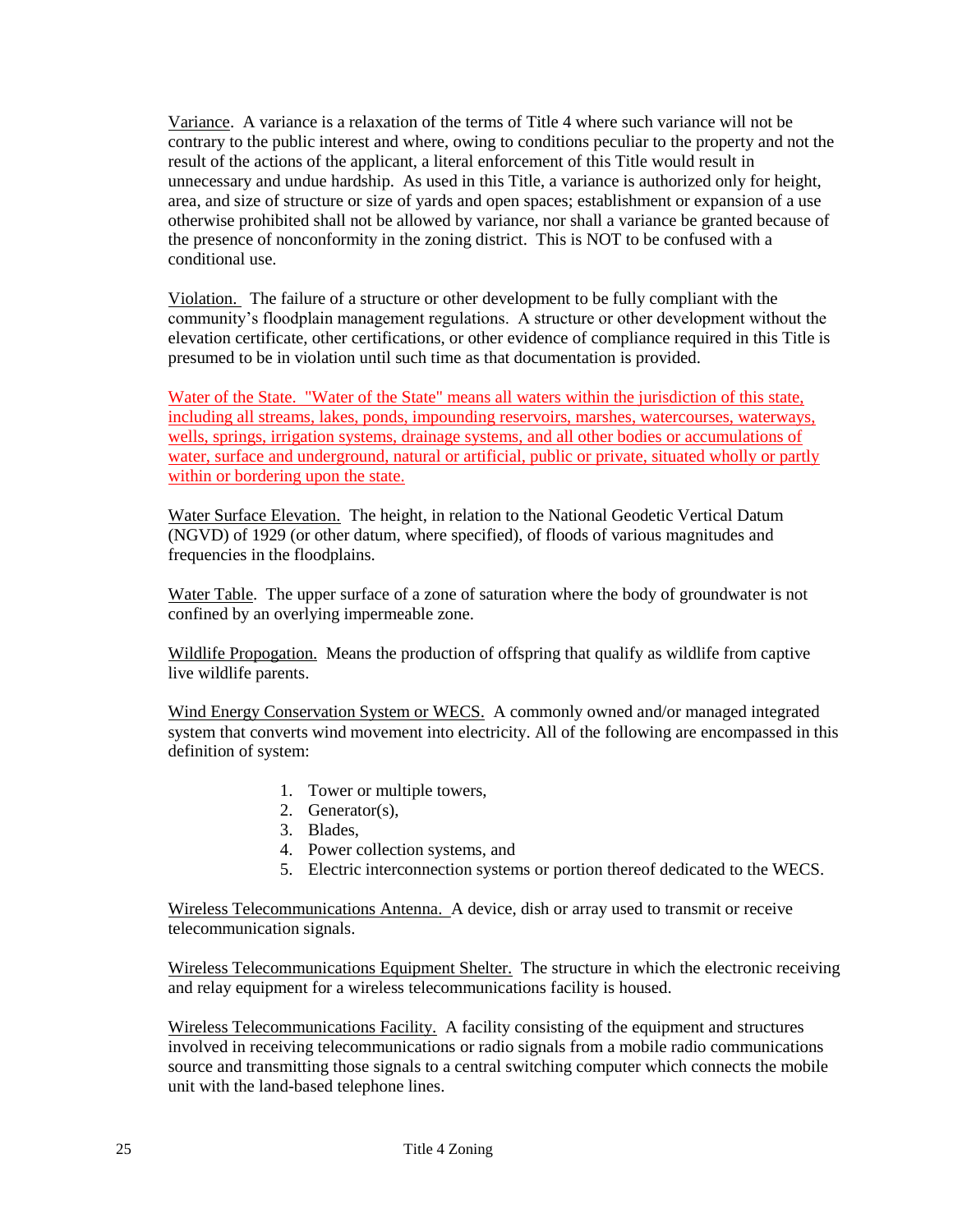<u>Variance</u>. A variance is a relaxation of the terms of Title 4 where such variance will not be contrary to the public interest and where, owing to conditions peculiar to the property and not the result of the actions of the applicant, a literal enforcement of this Title would result in unnecessary and undue hardship. As used in this Title, a variance is authorized only for height, area, and size of structure or size of yards and open spaces; establishment or expansion of a use otherwise prohibited shall not be allowed by variance, nor shall a variance be granted because of the presence of nonconformity in the zoning district. This is NOT to be confused with a conditional use.

<u>Violation.</u> The failure of a structure or other development to be fully compliant with the community's floodplain management regulations. A structure or other development without the elevation certificate, other certifications, or other evidence of compliance required in this Title is presumed to be in violation until such time as that documentation is provided.

<u>Water of the State. "Water of the State" means all waters within the jurisdiction of this state, including all streams, lakes, ponds, impounding reservoirs, marshes, watercourses, waterways, wells, springs, irrigation systems, drainage systems, and all other bodies or accumulations of water, surface and underground, natural or artificial, public or private, situated wholly or partly within or bordering upon the state.</u>

<u>Water Surface Elevation.</u> The height, in relation to the National Geodetic Vertical Datum (NGVD) of 1929 (or other datum, where specified), of floods of various magnitudes and frequencies in the floodplains.

<u>Water Table</u>. The upper surface of a zone of saturation where the body of groundwater is not confined by an overlying impermeable zone.

<u>Wildlife Propogation.</u> Means the production of offspring that qualify as wildlife from captive live wildlife parents.

<u>Wind Energy Conservation System or WECS.</u> A commonly owned and/or managed integrated system that converts wind movement into electricity. All of the following are encompassed in this definition of system:

1. Tower or multiple towers,
2. Generator(s),
3. Blades,
4. Power collection systems, and
5. Electric interconnection systems or portion thereof dedicated to the WECS.

<u>Wireless Telecommunications Antenna.</u> A device, dish or array used to transmit or receive telecommunication signals.

<u>Wireless Telecommunications Equipment Shelter.</u> The structure in which the electronic receiving and relay equipment for a wireless telecommunications facility is housed.

<u>Wireless Telecommunications Facility.</u> A facility consisting of the equipment and structures involved in receiving telecommunications or radio signals from a mobile radio communications source and transmitting those signals to a central switching computer which connects the mobile unit with the land-based telephone lines.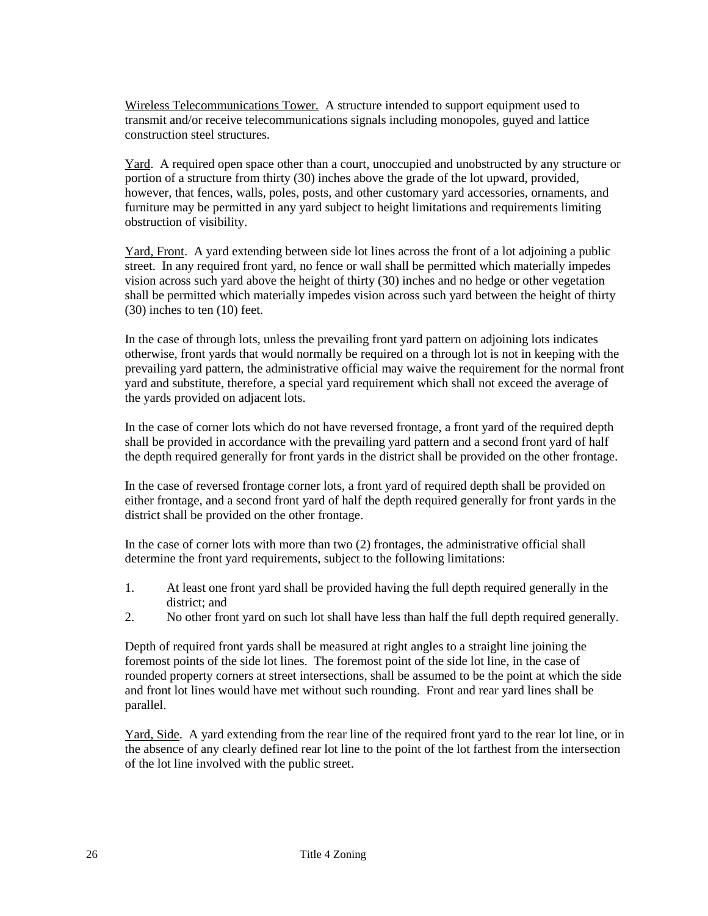<u>Wireless Telecommunications Tower.</u> A structure intended to support equipment used to transmit and/or receive telecommunications signals including monopoles, guyed and lattice construction steel structures.

<u>Yard</u>. A required open space other than a court, unoccupied and unobstructed by any structure or portion of a structure from thirty (30) inches above the grade of the lot upward, provided, however, that fences, walls, poles, posts, and other customary yard accessories, ornaments, and furniture may be permitted in any yard subject to height limitations and requirements limiting obstruction of visibility.

<u>Yard, Front</u>. A yard extending between side lot lines across the front of a lot adjoining a public street. In any required front yard, no fence or wall shall be permitted which materially impedes vision across such yard above the height of thirty (30) inches and no hedge or other vegetation shall be permitted which materially impedes vision across such yard between the height of thirty (30) inches to ten (10) feet.

In the case of through lots, unless the prevailing front yard pattern on adjoining lots indicates otherwise, front yards that would normally be required on a through lot is not in keeping with the prevailing yard pattern, the administrative official may waive the requirement for the normal front yard and substitute, therefore, a special yard requirement which shall not exceed the average of the yards provided on adjacent lots.

In the case of corner lots which do not have reversed frontage, a front yard of the required depth shall be provided in accordance with the prevailing yard pattern and a second front yard of half the depth required generally for front yards in the district shall be provided on the other frontage.

In the case of reversed frontage corner lots, a front yard of required depth shall be provided on either frontage, and a second front yard of half the depth required generally for front yards in the district shall be provided on the other frontage.

In the case of corner lots with more than two (2) frontages, the administrative official shall determine the front yard requirements, subject to the following limitations:

1. At least one front yard shall be provided having the full depth required generally in the district; and
2. No other front yard on such lot shall have less than half the full depth required generally.

Depth of required front yards shall be measured at right angles to a straight line joining the foremost points of the side lot lines. The foremost point of the side lot line, in the case of rounded property corners at street intersections, shall be assumed to be the point at which the side and front lot lines would have met without such rounding. Front and rear yard lines shall be parallel.

<u>Yard, Side</u>. A yard extending from the rear line of the required front yard to the rear lot line, or in the absence of any clearly defined rear lot line to the point of the lot farthest from the intersection of the lot line involved with the public street.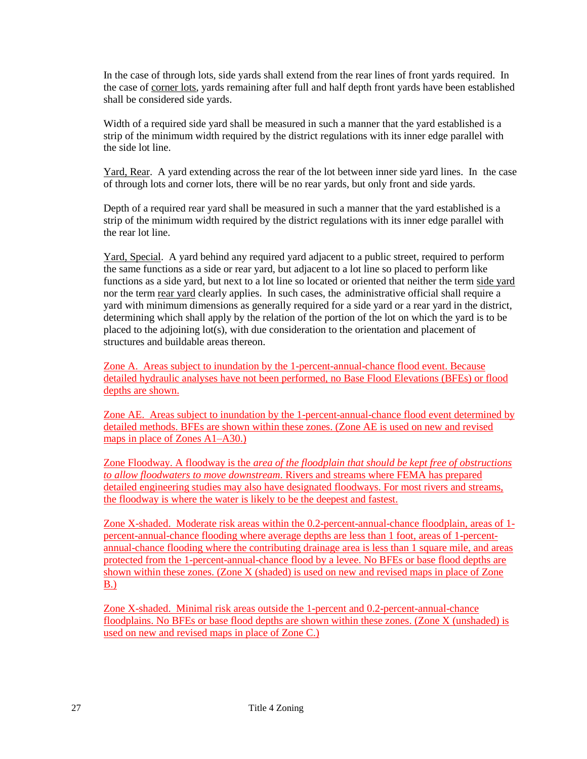In the case of through lots, side yards shall extend from the rear lines of front yards required. In the case of <u>corner lots</u>, yards remaining after full and half depth front yards have been established shall be considered side yards.

Width of a required side yard shall be measured in such a manner that the yard established is a strip of the minimum width required by the district regulations with its inner edge parallel with the side lot line.

<u>Yard, Rear</u>. A yard extending across the rear of the lot between inner side yard lines. In the case of through lots and corner lots, there will be no rear yards, but only front and side yards.

Depth of a required rear yard shall be measured in such a manner that the yard established is a strip of the minimum width required by the district regulations with its inner edge parallel with the rear lot line.

<u>Yard, Special</u>. A yard behind any required yard adjacent to a public street, required to perform the same functions as a side or rear yard, but adjacent to a lot line so placed to perform like functions as a side yard, but next to a lot line so located or oriented that neither the term <u>side yard</u> nor the term <u>rear yard</u> clearly applies. In such cases, the administrative official shall require a yard with minimum dimensions as generally required for a side yard or a rear yard in the district, determining which shall apply by the relation of the portion of the lot on which the yard is to be placed to the adjoining lot(s), with due consideration to the orientation and placement of structures and buildable areas thereon.

<u>Zone A. Areas subject to inundation by the 1-percent-annual-chance flood event. Because detailed hydraulic analyses have not been performed, no Base Flood Elevations (BFEs) or flood depths are shown.</u>

<u>Zone AE. Areas subject to inundation by the 1-percent-annual-chance flood event determined by detailed methods. BFEs are shown within these zones. (Zone AE is used on new and revised maps in place of Zones A1–A30.)</u>

<u>Zone Floodway. A floodway is the *area of the floodplain that should be kept free of obstructions to allow floodwaters to move downstream*. Rivers and streams where FEMA has prepared detailed engineering studies may also have designated floodways. For most rivers and streams, the floodway is where the water is likely to be the deepest and fastest.</u>

<u>Zone X-shaded. Moderate risk areas within the 0.2-percent-annual-chance floodplain, areas of 1-percent-annual-chance flooding where average depths are less than 1 foot, areas of 1-percent-annual-chance flooding where the contributing drainage area is less than 1 square mile, and areas protected from the 1-percent-annual-chance flood by a levee. No BFEs or base flood depths are shown within these zones. (Zone X (shaded) is used on new and revised maps in place of Zone B.)</u>

<u>Zone X-shaded. Minimal risk areas outside the 1-percent and 0.2-percent-annual-chance floodplains. No BFEs or base flood depths are shown within these zones. (Zone X (unshaded) is used on new and revised maps in place of Zone C.)</u>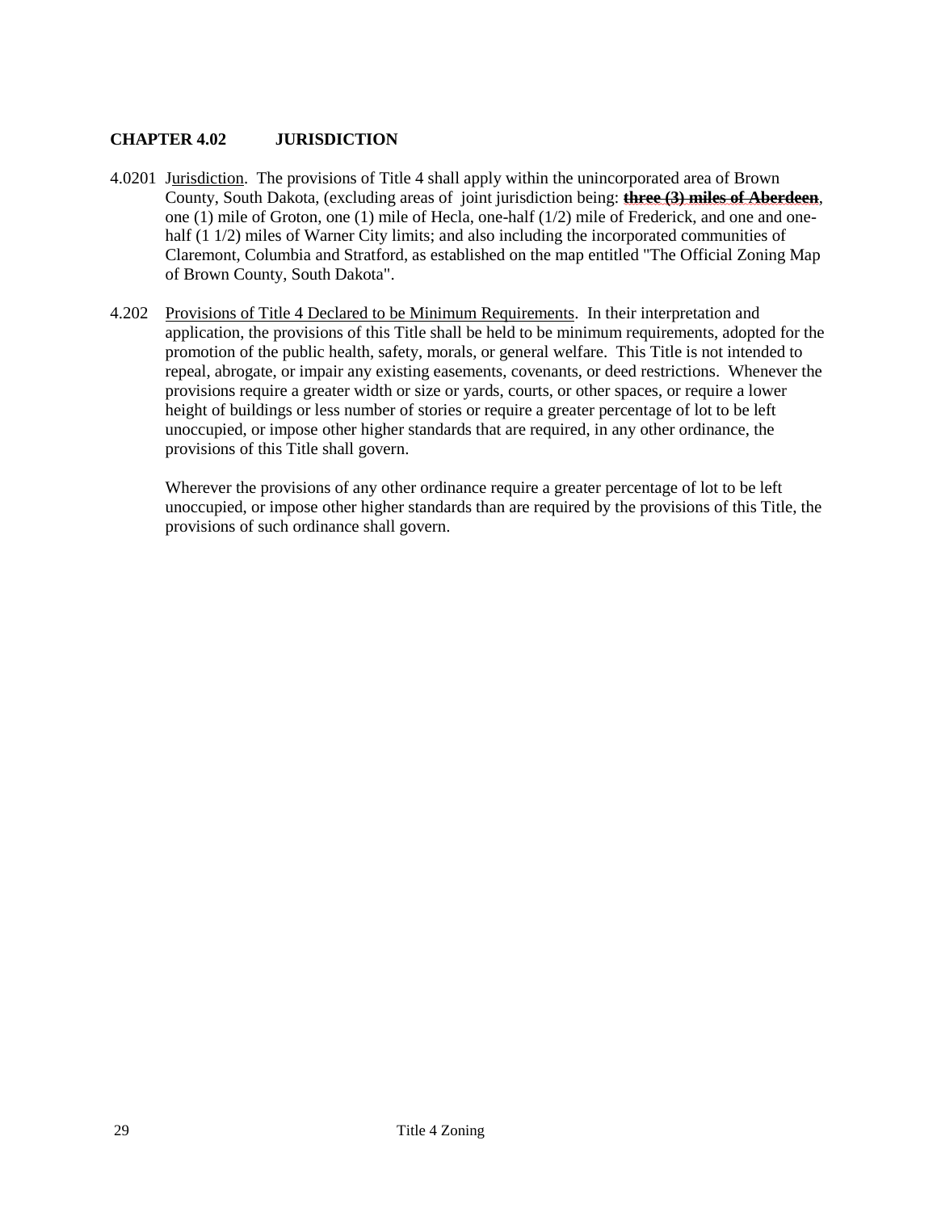## CHAPTER 4.02 JURISDICTION

4.0201 Jurisdiction. The provisions of Title 4 shall apply within the unincorporated area of Brown County, South Dakota, (excluding areas of joint jurisdiction being: ~~**three (3) miles of Aberdeen**~~, one (1) mile of Groton, one (1) mile of Hecla, one-half (1/2) mile of Frederick, and one and one-half (1 1/2) miles of Warner City limits; and also including the incorporated communities of Claremont, Columbia and Stratford, as established on the map entitled "The Official Zoning Map of Brown County, South Dakota".

4.202 Provisions of Title 4 Declared to be Minimum Requirements. In their interpretation and application, the provisions of this Title shall be held to be minimum requirements, adopted for the promotion of the public health, safety, morals, or general welfare. This Title is not intended to repeal, abrogate, or impair any existing easements, covenants, or deed restrictions. Whenever the provisions require a greater width or size or yards, courts, or other spaces, or require a lower height of buildings or less number of stories or require a greater percentage of lot to be left unoccupied, or impose other higher standards that are required, in any other ordinance, the provisions of this Title shall govern.

Wherever the provisions of any other ordinance require a greater percentage of lot to be left unoccupied, or impose other higher standards than are required by the provisions of this Title, the provisions of such ordinance shall govern.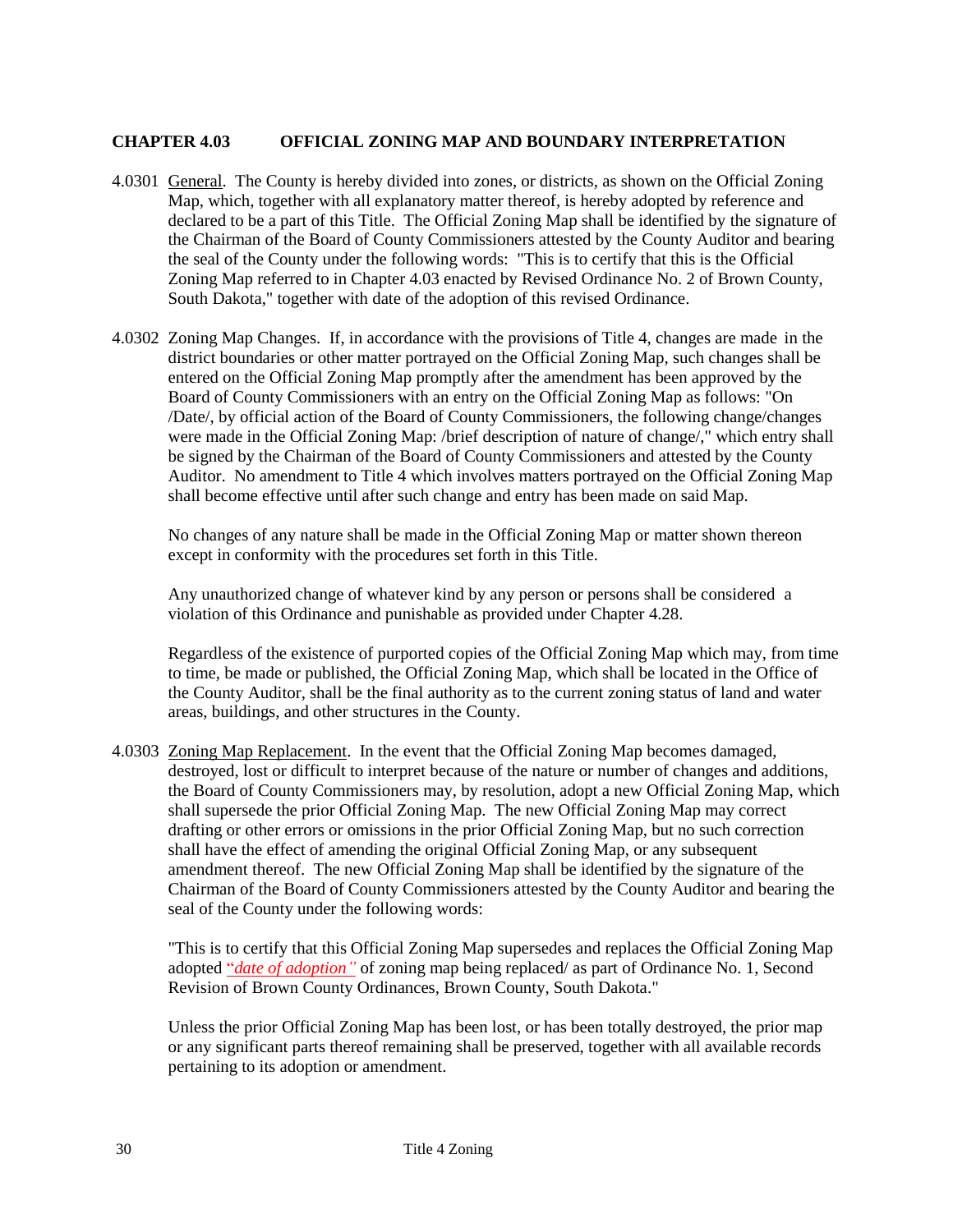## CHAPTER 4.03 OFFICIAL ZONING MAP AND BOUNDARY INTERPRETATION

4.0301 General. The County is hereby divided into zones, or districts, as shown on the Official Zoning Map, which, together with all explanatory matter thereof, is hereby adopted by reference and declared to be a part of this Title. The Official Zoning Map shall be identified by the signature of the Chairman of the Board of County Commissioners attested by the County Auditor and bearing the seal of the County under the following words: "This is to certify that this is the Official Zoning Map referred to in Chapter 4.03 enacted by Revised Ordinance No. 2 of Brown County, South Dakota," together with date of the adoption of this revised Ordinance.

4.0302 Zoning Map Changes. If, in accordance with the provisions of Title 4, changes are made in the district boundaries or other matter portrayed on the Official Zoning Map, such changes shall be entered on the Official Zoning Map promptly after the amendment has been approved by the Board of County Commissioners with an entry on the Official Zoning Map as follows: "On /Date/, by official action of the Board of County Commissioners, the following change/changes were made in the Official Zoning Map: /brief description of nature of change/," which entry shall be signed by the Chairman of the Board of County Commissioners and attested by the County Auditor. No amendment to Title 4 which involves matters portrayed on the Official Zoning Map shall become effective until after such change and entry has been made on said Map.

No changes of any nature shall be made in the Official Zoning Map or matter shown thereon except in conformity with the procedures set forth in this Title.

Any unauthorized change of whatever kind by any person or persons shall be considered a violation of this Ordinance and punishable as provided under Chapter 4.28.

Regardless of the existence of purported copies of the Official Zoning Map which may, from time to time, be made or published, the Official Zoning Map, which shall be located in the Office of the County Auditor, shall be the final authority as to the current zoning status of land and water areas, buildings, and other structures in the County.

4.0303 Zoning Map Replacement. In the event that the Official Zoning Map becomes damaged, destroyed, lost or difficult to interpret because of the nature or number of changes and additions, the Board of County Commissioners may, by resolution, adopt a new Official Zoning Map, which shall supersede the prior Official Zoning Map. The new Official Zoning Map may correct drafting or other errors or omissions in the prior Official Zoning Map, but no such correction shall have the effect of amending the original Official Zoning Map, or any subsequent amendment thereof. The new Official Zoning Map shall be identified by the signature of the Chairman of the Board of County Commissioners attested by the County Auditor and bearing the seal of the County under the following words:

"This is to certify that this Official Zoning Map supersedes and replaces the Official Zoning Map adopted "*date of adoption*" of zoning map being replaced/ as part of Ordinance No. 1, Second Revision of Brown County Ordinances, Brown County, South Dakota."

Unless the prior Official Zoning Map has been lost, or has been totally destroyed, the prior map or any significant parts thereof remaining shall be preserved, together with all available records pertaining to its adoption or amendment.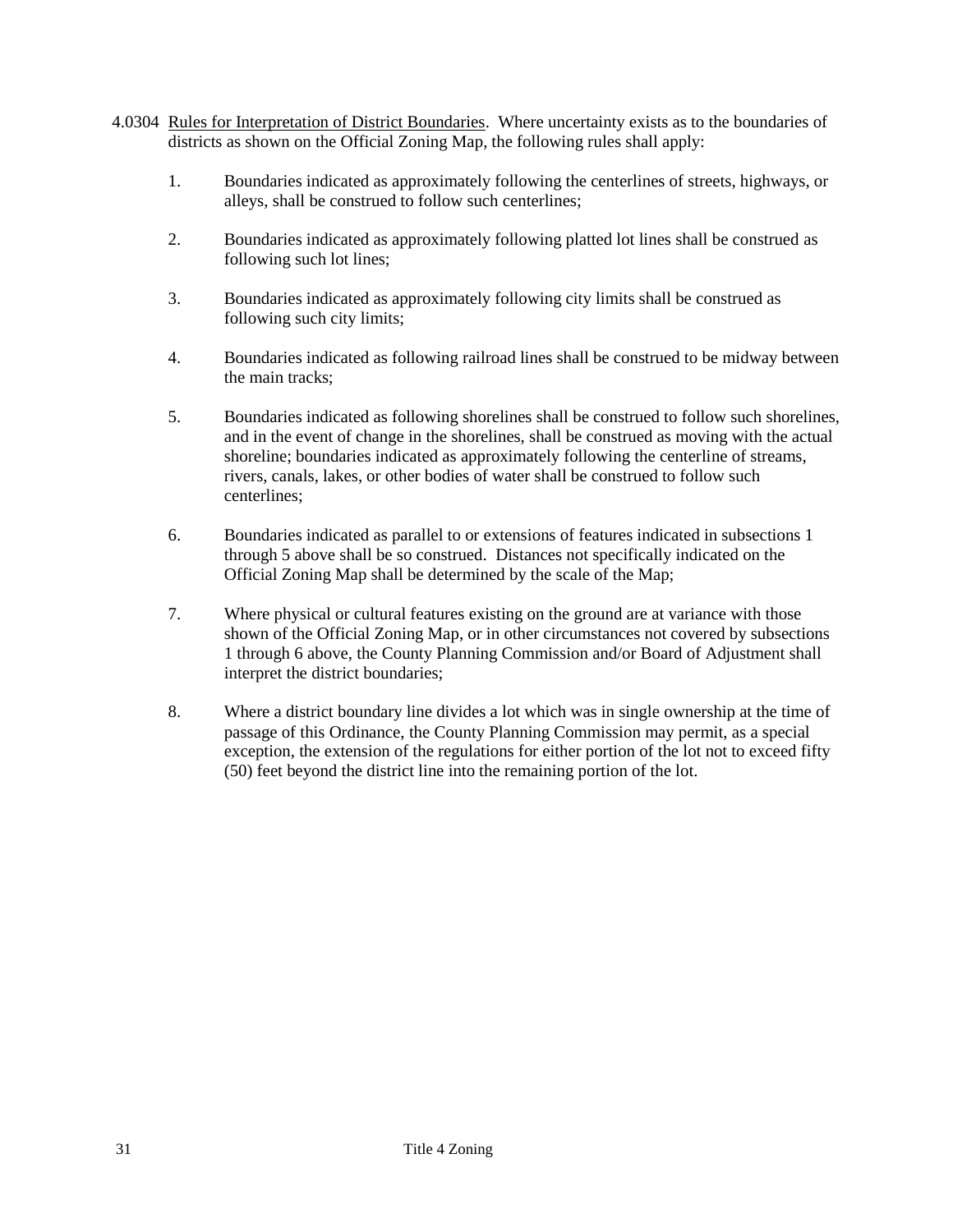4.0304 Rules for Interpretation of District Boundaries. Where uncertainty exists as to the boundaries of districts as shown on the Official Zoning Map, the following rules shall apply:

1. Boundaries indicated as approximately following the centerlines of streets, highways, or alleys, shall be construed to follow such centerlines;

2. Boundaries indicated as approximately following platted lot lines shall be construed as following such lot lines;

3. Boundaries indicated as approximately following city limits shall be construed as following such city limits;

4. Boundaries indicated as following railroad lines shall be construed to be midway between the main tracks;

5. Boundaries indicated as following shorelines shall be construed to follow such shorelines, and in the event of change in the shorelines, shall be construed as moving with the actual shoreline; boundaries indicated as approximately following the centerline of streams, rivers, canals, lakes, or other bodies of water shall be construed to follow such centerlines;

6. Boundaries indicated as parallel to or extensions of features indicated in subsections 1 through 5 above shall be so construed. Distances not specifically indicated on the Official Zoning Map shall be determined by the scale of the Map;

7. Where physical or cultural features existing on the ground are at variance with those shown of the Official Zoning Map, or in other circumstances not covered by subsections 1 through 6 above, the County Planning Commission and/or Board of Adjustment shall interpret the district boundaries;

8. Where a district boundary line divides a lot which was in single ownership at the time of passage of this Ordinance, the County Planning Commission may permit, as a special exception, the extension of the regulations for either portion of the lot not to exceed fifty (50) feet beyond the district line into the remaining portion of the lot.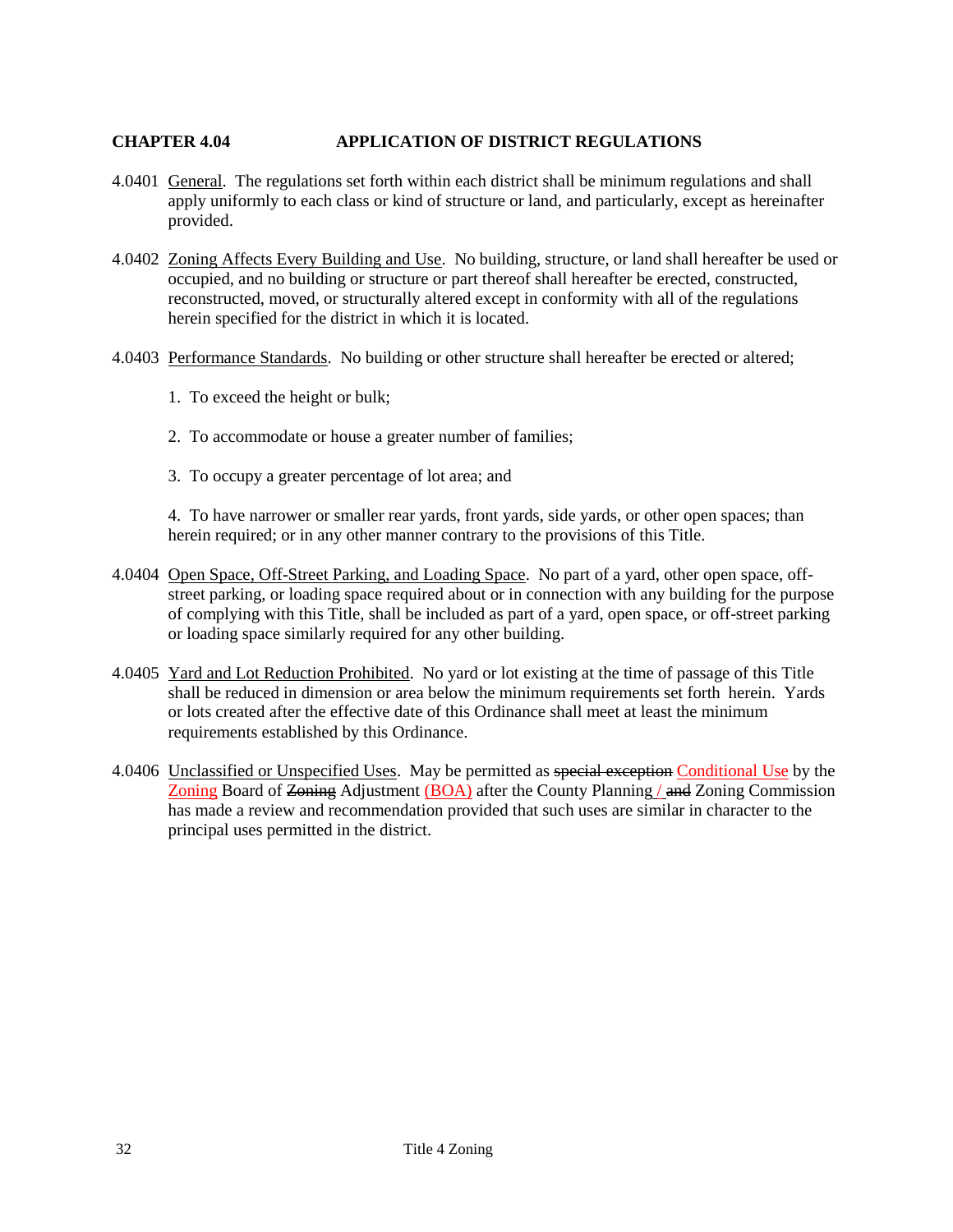## CHAPTER 4.04 APPLICATION OF DISTRICT REGULATIONS

4.0401 General. The regulations set forth within each district shall be minimum regulations and shall apply uniformly to each class or kind of structure or land, and particularly, except as hereinafter provided.

4.0402 Zoning Affects Every Building and Use. No building, structure, or land shall hereafter be used or occupied, and no building or structure or part thereof shall hereafter be erected, constructed, reconstructed, moved, or structurally altered except in conformity with all of the regulations herein specified for the district in which it is located.

4.0403 Performance Standards. No building or other structure shall hereafter be erected or altered;

1. To exceed the height or bulk;

2. To accommodate or house a greater number of families;

3. To occupy a greater percentage of lot area; and

4. To have narrower or smaller rear yards, front yards, side yards, or other open spaces; than herein required; or in any other manner contrary to the provisions of this Title.

4.0404 Open Space, Off-Street Parking, and Loading Space. No part of a yard, other open space, off-street parking, or loading space required about or in connection with any building for the purpose of complying with this Title, shall be included as part of a yard, open space, or off-street parking or loading space similarly required for any other building.

4.0405 Yard and Lot Reduction Prohibited. No yard or lot existing at the time of passage of this Title shall be reduced in dimension or area below the minimum requirements set forth herein. Yards or lots created after the effective date of this Ordinance shall meet at least the minimum requirements established by this Ordinance.

4.0406 Unclassified or Unspecified Uses. May be permitted as ~~special exception~~ Conditional Use by the Zoning Board of ~~Zoning~~ Adjustment (BOA) after the County Planning / ~~and~~ Zoning Commission has made a review and recommendation provided that such uses are similar in character to the principal uses permitted in the district.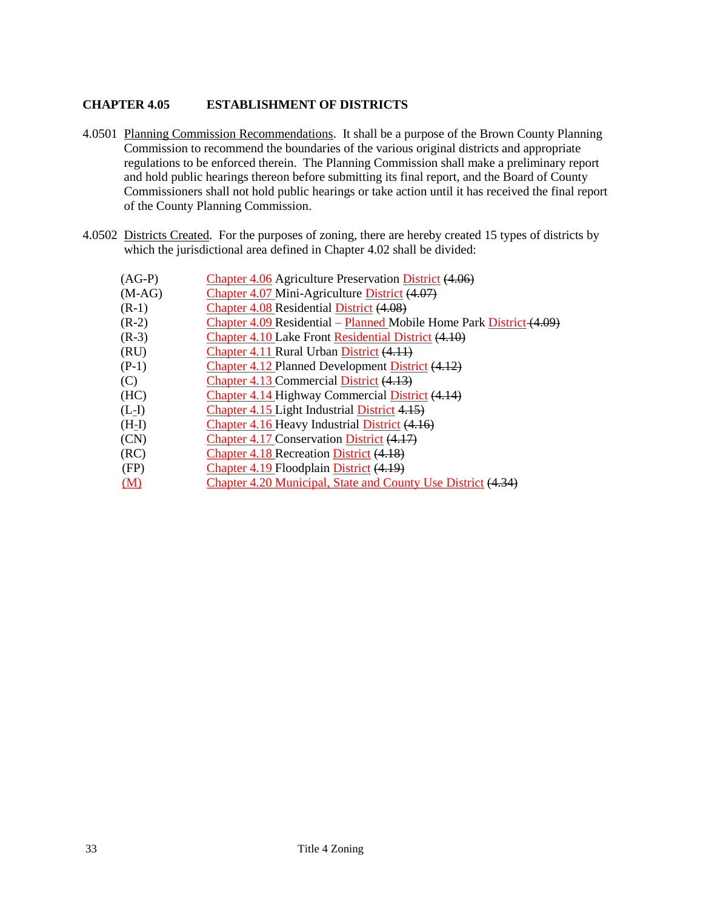## CHAPTER 4.05 ESTABLISHMENT OF DISTRICTS

4.0501 Planning Commission Recommendations. It shall be a purpose of the Brown County Planning Commission to recommend the boundaries of the various original districts and appropriate regulations to be enforced therein. The Planning Commission shall make a preliminary report and hold public hearings thereon before submitting its final report, and the Board of County Commissioners shall not hold public hearings or take action until it has received the final report of the County Planning Commission.

4.0502 Districts Created. For the purposes of zoning, there are hereby created 15 types of districts by which the jurisdictional area defined in Chapter 4.02 shall be divided:

| | |
|---|---|
| (AG-P) | Chapter 4.06 Agriculture Preservation District ~~(4.06)~~ |
| (M-AG) | Chapter 4.07 Mini-Agriculture District ~~(4.07)~~ |
| (R-1) | Chapter 4.08 Residential District ~~(4.08)~~ |
| (R-2) | Chapter 4.09 Residential – Planned Mobile Home Park District ~~(4.09)~~ |
| (R-3) | Chapter 4.10 Lake Front Residential District ~~(4.10)~~ |
| (RU) | Chapter 4.11 Rural Urban District ~~(4.11)~~ |
| (P-1) | Chapter 4.12 Planned Development District ~~(4.12)~~ |
| (C) | Chapter 4.13 Commercial District ~~(4.13)~~ |
| (HC) | Chapter 4.14 Highway Commercial District ~~(4.14)~~ |
| (L-I) | Chapter 4.15 Light Industrial District ~~4.15)~~ |
| (H-I) | Chapter 4.16 Heavy Industrial District ~~(4.16)~~ |
| (CN) | Chapter 4.17 Conservation District ~~(4.17)~~ |
| (RC) | Chapter 4.18 Recreation District ~~(4.18)~~ |
| (FP) | Chapter 4.19 Floodplain District ~~(4.19)~~ |
| (M) | Chapter 4.20 Municipal, State and County Use District ~~(4.34)~~ |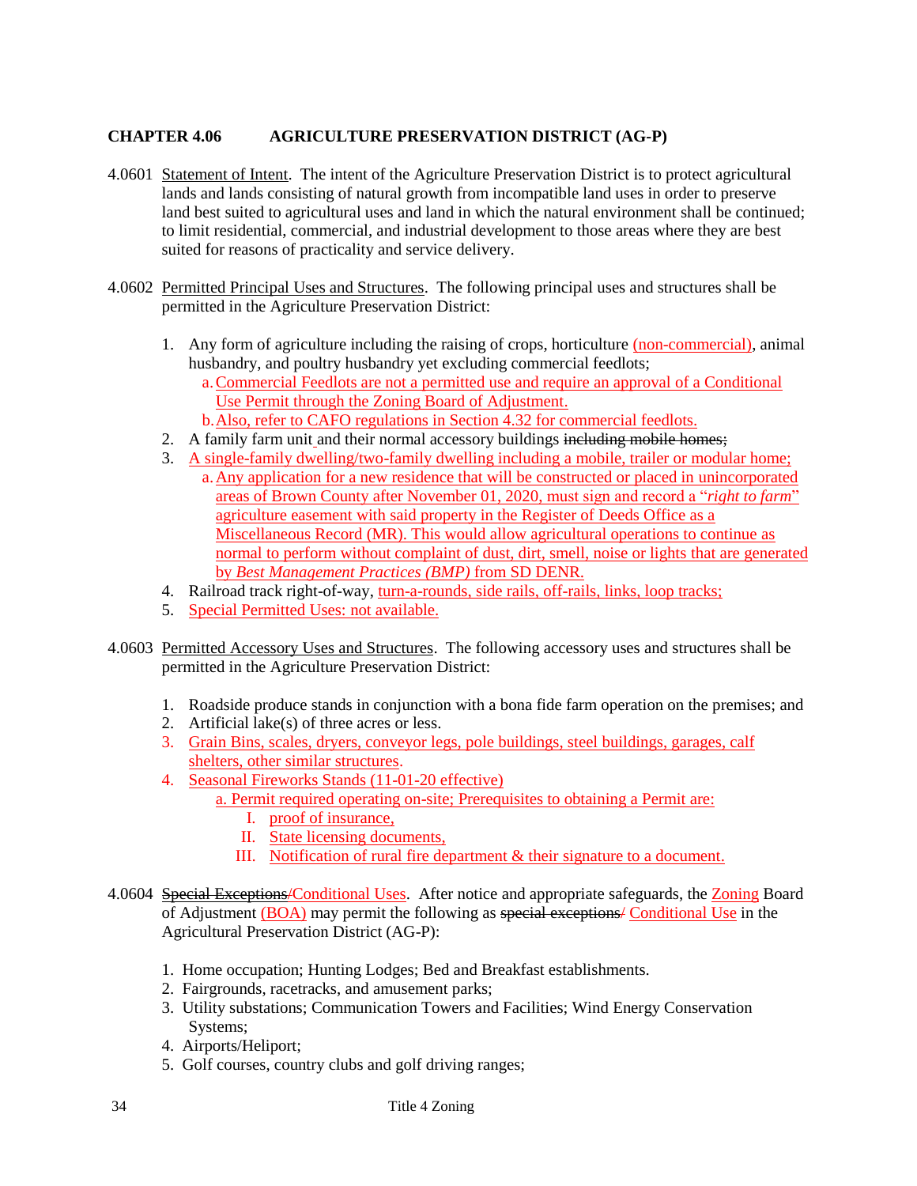## CHAPTER 4.06 AGRICULTURE PRESERVATION DISTRICT (AG-P)

4.0601 Statement of Intent. The intent of the Agriculture Preservation District is to protect agricultural lands and lands consisting of natural growth from incompatible land uses in order to preserve land best suited to agricultural uses and land in which the natural environment shall be continued; to limit residential, commercial, and industrial development to those areas where they are best suited for reasons of practicality and service delivery.

4.0602 Permitted Principal Uses and Structures. The following principal uses and structures shall be permitted in the Agriculture Preservation District:

1. Any form of agriculture including the raising of crops, horticulture (non-commercial), animal husbandry, and poultry husbandry yet excluding commercial feedlots;
   a. Commercial Feedlots are not a permitted use and require an approval of a Conditional Use Permit through the Zoning Board of Adjustment.
   b. Also, refer to CAFO regulations in Section 4.32 for commercial feedlots.
2. A family farm unit and their normal accessory buildings ~~including mobile homes;~~
3. A single-family dwelling/two-family dwelling including a mobile, trailer or modular home;
   a. Any application for a new residence that will be constructed or placed in unincorporated areas of Brown County after November 01, 2020, must sign and record a "*right to farm*" agriculture easement with said property in the Register of Deeds Office as a Miscellaneous Record (MR). This would allow agricultural operations to continue as normal to perform without complaint of dust, dirt, smell, noise or lights that are generated by *Best Management Practices (BMP)* from SD DENR.
4. Railroad track right-of-way, turn-a-rounds, side rails, off-rails, links, loop tracks;
5. Special Permitted Uses: not available.

4.0603 Permitted Accessory Uses and Structures. The following accessory uses and structures shall be permitted in the Agriculture Preservation District:

1. Roadside produce stands in conjunction with a bona fide farm operation on the premises; and
2. Artificial lake(s) of three acres or less.
3. Grain Bins, scales, dryers, conveyor legs, pole buildings, steel buildings, garages, calf shelters, other similar structures.
4. Seasonal Fireworks Stands (11-01-20 effective)
   a. Permit required operating on-site; Prerequisites to obtaining a Permit are:
      I. proof of insurance,
      II. State licensing documents,
      III. Notification of rural fire department & their signature to a document.

4.0604 ~~Special Exceptions/~~Conditional Uses. After notice and appropriate safeguards, the Zoning Board of Adjustment (BOA) may permit the following as ~~special exceptions/~~ Conditional Use in the Agricultural Preservation District (AG-P):

1. Home occupation; Hunting Lodges; Bed and Breakfast establishments.
2. Fairgrounds, racetracks, and amusement parks;
3. Utility substations; Communication Towers and Facilities; Wind Energy Conservation Systems;
4. Airports/Heliport;
5. Golf courses, country clubs and golf driving ranges;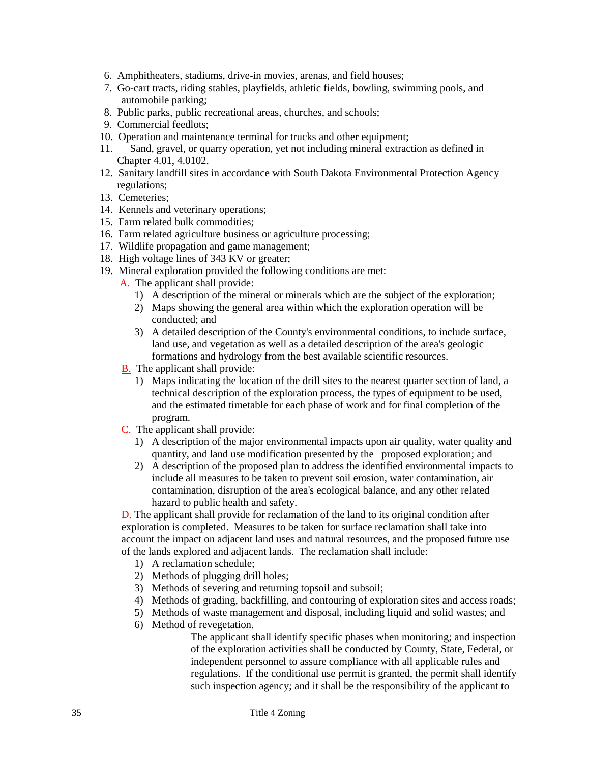6. Amphitheaters, stadiums, drive-in movies, arenas, and field houses;
7. Go-cart tracts, riding stables, playfields, athletic fields, bowling, swimming pools, and automobile parking;
8. Public parks, public recreational areas, churches, and schools;
9. Commercial feedlots;
10. Operation and maintenance terminal for trucks and other equipment;
11. Sand, gravel, or quarry operation, yet not including mineral extraction as defined in Chapter 4.01, 4.0102.
12. Sanitary landfill sites in accordance with South Dakota Environmental Protection Agency regulations;
13. Cemeteries;
14. Kennels and veterinary operations;
15. Farm related bulk commodities;
16. Farm related agriculture business or agriculture processing;
17. Wildlife propagation and game management;
18. High voltage lines of 343 KV or greater;
19. Mineral exploration provided the following conditions are met:
    - A. The applicant shall provide:
        1) A description of the mineral or minerals which are the subject of the exploration;
        2) Maps showing the general area within which the exploration operation will be conducted; and
        3) A detailed description of the County's environmental conditions, to include surface, land use, and vegetation as well as a detailed description of the area's geologic formations and hydrology from the best available scientific resources.
    - B. The applicant shall provide:
        1) Maps indicating the location of the drill sites to the nearest quarter section of land, a technical description of the exploration process, the types of equipment to be used, and the estimated timetable for each phase of work and for final completion of the program.
    - C. The applicant shall provide:
        1) A description of the major environmental impacts upon air quality, water quality and quantity, and land use modification presented by the proposed exploration; and
        2) A description of the proposed plan to address the identified environmental impacts to include all measures to be taken to prevent soil erosion, water contamination, air contamination, disruption of the area's ecological balance, and any other related hazard to public health and safety.
    - D. The applicant shall provide for reclamation of the land to its original condition after exploration is completed. Measures to be taken for surface reclamation shall take into account the impact on adjacent land uses and natural resources, and the proposed future use of the lands explored and adjacent lands. The reclamation shall include:
        1) A reclamation schedule;
        2) Methods of plugging drill holes;
        3) Methods of severing and returning topsoil and subsoil;
        4) Methods of grading, backfilling, and contouring of exploration sites and access roads;
        5) Methods of waste management and disposal, including liquid and solid wastes; and
        6) Method of revegetation.

        The applicant shall identify specific phases when monitoring; and inspection of the exploration activities shall be conducted by County, State, Federal, or independent personnel to assure compliance with all applicable rules and regulations. If the conditional use permit is granted, the permit shall identify such inspection agency; and it shall be the responsibility of the applicant to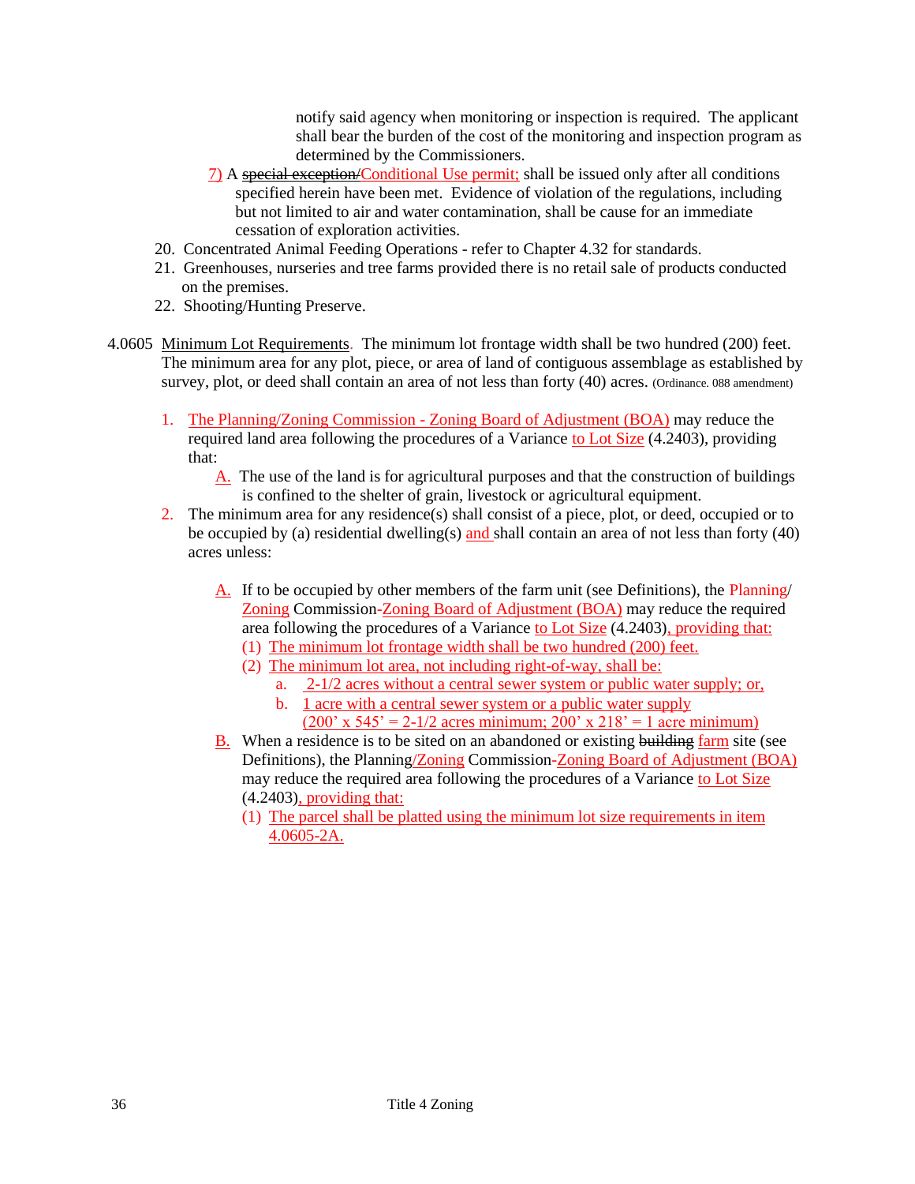notify said agency when monitoring or inspection is required. The applicant shall bear the burden of the cost of the monitoring and inspection program as determined by the Commissioners.

7) A ~~special exception/~~Conditional Use permit; shall be issued only after all conditions specified herein have been met. Evidence of violation of the regulations, including but not limited to air and water contamination, shall be cause for an immediate cessation of exploration activities.

20. Concentrated Animal Feeding Operations - refer to Chapter 4.32 for standards.
21. Greenhouses, nurseries and tree farms provided there is no retail sale of products conducted on the premises.
22. Shooting/Hunting Preserve.

4.0605 Minimum Lot Requirements. The minimum lot frontage width shall be two hundred (200) feet. The minimum area for any plot, piece, or area of land of contiguous assemblage as established by survey, plot, or deed shall contain an area of not less than forty (40) acres. (Ordinance. 088 amendment)

1. The Planning/Zoning Commission - Zoning Board of Adjustment (BOA) may reduce the required land area following the procedures of a Variance to Lot Size (4.2403), providing that:
   - A. The use of the land is for agricultural purposes and that the construction of buildings is confined to the shelter of grain, livestock or agricultural equipment.
2. The minimum area for any residence(s) shall consist of a piece, plot, or deed, occupied or to be occupied by (a) residential dwelling(s) and shall contain an area of not less than forty (40) acres unless:
   - A. If to be occupied by other members of the farm unit (see Definitions), the Planning/ Zoning Commission-Zoning Board of Adjustment (BOA) may reduce the required area following the procedures of a Variance to Lot Size (4.2403), providing that:
     - (1) The minimum lot frontage width shall be two hundred (200) feet.
     - (2) The minimum lot area, not including right-of-way, shall be:
       - a. 2-1/2 acres without a central sewer system or public water supply; or,
       - b. 1 acre with a central sewer system or a public water supply (200' x 545' = 2-1/2 acres minimum; 200' x 218' = 1 acre minimum)
   - B. When a residence is to be sited on an abandoned or existing ~~building~~ farm site (see Definitions), the Planning/Zoning Commission-Zoning Board of Adjustment (BOA) may reduce the required area following the procedures of a Variance to Lot Size (4.2403), providing that:
     - (1) The parcel shall be platted using the minimum lot size requirements in item 4.0605-2A.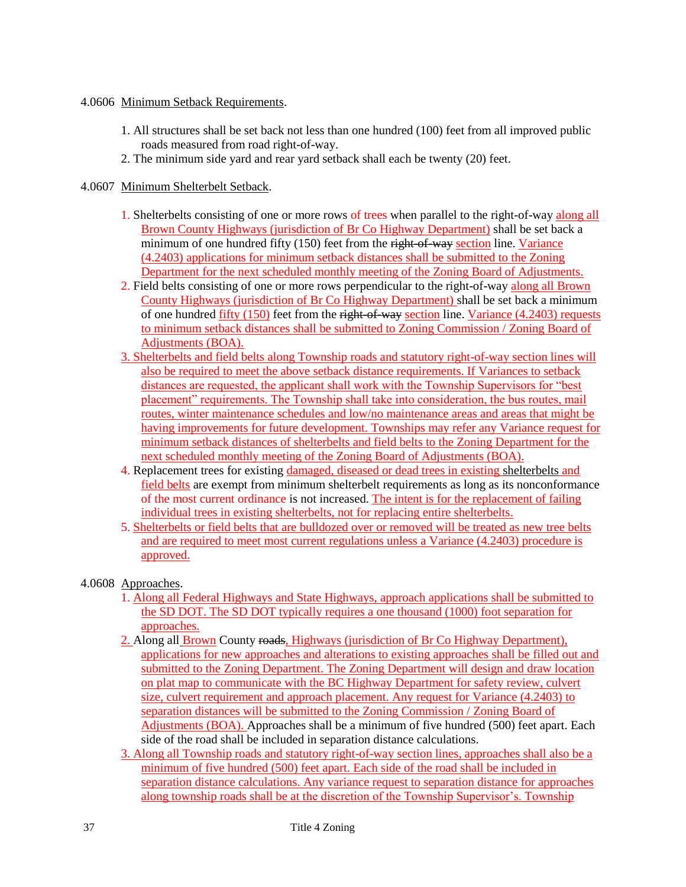4.0606 Minimum Setback Requirements.

1. All structures shall be set back not less than one hundred (100) feet from all improved public roads measured from road right-of-way.
2. The minimum side yard and rear yard setback shall each be twenty (20) feet.

4.0607 Minimum Shelterbelt Setback.

1. Shelterbelts consisting of one or more rows of trees when parallel to the right-of-way along all Brown County Highways (jurisdiction of Br Co Highway Department) shall be set back a minimum of one hundred fifty (150) feet from the ~~right-of-way~~ section line. Variance (4.2403) applications for minimum setback distances shall be submitted to the Zoning Department for the next scheduled monthly meeting of the Zoning Board of Adjustments.
2. Field belts consisting of one or more rows perpendicular to the right-of-way along all Brown County Highways (jurisdiction of Br Co Highway Department) shall be set back a minimum of one hundred fifty (150) feet from the ~~right-of-way~~ section line. Variance (4.2403) requests to minimum setback distances shall be submitted to Zoning Commission / Zoning Board of Adjustments (BOA).
3. Shelterbelts and field belts along Township roads and statutory right-of-way section lines will also be required to meet the above setback distance requirements. If Variances to setback distances are requested, the applicant shall work with the Township Supervisors for "best placement" requirements. The Township shall take into consideration, the bus routes, mail routes, winter maintenance schedules and low/no maintenance areas and areas that might be having improvements for future development. Townships may refer any Variance request for minimum setback distances of shelterbelts and field belts to the Zoning Department for the next scheduled monthly meeting of the Zoning Board of Adjustments (BOA).
4. Replacement trees for existing damaged, diseased or dead trees in existing shelterbelts and field belts are exempt from minimum shelterbelt requirements as long as its nonconformance of the most current ordinance is not increased. The intent is for the replacement of failing individual trees in existing shelterbelts, not for replacing entire shelterbelts.
5. Shelterbelts or field belts that are bulldozed over or removed will be treated as new tree belts and are required to meet most current regulations unless a Variance (4.2403) procedure is approved.

4.0608 Approaches.

1. Along all Federal Highways and State Highways, approach applications shall be submitted to the SD DOT. The SD DOT typically requires a one thousand (1000) foot separation for approaches.
2. Along all Brown County ~~roads~~, Highways (jurisdiction of Br Co Highway Department), applications for new approaches and alterations to existing approaches shall be filled out and submitted to the Zoning Department. The Zoning Department will design and draw location on plat map to communicate with the BC Highway Department for safety review, culvert size, culvert requirement and approach placement. Any request for Variance (4.2403) to separation distances will be submitted to the Zoning Commission / Zoning Board of Adjustments (BOA). Approaches shall be a minimum of five hundred (500) feet apart. Each side of the road shall be included in separation distance calculations.
3. Along all Township roads and statutory right-of-way section lines, approaches shall also be a minimum of five hundred (500) feet apart. Each side of the road shall be included in separation distance calculations. Any variance request to separation distance for approaches along township roads shall be at the discretion of the Township Supervisor's. Township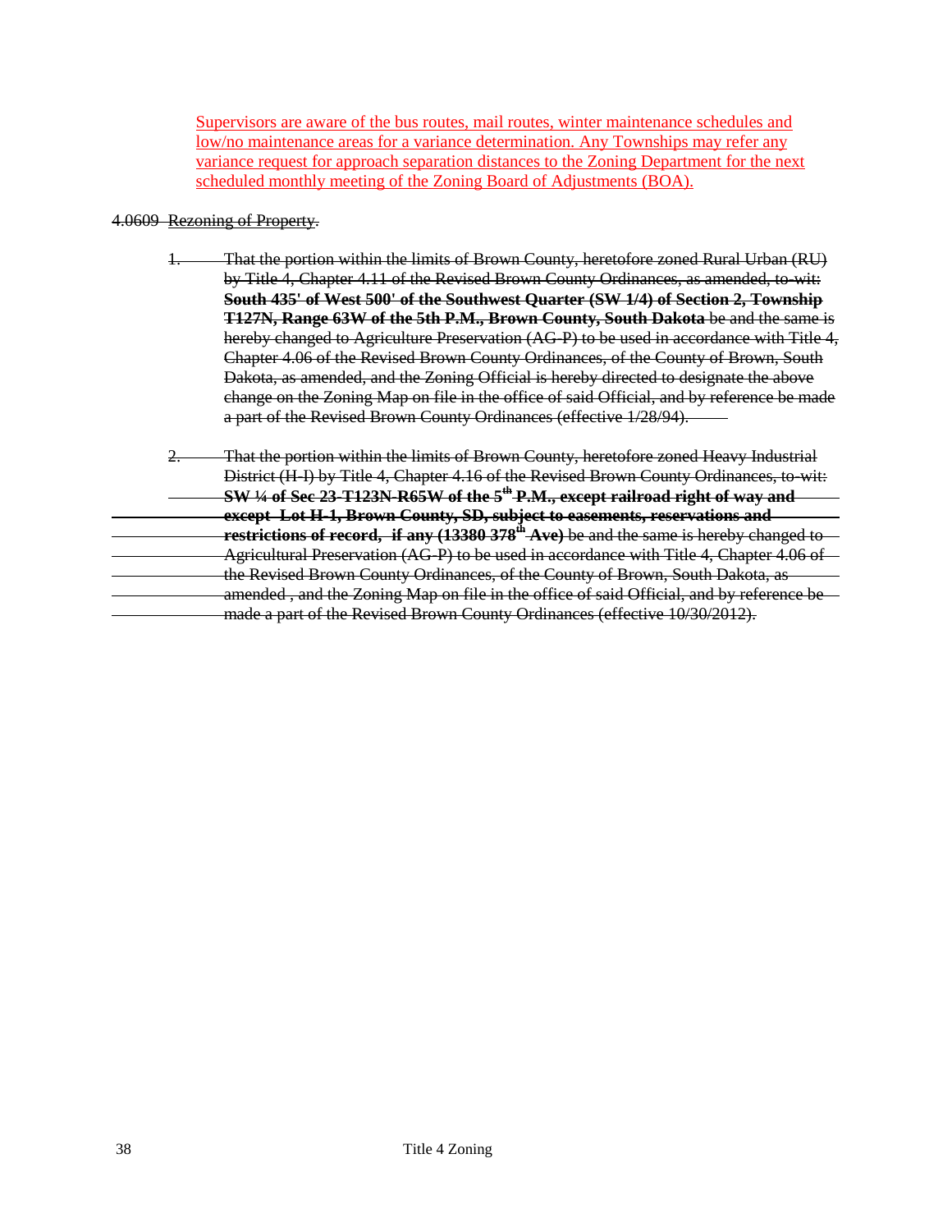Supervisors are aware of the bus routes, mail routes, winter maintenance schedules and low/no maintenance areas for a variance determination. Any Townships may refer any variance request for approach separation distances to the Zoning Department for the next scheduled monthly meeting of the Zoning Board of Adjustments (BOA).

4.0609 ~~Rezoning of Property.~~

1. ~~That the portion within the limits of Brown County, heretofore zoned Rural Urban (RU) by Title 4, Chapter 4.11 of the Revised Brown County Ordinances, as amended, to-wit: **South 435' of West 500' of the Southwest Quarter (SW 1/4) of Section 2, Township T127N, Range 63W of the 5th P.M., Brown County, South Dakota** be and the same is hereby changed to Agriculture Preservation (AG-P) to be used in accordance with Title 4, Chapter 4.06 of the Revised Brown County Ordinances, of the County of Brown, South Dakota, as amended, and the Zoning Official is hereby directed to designate the above change on the Zoning Map on file in the office of said Official, and by reference be made a part of the Revised Brown County Ordinances (effective 1/28/94).~~

2. ~~That the portion within the limits of Brown County, heretofore zoned Heavy Industrial District (H-I) by Title 4, Chapter 4.16 of the Revised Brown County Ordinances, to-wit: **SW ¼ of Sec 23-T123N-R65W of the 5th P.M., except railroad right of way and except Lot H-1, Brown County, SD, subject to easements, reservations and restrictions of record, if any (13380 378th Ave)** be and the same is hereby changed to Agricultural Preservation (AG-P) to be used in accordance with Title 4, Chapter 4.06 of the Revised Brown County Ordinances, of the County of Brown, South Dakota, as amended , and the Zoning Map on file in the office of said Official, and by reference be made a part of the Revised Brown County Ordinances (effective 10/30/2012).~~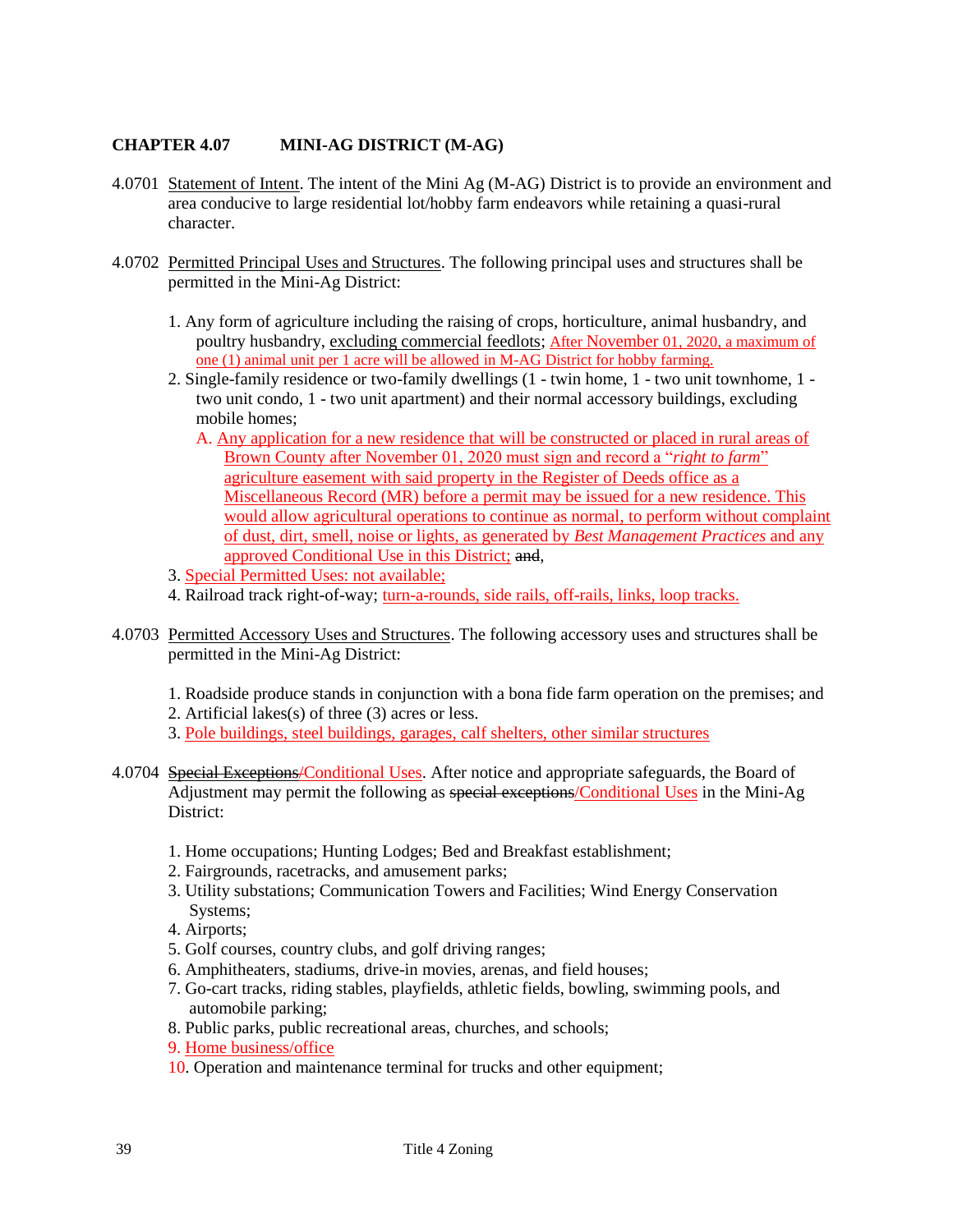## CHAPTER 4.07 MINI-AG DISTRICT (M-AG)

4.0701 Statement of Intent. The intent of the Mini Ag (M-AG) District is to provide an environment and area conducive to large residential lot/hobby farm endeavors while retaining a quasi-rural character.

4.0702 Permitted Principal Uses and Structures. The following principal uses and structures shall be permitted in the Mini-Ag District:

1. Any form of agriculture including the raising of crops, horticulture, animal husbandry, and poultry husbandry, excluding commercial feedlots; After November 01, 2020, a maximum of one (1) animal unit per 1 acre will be allowed in M-AG District for hobby farming.
2. Single-family residence or two-family dwellings (1 - twin home, 1 - two unit townhome, 1 - two unit condo, 1 - two unit apartment) and their normal accessory buildings, excluding mobile homes;
   A. Any application for a new residence that will be constructed or placed in rural areas of Brown County after November 01, 2020 must sign and record a "*right to farm*" agriculture easement with said property in the Register of Deeds office as a Miscellaneous Record (MR) before a permit may be issued for a new residence. This would allow agricultural operations to continue as normal, to perform without complaint of dust, dirt, smell, noise or lights, as generated by *Best Management Practices* and any approved Conditional Use in this District; ~~and~~,
3. Special Permitted Uses: not available;
4. Railroad track right-of-way; turn-a-rounds, side rails, off-rails, links, loop tracks.

4.0703 Permitted Accessory Uses and Structures. The following accessory uses and structures shall be permitted in the Mini-Ag District:

1. Roadside produce stands in conjunction with a bona fide farm operation on the premises; and
2. Artificial lakes(s) of three (3) acres or less.
3. Pole buildings, steel buildings, garages, calf shelters, other similar structures

4.0704 ~~Special Exceptions~~/Conditional Uses. After notice and appropriate safeguards, the Board of Adjustment may permit the following as ~~special exceptions~~/Conditional Uses in the Mini-Ag District:

1. Home occupations; Hunting Lodges; Bed and Breakfast establishment;
2. Fairgrounds, racetracks, and amusement parks;
3. Utility substations; Communication Towers and Facilities; Wind Energy Conservation Systems;
4. Airports;
5. Golf courses, country clubs, and golf driving ranges;
6. Amphitheaters, stadiums, drive-in movies, arenas, and field houses;
7. Go-cart tracks, riding stables, playfields, athletic fields, bowling, swimming pools, and automobile parking;
8. Public parks, public recreational areas, churches, and schools;
9. Home business/office
10. Operation and maintenance terminal for trucks and other equipment;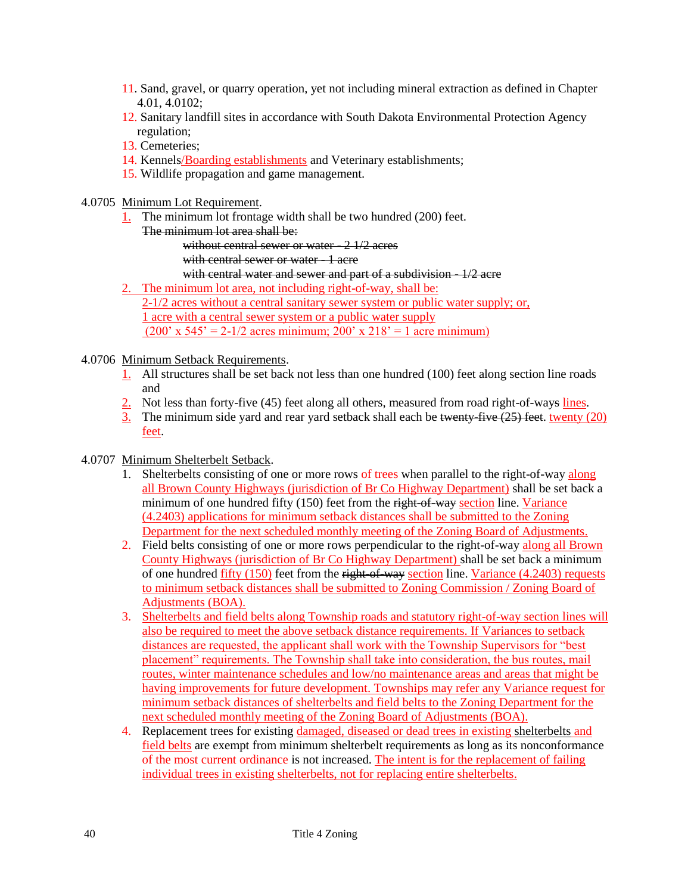11. Sand, gravel, or quarry operation, yet not including mineral extraction as defined in Chapter 4.01, 4.0102;
12. Sanitary landfill sites in accordance with South Dakota Environmental Protection Agency regulation;
13. Cemeteries;
14. Kennels/Boarding establishments and Veterinary establishments;
15. Wildlife propagation and game management.

4.0705 Minimum Lot Requirement.

1. The minimum lot frontage width shall be two hundred (200) feet.

~~The minimum lot area shall be:~~

~~without central sewer or water - 2 1/2 acres~~

~~with central sewer or water - 1 acre~~

~~with central water and sewer and part of a subdivision - 1/2 acre~~

2. The minimum lot area, not including right-of-way, shall be:

2-1/2 acres without a central sanitary sewer system or public water supply; or,

1 acre with a central sewer system or a public water supply

(200' x 545' = 2-1/2 acres minimum; 200' x 218' = 1 acre minimum)

4.0706 Minimum Setback Requirements.

1. All structures shall be set back not less than one hundred (100) feet along section line roads and
2. Not less than forty-five (45) feet along all others, measured from road right-of-way~~s~~ lines.
3. The minimum side yard and rear yard setback shall each be ~~twenty-five (25) feet~~. twenty (20) feet.

4.0707 Minimum Shelterbelt Setback.

1. Shelterbelts consisting of one or more rows of trees when parallel to the right-of-way along all Brown County Highways (jurisdiction of Br Co Highway Department) shall be set back a minimum of one hundred fifty (150) feet from the ~~right-of-way~~ section line. Variance (4.2403) applications for minimum setback distances shall be submitted to the Zoning Department for the next scheduled monthly meeting of the Zoning Board of Adjustments.
2. Field belts consisting of one or more rows perpendicular to the right-of-way along all Brown County Highways (jurisdiction of Br Co Highway Department) shall be set back a minimum of one hundred fifty (150) feet from the ~~right-of-way~~ section line. Variance (4.2403) requests to minimum setback distances shall be submitted to Zoning Commission / Zoning Board of Adjustments (BOA).
3. Shelterbelts and field belts along Township roads and statutory right-of-way section lines will also be required to meet the above setback distance requirements. If Variances to setback distances are requested, the applicant shall work with the Township Supervisors for "best placement" requirements. The Township shall take into consideration, the bus routes, mail routes, winter maintenance schedules and low/no maintenance areas and areas that might be having improvements for future development. Townships may refer any Variance request for minimum setback distances of shelterbelts and field belts to the Zoning Department for the next scheduled monthly meeting of the Zoning Board of Adjustments (BOA).
4. Replacement trees for existing damaged, diseased or dead trees in existing shelterbelts and field belts are exempt from minimum shelterbelt requirements as long as its nonconformance of the most current ordinance is not increased. The intent is for the replacement of failing individual trees in existing shelterbelts, not for replacing entire shelterbelts.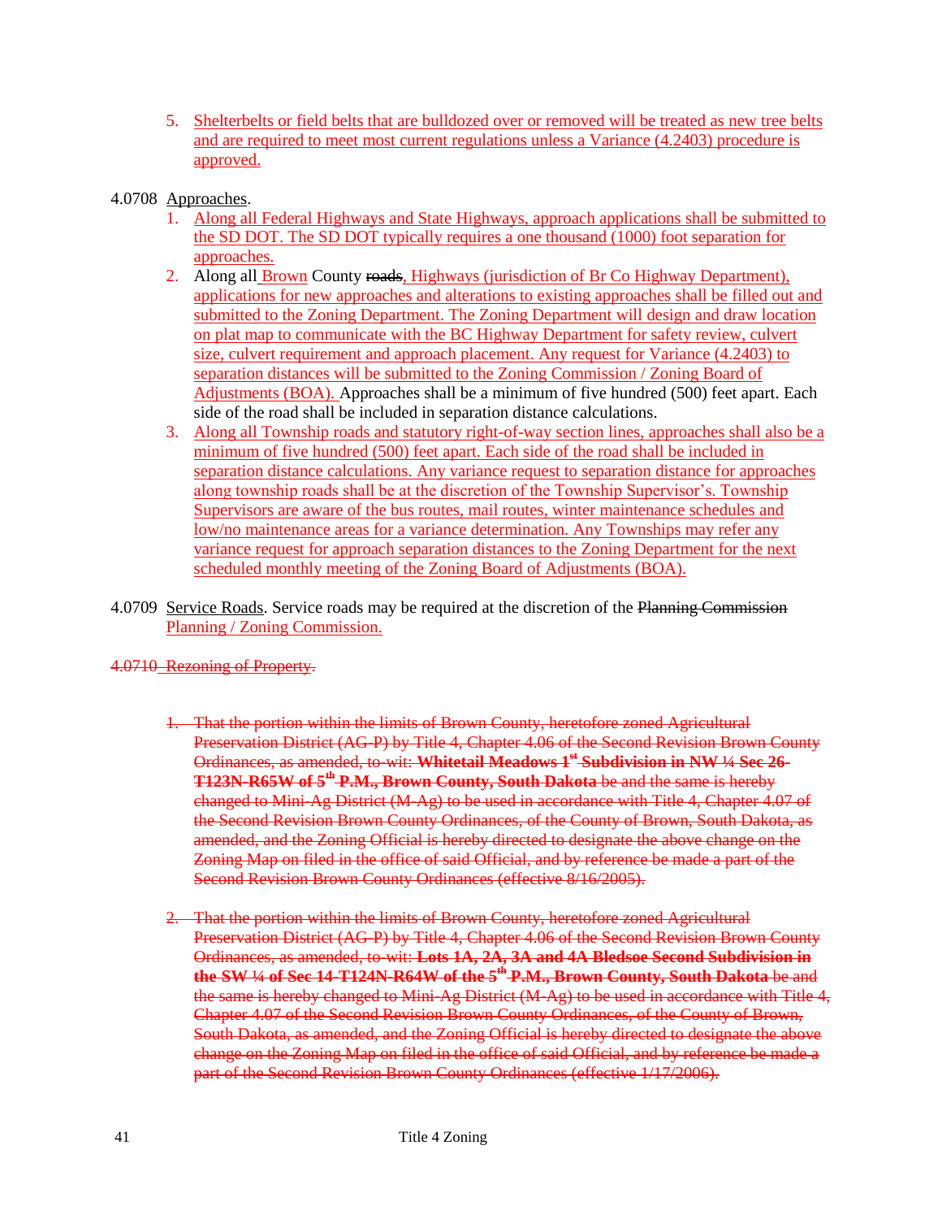5. Shelterbelts or field belts that are bulldozed over or removed will be treated as new tree belts and are required to meet most current regulations unless a Variance (4.2403) procedure is approved.

4.0708 Approaches.

1. Along all Federal Highways and State Highways, approach applications shall be submitted to the SD DOT. The SD DOT typically requires a one thousand (1000) foot separation for approaches.
2. Along all Brown County ~~roads~~, Highways (jurisdiction of Br Co Highway Department), applications for new approaches and alterations to existing approaches shall be filled out and submitted to the Zoning Department. The Zoning Department will design and draw location on plat map to communicate with the BC Highway Department for safety review, culvert size, culvert requirement and approach placement. Any request for Variance (4.2403) to separation distances will be submitted to the Zoning Commission / Zoning Board of Adjustments (BOA). Approaches shall be a minimum of five hundred (500) feet apart. Each side of the road shall be included in separation distance calculations.
3. Along all Township roads and statutory right-of-way section lines, approaches shall also be a minimum of five hundred (500) feet apart. Each side of the road shall be included in separation distance calculations. Any variance request to separation distance for approaches along township roads shall be at the discretion of the Township Supervisor's. Township Supervisors are aware of the bus routes, mail routes, winter maintenance schedules and low/no maintenance areas for a variance determination. Any Townships may refer any variance request for approach separation distances to the Zoning Department for the next scheduled monthly meeting of the Zoning Board of Adjustments (BOA).

4.0709 Service Roads. Service roads may be required at the discretion of the ~~Planning Commission~~ Planning / Zoning Commission.

~~4.0710 Rezoning of Property.~~

~~1. That the portion within the limits of Brown County, heretofore zoned Agricultural Preservation District (AG-P) by Title 4, Chapter 4.06 of the Second Revision Brown County Ordinances, as amended, to-wit: **Whitetail Meadows 1st Subdivision in NW ¼ Sec 26-T123N-R65W of 5th P.M., Brown County, South Dakota** be and the same is hereby changed to Mini-Ag District (M-Ag) to be used in accordance with Title 4, Chapter 4.07 of the Second Revision Brown County Ordinances, of the County of Brown, South Dakota, as amended, and the Zoning Official is hereby directed to designate the above change on the Zoning Map on filed in the office of said Official, and by reference be made a part of the Second Revision Brown County Ordinances (effective 8/16/2005).~~

~~2. That the portion within the limits of Brown County, heretofore zoned Agricultural Preservation District (AG-P) by Title 4, Chapter 4.06 of the Second Revision Brown County Ordinances, as amended, to-wit: **Lots 1A, 2A, 3A and 4A Bledsoe Second Subdivision in the SW ¼ of Sec 14-T124N-R64W of the 5th P.M., Brown County, South Dakota** be and the same is hereby changed to Mini-Ag District (M-Ag) to be used in accordance with Title 4, Chapter 4.07 of the Second Revision Brown County Ordinances, of the County of Brown, South Dakota, as amended, and the Zoning Official is hereby directed to designate the above change on the Zoning Map on filed in the office of said Official, and by reference be made a part of the Second Revision Brown County Ordinances (effective 1/17/2006).~~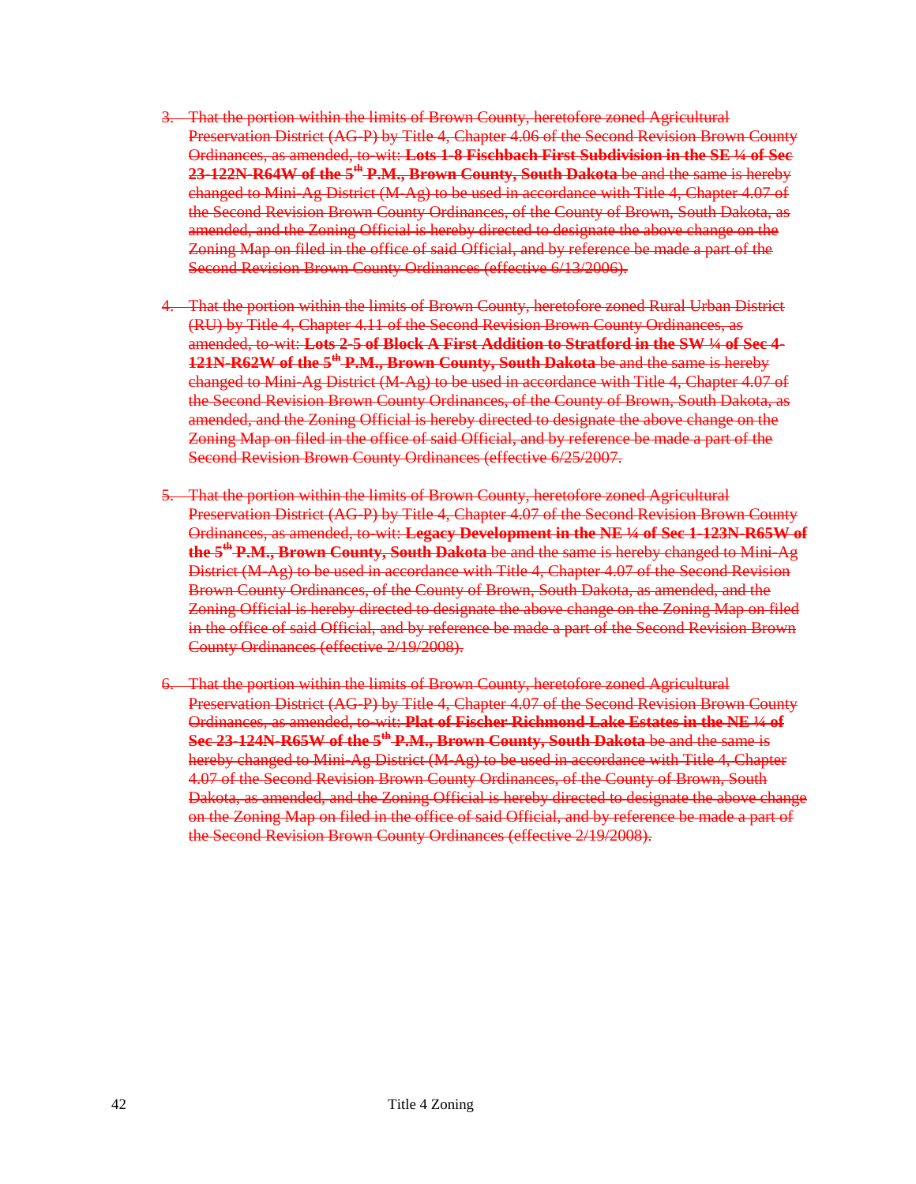3. ~~That the portion within the limits of Brown County, heretofore zoned Agricultural Preservation District (AG-P) by Title 4, Chapter 4.06 of the Second Revision Brown County Ordinances, as amended, to-wit: **Lots 1-8 Fischbach First Subdivision in the SE ¼ of Sec 23-122N-R64W of the 5th P.M., Brown County, South Dakota** be and the same is hereby changed to Mini-Ag District (M-Ag) to be used in accordance with Title 4, Chapter 4.07 of the Second Revision Brown County Ordinances, of the County of Brown, South Dakota, as amended, and the Zoning Official is hereby directed to designate the above change on the Zoning Map on filed in the office of said Official, and by reference be made a part of the Second Revision Brown County Ordinances (effective 6/13/2006).~~

4. ~~That the portion within the limits of Brown County, heretofore zoned Rural Urban District (RU) by Title 4, Chapter 4.11 of the Second Revision Brown County Ordinances, as amended, to-wit: **Lots 2-5 of Block A First Addition to Stratford in the SW ¼ of Sec 4-121N-R62W of the 5th P.M., Brown County, South Dakota** be and the same is hereby changed to Mini-Ag District (M-Ag) to be used in accordance with Title 4, Chapter 4.07 of the Second Revision Brown County Ordinances, of the County of Brown, South Dakota, as amended, and the Zoning Official is hereby directed to designate the above change on the Zoning Map on filed in the office of said Official, and by reference be made a part of the Second Revision Brown County Ordinances (effective 6/25/2007.~~

5. ~~That the portion within the limits of Brown County, heretofore zoned Agricultural Preservation District (AG-P) by Title 4, Chapter 4.07 of the Second Revision Brown County Ordinances, as amended, to-wit: **Legacy Development in the NE ¼ of Sec 1-123N-R65W of the 5th P.M., Brown County, South Dakota** be and the same is hereby changed to Mini-Ag District (M-Ag) to be used in accordance with Title 4, Chapter 4.07 of the Second Revision Brown County Ordinances, of the County of Brown, South Dakota, as amended, and the Zoning Official is hereby directed to designate the above change on the Zoning Map on filed in the office of said Official, and by reference be made a part of the Second Revision Brown County Ordinances (effective 2/19/2008).~~

6. ~~That the portion within the limits of Brown County, heretofore zoned Agricultural Preservation District (AG-P) by Title 4, Chapter 4.07 of the Second Revision Brown County Ordinances, as amended, to-wit: **Plat of Fischer-Richmond Lake Estates in the NE ¼ of Sec 23-124N-R65W of the 5th P.M., Brown County, South Dakota** be and the same is hereby changed to Mini-Ag District (M-Ag) to be used in accordance with Title 4, Chapter 4.07 of the Second Revision Brown County Ordinances, of the County of Brown, South Dakota, as amended, and the Zoning Official is hereby directed to designate the above change on the Zoning Map on filed in the office of said Official, and by reference be made a part of the Second Revision Brown County Ordinances (effective 2/19/2008).~~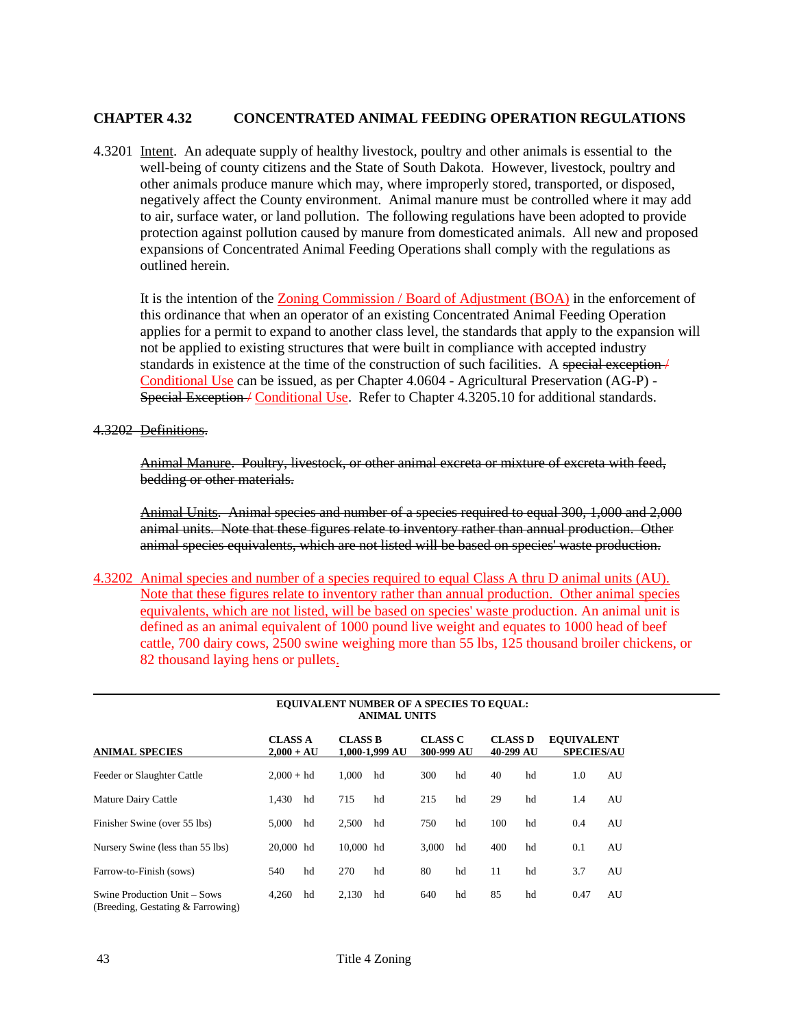## CHAPTER 4.32 CONCENTRATED ANIMAL FEEDING OPERATION REGULATIONS

4.3201 Intent. An adequate supply of healthy livestock, poultry and other animals is essential to the well-being of county citizens and the State of South Dakota. However, livestock, poultry and other animals produce manure which may, where improperly stored, transported, or disposed, negatively affect the County environment. Animal manure must be controlled where it may add to air, surface water, or land pollution. The following regulations have been adopted to provide protection against pollution caused by manure from domesticated animals. All new and proposed expansions of Concentrated Animal Feeding Operations shall comply with the regulations as outlined herein.

It is the intention of the Zoning Commission / Board of Adjustment (BOA) in the enforcement of this ordinance that when an operator of an existing Concentrated Animal Feeding Operation applies for a permit to expand to another class level, the standards that apply to the expansion will not be applied to existing structures that were built in compliance with accepted industry standards in existence at the time of the construction of such facilities. A ~~special exception /~~ Conditional Use can be issued, as per Chapter 4.0604 - Agricultural Preservation (AG-P) - ~~Special Exception /~~ Conditional Use. Refer to Chapter 4.3205.10 for additional standards.

~~4.3202 Definitions.~~

~~Animal Manure. Poultry, livestock, or other animal excreta or mixture of excreta with feed, bedding or other materials.~~

~~Animal Units. Animal species and number of a species required to equal 300, 1,000 and 2,000 animal units. Note that these figures relate to inventory rather than annual production. Other animal species equivalents, which are not listed will be based on species' waste production.~~

4.3202 Animal species and number of a species required to equal Class A thru D animal units (AU). Note that these figures relate to inventory rather than annual production. Other animal species equivalents, which are not listed, will be based on species' waste production. An animal unit is defined as an animal equivalent of 1000 pound live weight and equates to 1000 head of beef cattle, 700 dairy cows, 2500 swine weighing more than 55 lbs, 125 thousand broiler chickens, or 82 thousand laying hens or pullets.

**EQUIVALENT NUMBER OF A SPECIES TO EQUAL: ANIMAL UNITS**

| ANIMAL SPECIES | CLASS A 2,000 + AU | CLASS B 1,000-1,999 AU | CLASS C 300-999 AU | CLASS D 40-299 AU | EQUIVALENT SPECIES/AU |
|---|---|---|---|---|---|
| Feeder or Slaughter Cattle | 2,000 + hd | 1,000 hd | 300 hd | 40 hd | 1.0 AU |
| Mature Dairy Cattle | 1,430 hd | 715 hd | 215 hd | 29 hd | 1.4 AU |
| Finisher Swine (over 55 lbs) | 5,000 hd | 2,500 hd | 750 hd | 100 hd | 0.4 AU |
| Nursery Swine (less than 55 lbs) | 20,000 hd | 10,000 hd | 3,000 hd | 400 hd | 0.1 AU |
| Farrow-to-Finish (sows) | 540 hd | 270 hd | 80 hd | 11 hd | 3.7 AU |
| Swine Production Unit – Sows (Breeding, Gestating & Farrowing) | 4,260 hd | 2,130 hd | 640 hd | 85 hd | 0.47 AU |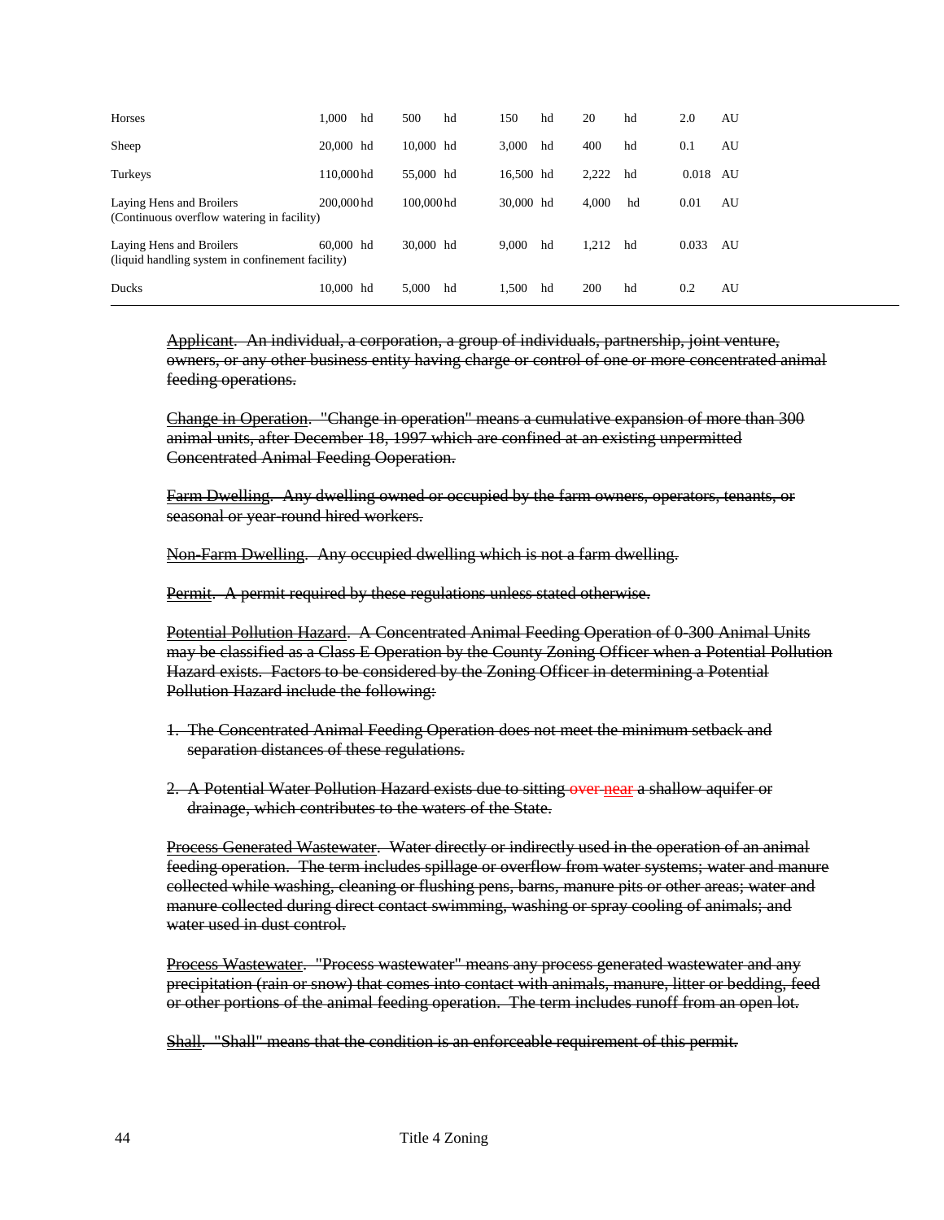| | | | | | |
|---|---|---|---|---|---|
| Horses | 1,000 hd | 500 hd | 150 hd | 20 hd | 2.0 AU |
| Sheep | 20,000 hd | 10,000 hd | 3,000 hd | 400 hd | 0.1 AU |
| Turkeys | 110,000 hd | 55,000 hd | 16,500 hd | 2,222 hd | 0.018 AU |
| Laying Hens and Broilers (Continuous overflow watering in facility) | 200,000 hd | 100,000 hd | 30,000 hd | 4,000 hd | 0.01 AU |
| Laying Hens and Broilers (liquid handling system in confinement facility) | 60,000 hd | 30,000 hd | 9,000 hd | 1,212 hd | 0.033 AU |
| Ducks | 10,000 hd | 5,000 hd | 1,500 hd | 200 hd | 0.2 AU |

~~<u>Applicant</u>. An individual, a corporation, a group of individuals, partnership, joint venture, owners, or any other business entity having charge or control of one or more concentrated animal feeding operations.~~

~~<u>Change in Operation</u>. "Change in operation" means a cumulative expansion of more than 300 animal units, after December 18, 1997 which are confined at an existing unpermitted Concentrated Animal Feeding Ooperation.~~

~~<u>Farm Dwelling</u>. Any dwelling owned or occupied by the farm owners, operators, tenants, or seasonal or year-round hired workers.~~

~~<u>Non-Farm Dwelling</u>. Any occupied dwelling which is not a farm dwelling.~~

~~<u>Permit</u>. A permit required by these regulations unless stated otherwise.~~

~~<u>Potential Pollution Hazard</u>. A Concentrated Animal Feeding Operation of 0-300 Animal Units may be classified as a Class E Operation by the County Zoning Officer when a Potential Pollution Hazard exists. Factors to be considered by the Zoning Officer in determining a Potential Pollution Hazard include the following:~~

1. ~~The Concentrated Animal Feeding Operation does not meet the minimum setback and separation distances of these regulations.~~
2. ~~A Potential Water Pollution Hazard exists due to sitting over near a shallow aquifer or drainage, which contributes to the waters of the State.~~

~~<u>Process Generated Wastewater</u>. Water directly or indirectly used in the operation of an animal feeding operation. The term includes spillage or overflow from water systems; water and manure collected while washing, cleaning or flushing pens, barns, manure pits or other areas; water and manure collected during direct contact swimming, washing or spray cooling of animals; and water used in dust control.~~

~~<u>Process Wastewater</u>. "Process wastewater" means any process generated wastewater and any precipitation (rain or snow) that comes into contact with animals, manure, litter or bedding, feed or other portions of the animal feeding operation. The term includes runoff from an open lot.~~

~~<u>Shall</u>. "Shall" means that the condition is an enforceable requirement of this permit.~~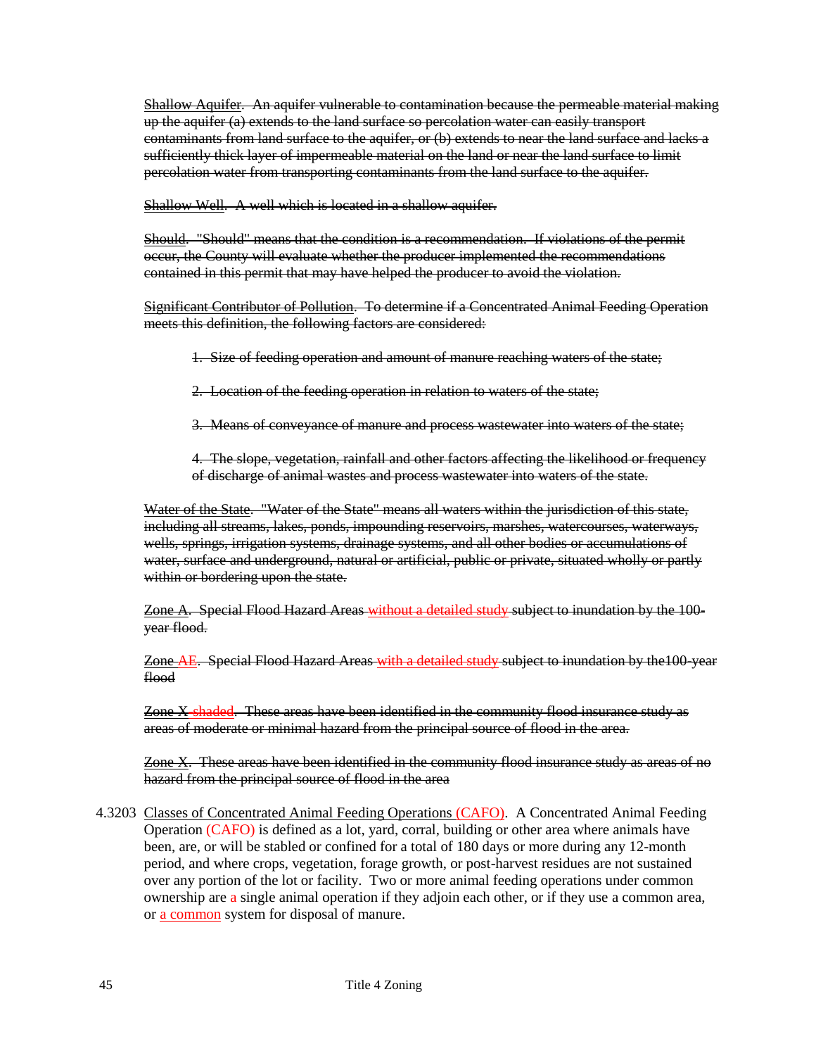~~<u>Shallow Aquifer</u>. An aquifer vulnerable to contamination because the permeable material making up the aquifer (a) extends to the land surface so percolation water can easily transport contaminants from land surface to the aquifer, or (b) extends to near the land surface and lacks a sufficiently thick layer of impermeable material on the land or near the land surface to limit percolation water from transporting contaminants from the land surface to the aquifer.~~

~~<u>Shallow Well</u>. A well which is located in a shallow aquifer.~~

~~<u>Should</u>. "Should" means that the condition is a recommendation. If violations of the permit occur, the County will evaluate whether the producer implemented the recommendations contained in this permit that may have helped the producer to avoid the violation.~~

~~<u>Significant Contributor of Pollution</u>. To determine if a Concentrated Animal Feeding Operation meets this definition, the following factors are considered:~~

> ~~1. Size of feeding operation and amount of manure reaching waters of the state;~~
>
> ~~2. Location of the feeding operation in relation to waters of the state;~~
>
> ~~3. Means of conveyance of manure and process wastewater into waters of the state;~~
>
> ~~4. The slope, vegetation, rainfall and other factors affecting the likelihood or frequency of discharge of animal wastes and process wastewater into waters of the state.~~

~~<u>Water of the State</u>. "Water of the State" means all waters within the jurisdiction of this state, including all streams, lakes, ponds, impounding reservoirs, marshes, watercourses, waterways, wells, springs, irrigation systems, drainage systems, and all other bodies or accumulations of water, surface and underground, natural or artificial, public or private, situated wholly or partly within or bordering upon the state.~~

~~<u>Zone A</u>. Special Flood Hazard Areas <u>without a detailed study</u> subject to inundation by the 100-year flood.~~

~~<u>Zone AE</u>. Special Flood Hazard Areas <u>with a detailed study</u> subject to inundation by the100-year flood~~

~~<u>Zone X-shaded</u>. These areas have been identified in the community flood insurance study as areas of moderate or minimal hazard from the principal source of flood in the area.~~

~~<u>Zone X</u>. These areas have been identified in the community flood insurance study as areas of no hazard from the principal source of flood in the area~~

4.3203 <u>Classes of Concentrated Animal Feeding Operations</u> (CAFO). A Concentrated Animal Feeding Operation (CAFO) is defined as a lot, yard, corral, building or other area where animals have been, are, or will be stabled or confined for a total of 180 days or more during any 12-month period, and where crops, vegetation, forage growth, or post-harvest residues are not sustained over any portion of the lot or facility. Two or more animal feeding operations under common ownership are a single animal operation if they adjoin each other, or if they use a common area, or <u>a common</u> system for disposal of manure.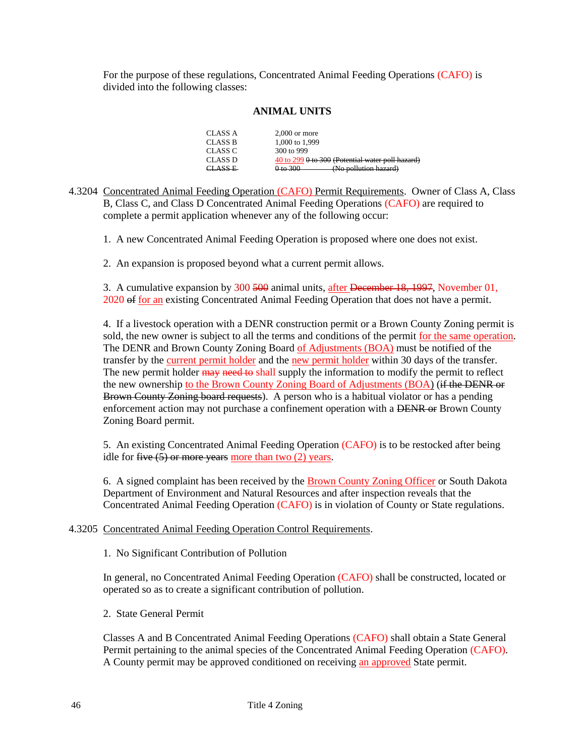For the purpose of these regulations, Concentrated Animal Feeding Operations (CAFO) is divided into the following classes:

**ANIMAL UNITS**

| | |
|---|---|
| CLASS A | 2,000 or more |
| CLASS B | 1,000 to 1,999 |
| CLASS C | 300 to 999 |
| CLASS D | 40 to 299 ~~0 to 300 (Potential water poll hazard)~~ |
| ~~CLASS E~~ | ~~0 to 300 (No pollution hazard)~~ |

4.3204 Concentrated Animal Feeding Operation (CAFO) Permit Requirements. Owner of Class A, Class B, Class C, and Class D Concentrated Animal Feeding Operations (CAFO) are required to complete a permit application whenever any of the following occur:

1. A new Concentrated Animal Feeding Operation is proposed where one does not exist.

2. An expansion is proposed beyond what a current permit allows.

3. A cumulative expansion by 300 ~~500~~ animal units, after ~~December 18, 1997~~, November 01, 2020 ~~of~~ for an existing Concentrated Animal Feeding Operation that does not have a permit.

4. If a livestock operation with a DENR construction permit or a Brown County Zoning permit is sold, the new owner is subject to all the terms and conditions of the permit for the same operation. The DENR and Brown County Zoning Board of Adjustments (BOA) must be notified of the transfer by the current permit holder and the new permit holder within 30 days of the transfer. The new permit holder ~~may~~ ~~need to~~ shall supply the information to modify the permit to reflect the new ownership to the Brown County Zoning Board of Adjustments (BOA) (~~if the DENR or Brown County Zoning board requests~~). A person who is a habitual violator or has a pending enforcement action may not purchase a confinement operation with a ~~DENR or~~ Brown County Zoning Board permit.

5. An existing Concentrated Animal Feeding Operation (CAFO) is to be restocked after being idle for ~~five (5) or more years~~ more than two (2) years.

6. A signed complaint has been received by the Brown County Zoning Officer or South Dakota Department of Environment and Natural Resources and after inspection reveals that the Concentrated Animal Feeding Operation (CAFO) is in violation of County or State regulations.

4.3205 Concentrated Animal Feeding Operation Control Requirements.

1. No Significant Contribution of Pollution

In general, no Concentrated Animal Feeding Operation (CAFO) shall be constructed, located or operated so as to create a significant contribution of pollution.

2. State General Permit

Classes A and B Concentrated Animal Feeding Operations (CAFO) shall obtain a State General Permit pertaining to the animal species of the Concentrated Animal Feeding Operation (CAFO). A County permit may be approved conditioned on receiving an approved State permit.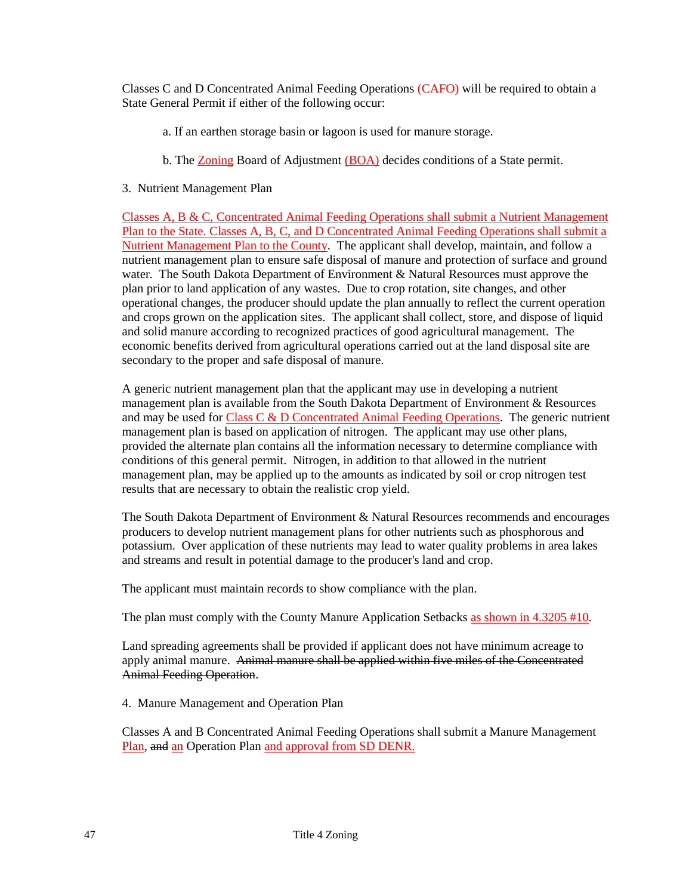Classes C and D Concentrated Animal Feeding Operations (CAFO) will be required to obtain a State General Permit if either of the following occur:

a. If an earthen storage basin or lagoon is used for manure storage.

b. The Zoning Board of Adjustment (BOA) decides conditions of a State permit.

3. Nutrient Management Plan

Classes A, B & C, Concentrated Animal Feeding Operations shall submit a Nutrient Management Plan to the State. Classes A, B, C, and D Concentrated Animal Feeding Operations shall submit a Nutrient Management Plan to the County. The applicant shall develop, maintain, and follow a nutrient management plan to ensure safe disposal of manure and protection of surface and ground water. The South Dakota Department of Environment & Natural Resources must approve the plan prior to land application of any wastes. Due to crop rotation, site changes, and other operational changes, the producer should update the plan annually to reflect the current operation and crops grown on the application sites. The applicant shall collect, store, and dispose of liquid and solid manure according to recognized practices of good agricultural management. The economic benefits derived from agricultural operations carried out at the land disposal site are secondary to the proper and safe disposal of manure.

A generic nutrient management plan that the applicant may use in developing a nutrient management plan is available from the South Dakota Department of Environment & Resources and may be used for Class C & D Concentrated Animal Feeding Operations. The generic nutrient management plan is based on application of nitrogen. The applicant may use other plans, provided the alternate plan contains all the information necessary to determine compliance with conditions of this general permit. Nitrogen, in addition to that allowed in the nutrient management plan, may be applied up to the amounts as indicated by soil or crop nitrogen test results that are necessary to obtain the realistic crop yield.

The South Dakota Department of Environment & Natural Resources recommends and encourages producers to develop nutrient management plans for other nutrients such as phosphorous and potassium. Over application of these nutrients may lead to water quality problems in area lakes and streams and result in potential damage to the producer's land and crop.

The applicant must maintain records to show compliance with the plan.

The plan must comply with the County Manure Application Setbacks as shown in 4.3205 #10.

Land spreading agreements shall be provided if applicant does not have minimum acreage to apply animal manure. ~~Animal manure shall be applied within five miles of the Concentrated Animal Feeding Operation~~.

4. Manure Management and Operation Plan

Classes A and B Concentrated Animal Feeding Operations shall submit a Manure Management Plan, ~~and~~ an Operation Plan and approval from SD DENR.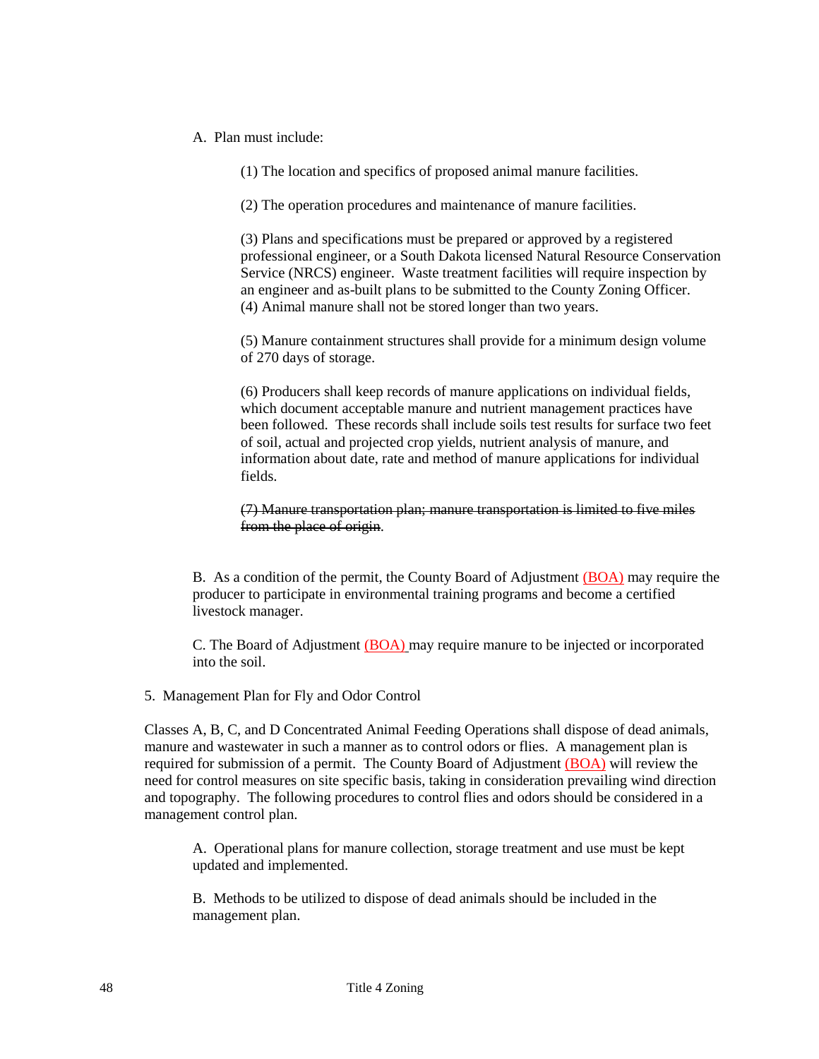A. Plan must include:

(1) The location and specifics of proposed animal manure facilities.

(2) The operation procedures and maintenance of manure facilities.

(3) Plans and specifications must be prepared or approved by a registered professional engineer, or a South Dakota licensed Natural Resource Conservation Service (NRCS) engineer. Waste treatment facilities will require inspection by an engineer and as-built plans to be submitted to the County Zoning Officer.
(4) Animal manure shall not be stored longer than two years.

(5) Manure containment structures shall provide for a minimum design volume of 270 days of storage.

(6) Producers shall keep records of manure applications on individual fields, which document acceptable manure and nutrient management practices have been followed. These records shall include soils test results for surface two feet of soil, actual and projected crop yields, nutrient analysis of manure, and information about date, rate and method of manure applications for individual fields.

~~(7) Manure transportation plan; manure transportation is limited to five miles from the place of origin~~.

B. As a condition of the permit, the County Board of Adjustment (BOA) may require the producer to participate in environmental training programs and become a certified livestock manager.

C. The Board of Adjustment (BOA) may require manure to be injected or incorporated into the soil.

5. Management Plan for Fly and Odor Control

Classes A, B, C, and D Concentrated Animal Feeding Operations shall dispose of dead animals, manure and wastewater in such a manner as to control odors or flies. A management plan is required for submission of a permit. The County Board of Adjustment (BOA) will review the need for control measures on site specific basis, taking in consideration prevailing wind direction and topography. The following procedures to control flies and odors should be considered in a management control plan.

A. Operational plans for manure collection, storage treatment and use must be kept updated and implemented.

B. Methods to be utilized to dispose of dead animals should be included in the management plan.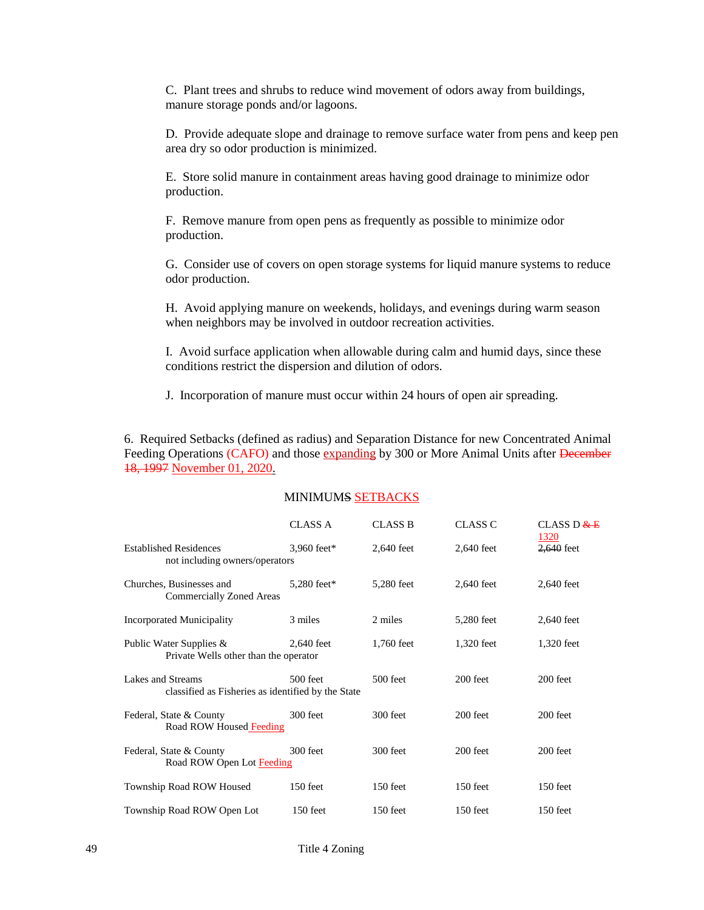C. Plant trees and shrubs to reduce wind movement of odors away from buildings, manure storage ponds and/or lagoons.

D. Provide adequate slope and drainage to remove surface water from pens and keep pen area dry so odor production is minimized.

E. Store solid manure in containment areas having good drainage to minimize odor production.

F. Remove manure from open pens as frequently as possible to minimize odor production.

G. Consider use of covers on open storage systems for liquid manure systems to reduce odor production.

H. Avoid applying manure on weekends, holidays, and evenings during warm season when neighbors may be involved in outdoor recreation activities.

I. Avoid surface application when allowable during calm and humid days, since these conditions restrict the dispersion and dilution of odors.

J. Incorporation of manure must occur within 24 hours of open air spreading.

6. Required Setbacks (defined as radius) and Separation Distance for new Concentrated Animal Feeding Operations (CAFO) and those expanding by 300 or More Animal Units after ~~December 18, 1997~~ November 01, 2020.

MINIMUM~~S~~ SETBACKS

| | CLASS A | CLASS B | CLASS C | CLASS D ~~& E~~ |
|---|---|---|---|---|
| Established Residences not including owners/operators | 3,960 feet* | 2,640 feet | 2,640 feet | 1320 ~~2,640~~ feet |
| Churches, Businesses and Commercially Zoned Areas | 5,280 feet* | 5,280 feet | 2,640 feet | 2,640 feet |
| Incorporated Municipality | 3 miles | 2 miles | 5,280 feet | 2,640 feet |
| Public Water Supplies & Private Wells other than the operator | 2,640 feet | 1,760 feet | 1,320 feet | 1,320 feet |
| Lakes and Streams classified as Fisheries as identified by the State | 500 feet | 500 feet | 200 feet | 200 feet |
| Federal, State & County Road ROW Housed Feeding | 300 feet | 300 feet | 200 feet | 200 feet |
| Federal, State & County Road ROW Open Lot Feeding | 300 feet | 300 feet | 200 feet | 200 feet |
| Township Road ROW Housed | 150 feet | 150 feet | 150 feet | 150 feet |
| Township Road ROW Open Lot | 150 feet | 150 feet | 150 feet | 150 feet |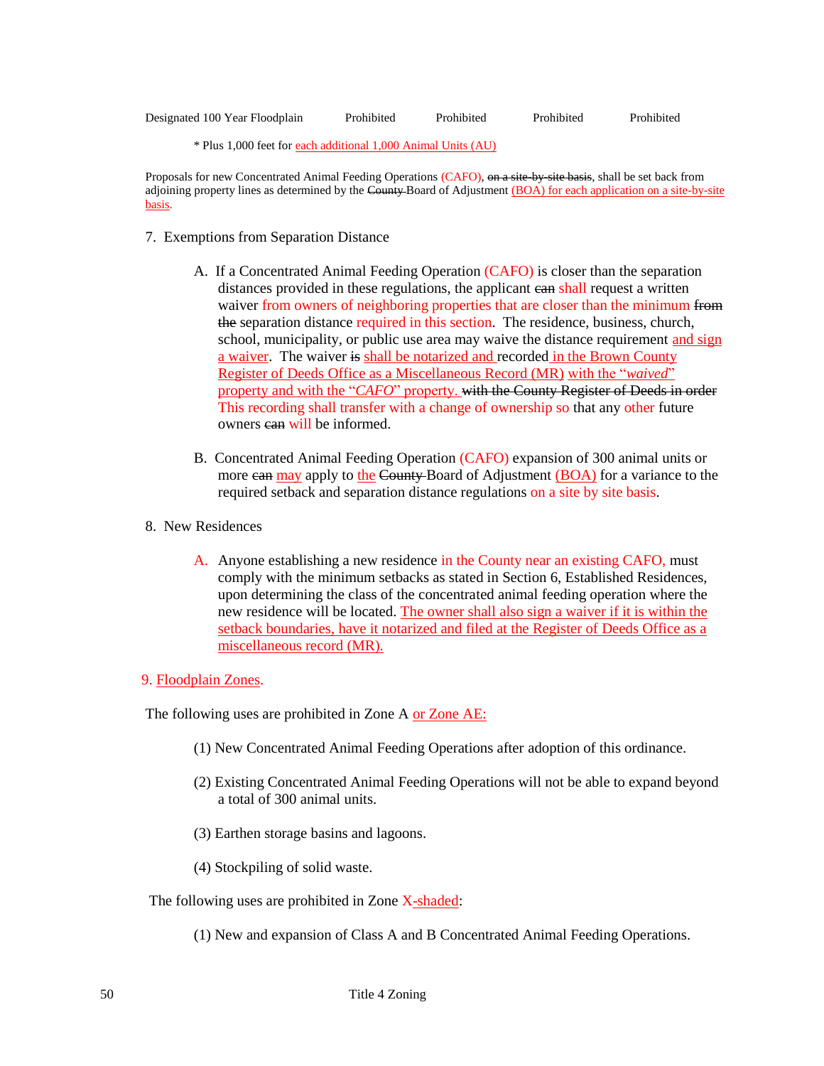| Designated 100 Year Floodplain | Prohibited | Prohibited | Prohibited | Prohibited |
|---|---|---|---|---|

\* Plus 1,000 feet for each additional 1,000 Animal Units (AU)

Proposals for new Concentrated Animal Feeding Operations (CAFO), ~~on a site-by-site basis~~, shall be set back from adjoining property lines as determined by the ~~County~~ Board of Adjustment (BOA) for each application on a site-by-site basis.

7. Exemptions from Separation Distance

   A. If a Concentrated Animal Feeding Operation (CAFO) is closer than the separation distances provided in these regulations, the applicant ~~can~~ shall request a written waiver from owners of neighboring properties that are closer than the minimum ~~from the~~ separation distance required in this section. The residence, business, church, school, municipality, or public use area may waive the distance requirement and sign a waiver. The waiver ~~is~~ shall be notarized and recorded in the Brown County Register of Deeds Office as a Miscellaneous Record (MR) with the "*waived*" property and with the "*CAFO*" property. ~~with the County Register of Deeds in order~~ This recording shall transfer with a change of ownership so that any other future owners ~~can~~ will be informed.

   B. Concentrated Animal Feeding Operation (CAFO) expansion of 300 animal units or more ~~can~~ may apply to the ~~County~~ Board of Adjustment (BOA) for a variance to the required setback and separation distance regulations on a site by site basis.

8. New Residences

   A. Anyone establishing a new residence in the County near an existing CAFO, must comply with the minimum setbacks as stated in Section 6, Established Residences, upon determining the class of the concentrated animal feeding operation where the new residence will be located. The owner shall also sign a waiver if it is within the setback boundaries, have it notarized and filed at the Register of Deeds Office as a miscellaneous record (MR).

9. Floodplain Zones.

The following uses are prohibited in Zone A or Zone AE:

   (1) New Concentrated Animal Feeding Operations after adoption of this ordinance.

   (2) Existing Concentrated Animal Feeding Operations will not be able to expand beyond a total of 300 animal units.

   (3) Earthen storage basins and lagoons.

   (4) Stockpiling of solid waste.

The following uses are prohibited in Zone X-shaded:

   (1) New and expansion of Class A and B Concentrated Animal Feeding Operations.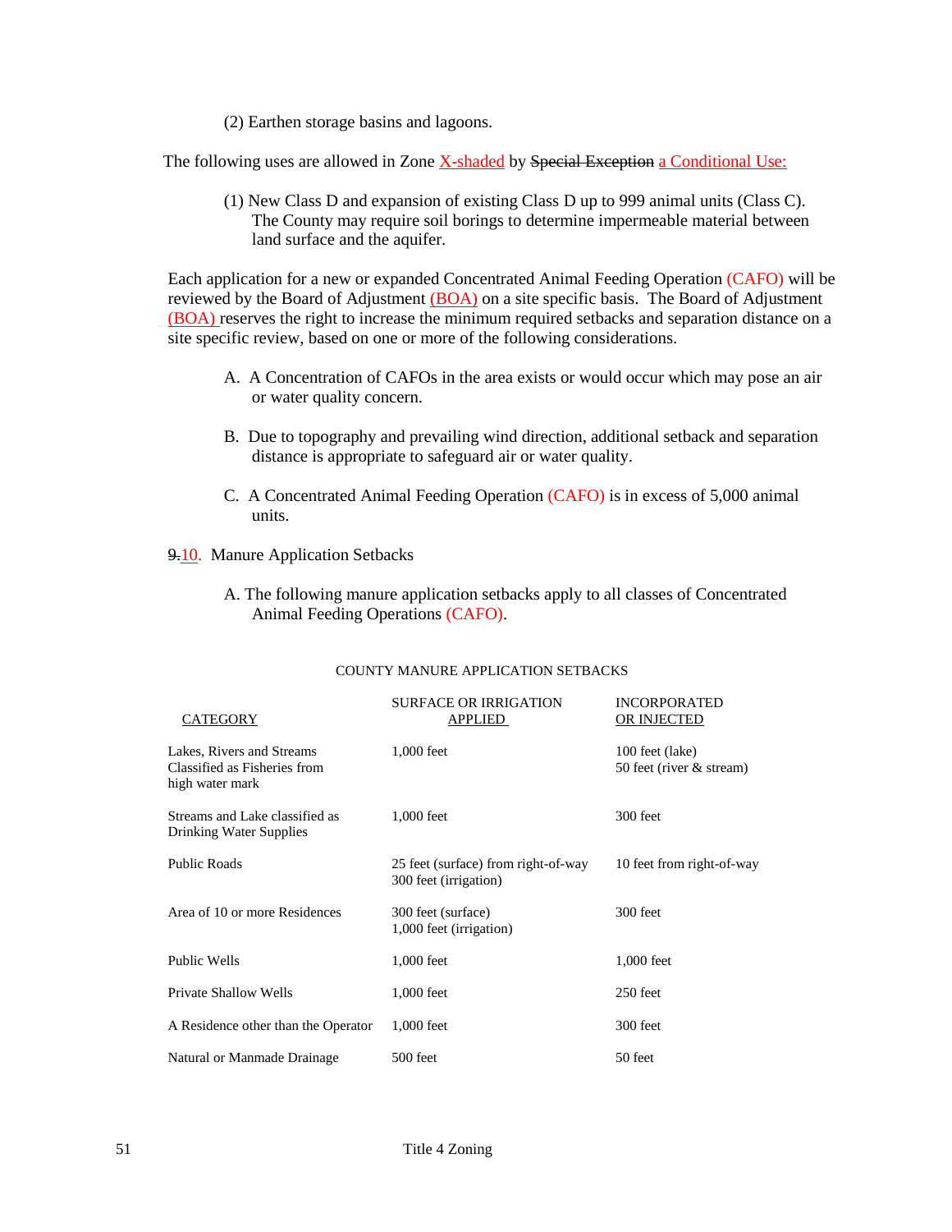(2) Earthen storage basins and lagoons.

The following uses are allowed in Zone X-shaded by ~~Special Exception~~ a Conditional Use:

(1) New Class D and expansion of existing Class D up to 999 animal units (Class C). The County may require soil borings to determine impermeable material between land surface and the aquifer.

Each application for a new or expanded Concentrated Animal Feeding Operation (CAFO) will be reviewed by the Board of Adjustment (BOA) on a site specific basis. The Board of Adjustment (BOA) reserves the right to increase the minimum required setbacks and separation distance on a site specific review, based on one or more of the following considerations.

A. A Concentration of CAFOs in the area exists or would occur which may pose an air or water quality concern.

B. Due to topography and prevailing wind direction, additional setback and separation distance is appropriate to safeguard air or water quality.

C. A Concentrated Animal Feeding Operation (CAFO) is in excess of 5,000 animal units.

~~9.~~10. Manure Application Setbacks

A. The following manure application setbacks apply to all classes of Concentrated Animal Feeding Operations (CAFO).

COUNTY MANURE APPLICATION SETBACKS

| CATEGORY | SURFACE OR IRRIGATION APPLIED | INCORPORATED OR INJECTED |
|---|---|---|
| Lakes, Rivers and Streams Classified as Fisheries from high water mark | 1,000 feet | 100 feet (lake)<br>50 feet (river & stream) |
| Streams and Lake classified as Drinking Water Supplies | 1,000 feet | 300 feet |
| Public Roads | 25 feet (surface) from right-of-way<br>300 feet (irrigation) | 10 feet from right-of-way |
| Area of 10 or more Residences | 300 feet (surface)<br>1,000 feet (irrigation) | 300 feet |
| Public Wells | 1,000 feet | 1,000 feet |
| Private Shallow Wells | 1,000 feet | 250 feet |
| A Residence other than the Operator | 1,000 feet | 300 feet |
| Natural or Manmade Drainage | 500 feet | 50 feet |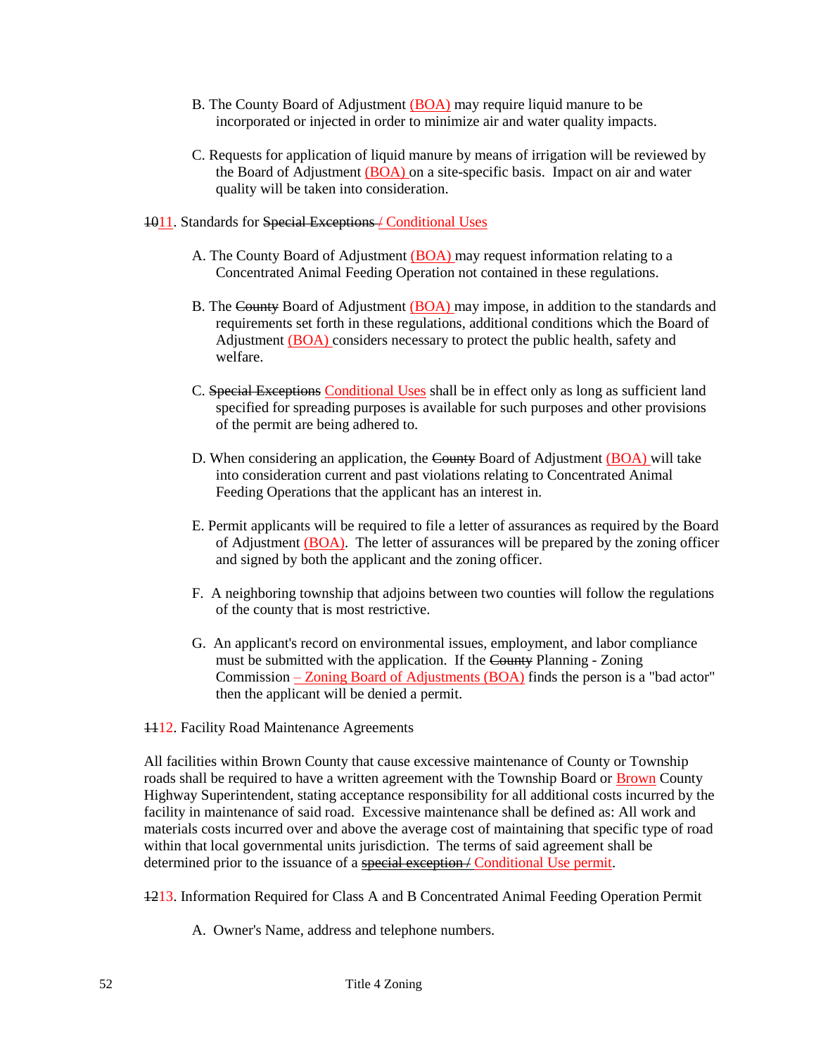B. The County Board of Adjustment (BOA) may require liquid manure to be incorporated or injected in order to minimize air and water quality impacts.

C. Requests for application of liquid manure by means of irrigation will be reviewed by the Board of Adjustment (BOA) on a site-specific basis. Impact on air and water quality will be taken into consideration.

~~10~~11. Standards for ~~Special Exceptions~~ / Conditional Uses

A. The County Board of Adjustment (BOA) may request information relating to a Concentrated Animal Feeding Operation not contained in these regulations.

B. The ~~County~~ Board of Adjustment (BOA) may impose, in addition to the standards and requirements set forth in these regulations, additional conditions which the Board of Adjustment (BOA) considers necessary to protect the public health, safety and welfare.

C. ~~Special Exceptions~~ Conditional Uses shall be in effect only as long as sufficient land specified for spreading purposes is available for such purposes and other provisions of the permit are being adhered to.

D. When considering an application, the ~~County~~ Board of Adjustment (BOA) will take into consideration current and past violations relating to Concentrated Animal Feeding Operations that the applicant has an interest in.

E. Permit applicants will be required to file a letter of assurances as required by the Board of Adjustment (BOA). The letter of assurances will be prepared by the zoning officer and signed by both the applicant and the zoning officer.

F. A neighboring township that adjoins between two counties will follow the regulations of the county that is most restrictive.

G. An applicant's record on environmental issues, employment, and labor compliance must be submitted with the application. If the ~~County~~ Planning - Zoning Commission – Zoning Board of Adjustments (BOA) finds the person is a "bad actor" then the applicant will be denied a permit.

~~11~~12. Facility Road Maintenance Agreements

All facilities within Brown County that cause excessive maintenance of County or Township roads shall be required to have a written agreement with the Township Board or Brown County Highway Superintendent, stating acceptance responsibility for all additional costs incurred by the facility in maintenance of said road. Excessive maintenance shall be defined as: All work and materials costs incurred over and above the average cost of maintaining that specific type of road within that local governmental units jurisdiction. The terms of said agreement shall be determined prior to the issuance of a ~~special exception~~ / Conditional Use permit.

~~12~~13. Information Required for Class A and B Concentrated Animal Feeding Operation Permit

A. Owner's Name, address and telephone numbers.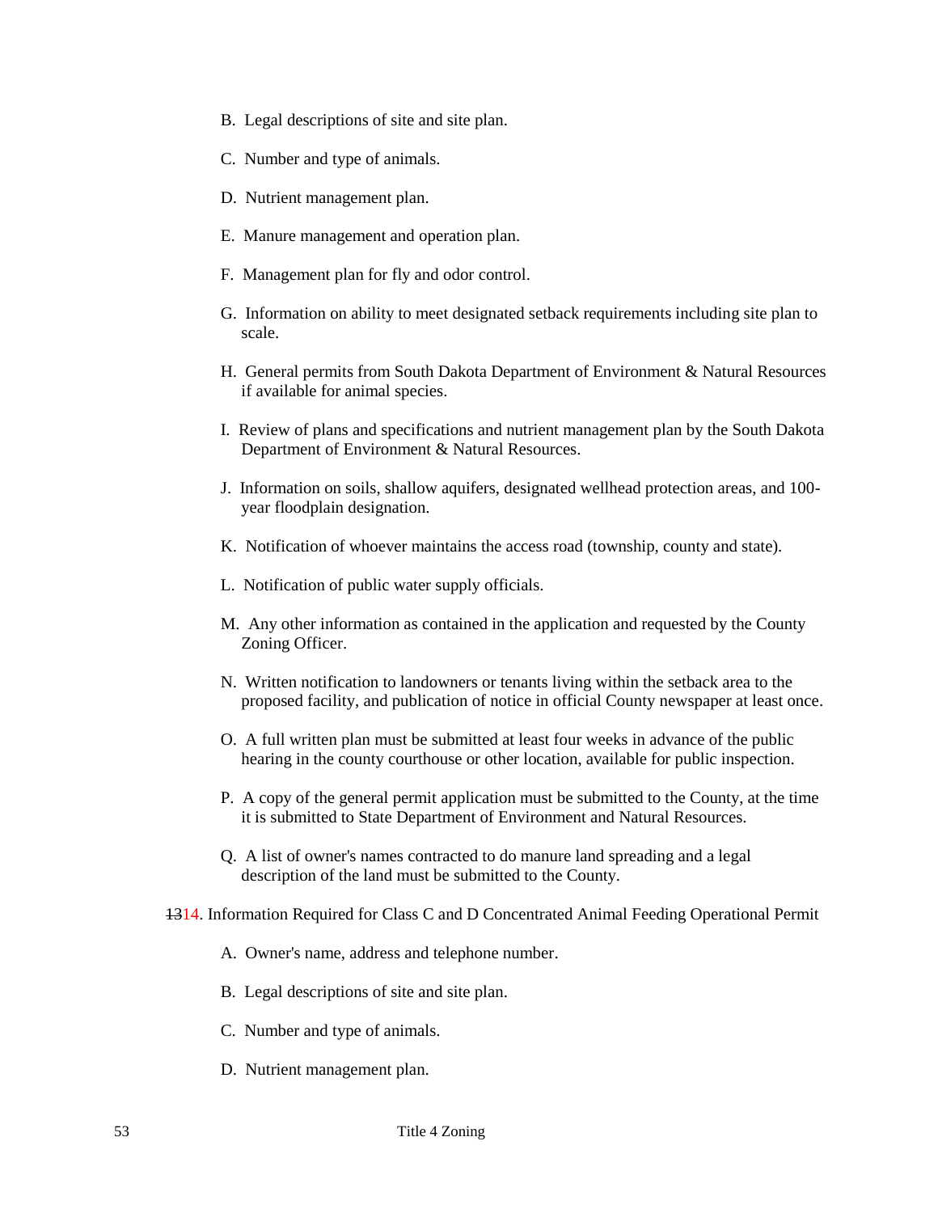B. Legal descriptions of site and site plan.

C. Number and type of animals.

D. Nutrient management plan.

E. Manure management and operation plan.

F. Management plan for fly and odor control.

G. Information on ability to meet designated setback requirements including site plan to scale.

H. General permits from South Dakota Department of Environment & Natural Resources if available for animal species.

I. Review of plans and specifications and nutrient management plan by the South Dakota Department of Environment & Natural Resources.

J. Information on soils, shallow aquifers, designated wellhead protection areas, and 100-year floodplain designation.

K. Notification of whoever maintains the access road (township, county and state).

L. Notification of public water supply officials.

M. Any other information as contained in the application and requested by the County Zoning Officer.

N. Written notification to landowners or tenants living within the setback area to the proposed facility, and publication of notice in official County newspaper at least once.

O. A full written plan must be submitted at least four weeks in advance of the public hearing in the county courthouse or other location, available for public inspection.

P. A copy of the general permit application must be submitted to the County, at the time it is submitted to State Department of Environment and Natural Resources.

Q. A list of owner's names contracted to do manure land spreading and a legal description of the land must be submitted to the County.

~~13~~14. Information Required for Class C and D Concentrated Animal Feeding Operational Permit

A. Owner's name, address and telephone number.

B. Legal descriptions of site and site plan.

C. Number and type of animals.

D. Nutrient management plan.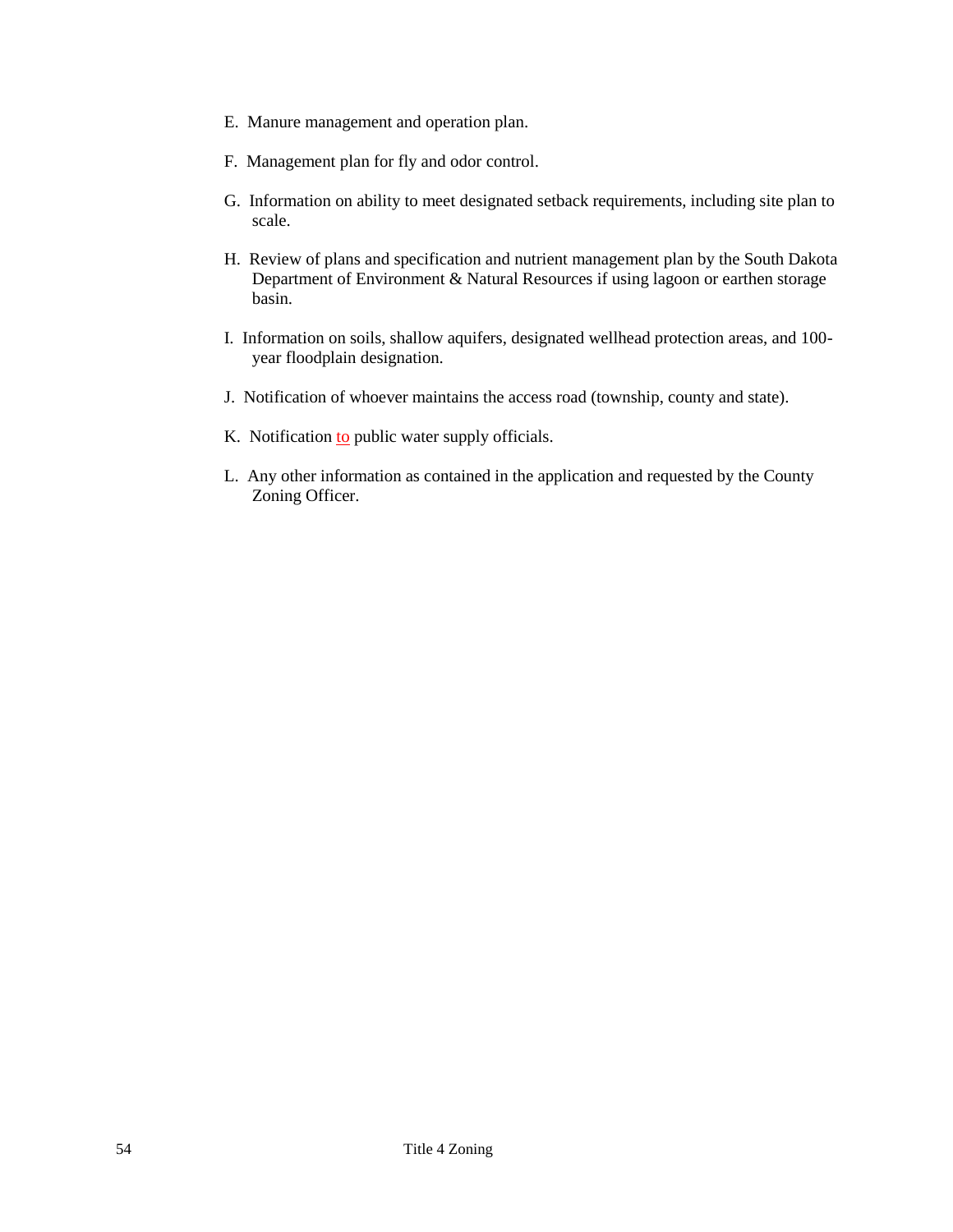E. Manure management and operation plan.

F. Management plan for fly and odor control.

G. Information on ability to meet designated setback requirements, including site plan to scale.

H. Review of plans and specification and nutrient management plan by the South Dakota Department of Environment & Natural Resources if using lagoon or earthen storage basin.

I. Information on soils, shallow aquifers, designated wellhead protection areas, and 100-year floodplain designation.

J. Notification of whoever maintains the access road (township, county and state).

K. Notification to public water supply officials.

L. Any other information as contained in the application and requested by the County Zoning Officer.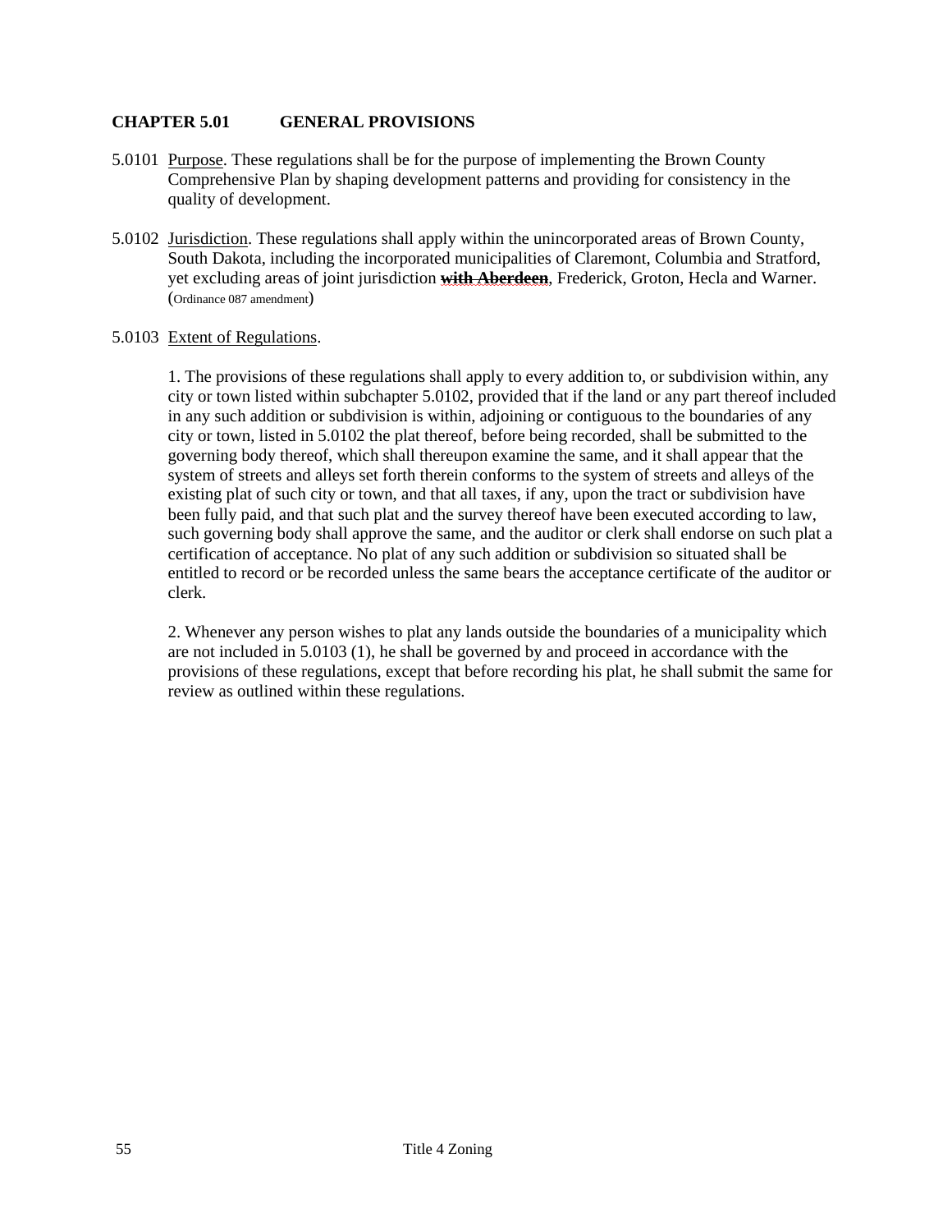## CHAPTER 5.01 GENERAL PROVISIONS

5.0101 Purpose. These regulations shall be for the purpose of implementing the Brown County Comprehensive Plan by shaping development patterns and providing for consistency in the quality of development.

5.0102 Jurisdiction. These regulations shall apply within the unincorporated areas of Brown County, South Dakota, including the incorporated municipalities of Claremont, Columbia and Stratford, yet excluding areas of joint jurisdiction ~~**with Aberdeen**~~, Frederick, Groton, Hecla and Warner. (Ordinance 087 amendment)

5.0103 Extent of Regulations.

1. The provisions of these regulations shall apply to every addition to, or subdivision within, any city or town listed within subchapter 5.0102, provided that if the land or any part thereof included in any such addition or subdivision is within, adjoining or contiguous to the boundaries of any city or town, listed in 5.0102 the plat thereof, before being recorded, shall be submitted to the governing body thereof, which shall thereupon examine the same, and it shall appear that the system of streets and alleys set forth therein conforms to the system of streets and alleys of the existing plat of such city or town, and that all taxes, if any, upon the tract or subdivision have been fully paid, and that such plat and the survey thereof have been executed according to law, such governing body shall approve the same, and the auditor or clerk shall endorse on such plat a certification of acceptance. No plat of any such addition or subdivision so situated shall be entitled to record or be recorded unless the same bears the acceptance certificate of the auditor or clerk.

2. Whenever any person wishes to plat any lands outside the boundaries of a municipality which are not included in 5.0103 (1), he shall be governed by and proceed in accordance with the provisions of these regulations, except that before recording his plat, he shall submit the same for review as outlined within these regulations.